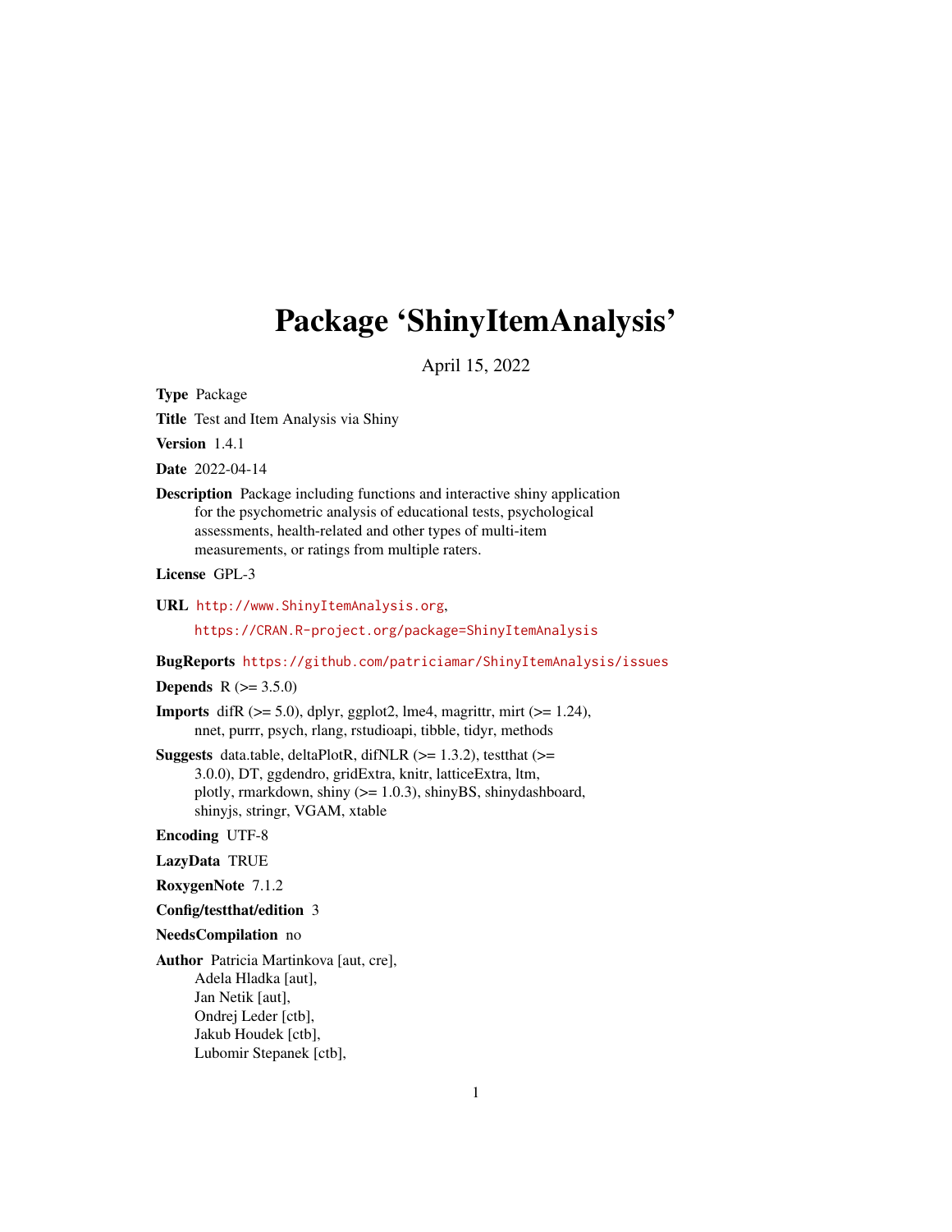# Package 'ShinyItemAnalysis'

April 15, 2022

**Type** Package

**Title** Test and Item Analysis via Shiny

**Version** 1.4.1

**Date** 2022-04-14

**Description** Package including functions and interactive shiny application for the psychometric analysis of educational tests, psychological assessments, health-related and other types of multi-item measurements, or ratings from multiple raters.

**License** GPL-3

**URL** http://www.ShinyItemAnalysis.org,
https://CRAN.R-project.org/package=ShinyItemAnalysis

**BugReports** https://github.com/patriciamar/ShinyItemAnalysis/issues

**Depends** R (>= 3.5.0)

**Imports** difR (>= 5.0), dplyr, ggplot2, lme4, magrittr, mirt (>= 1.24), nnet, purrr, psych, rlang, rstudioapi, tibble, tidyr, methods

**Suggests** data.table, deltaPlotR, difNLR (>= 1.3.2), testthat (>= 3.0.0), DT, ggdendro, gridExtra, knitr, latticeExtra, ltm, plotly, rmarkdown, shiny (>= 1.0.3), shinyBS, shinydashboard, shinyjs, stringr, VGAM, xtable

**Encoding** UTF-8

**LazyData** TRUE

**RoxygenNote** 7.1.2

**Config/testthat/edition** 3

**NeedsCompilation** no

**Author** Patricia Martinkova [aut, cre],
Adela Hladka [aut],
Jan Netik [aut],
Ondrej Leder [ctb],
Jakub Houdek [ctb],
Lubomir Stepanek [ctb],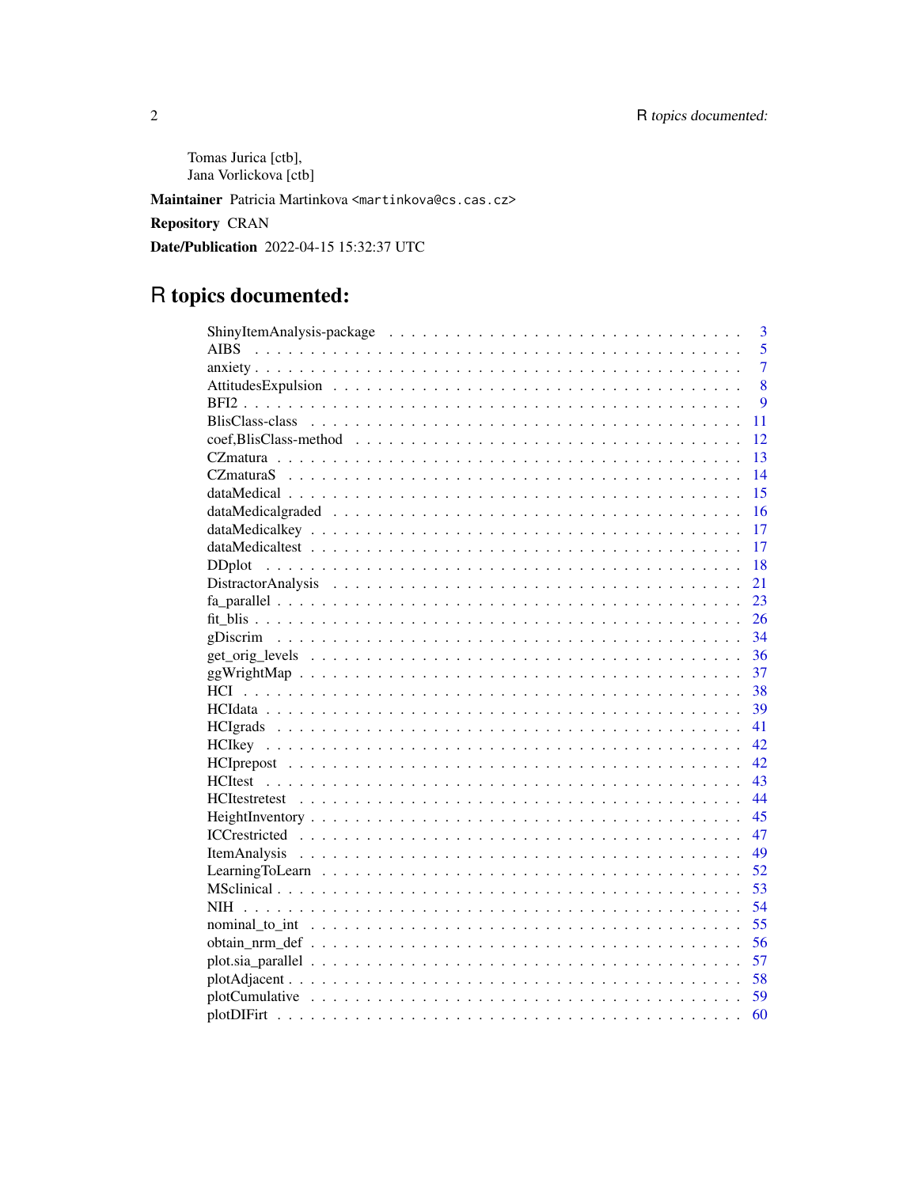Tomas Jurica [ctb],
Jana Vorlickova [ctb]

**Maintainer** Patricia Martinkova <martinkova@cs.cas.cz>

**Repository** CRAN

**Date/Publication** 2022-04-15 15:32:37 UTC

# R topics documented:

| | |
|---|---|
| ShinyItemAnalysis-package | 3 |
| AIBS | 5 |
| anxiety | 7 |
| AttitudesExpulsion | 8 |
| BFI2 | 9 |
| BlisClass-class | 11 |
| coef,BlisClass-method | 12 |
| CZmatura | 13 |
| CZmaturaS | 14 |
| dataMedical | 15 |
| dataMedicalgraded | 16 |
| dataMedicalkey | 17 |
| dataMedicaltest | 17 |
| DDplot | 18 |
| DistractorAnalysis | 21 |
| fa_parallel | 23 |
| fit_blis | 26 |
| gDiscrim | 34 |
| get_orig_levels | 36 |
| ggWrightMap | 37 |
| HCI | 38 |
| HCIdata | 39 |
| HCIgrads | 41 |
| HCIkey | 42 |
| HCIprepost | 42 |
| HCItest | 43 |
| HCItestretest | 44 |
| HeightInventory | 45 |
| ICCrestricted | 47 |
| ItemAnalysis | 49 |
| LearningToLearn | 52 |
| MSclinical | 53 |
| NIH | 54 |
| nominal_to_int | 55 |
| obtain_nrm_def | 56 |
| plot.sia_parallel | 57 |
| plotAdjacent | 58 |
| plotCumulative | 59 |
| plotDIFirt | 60 |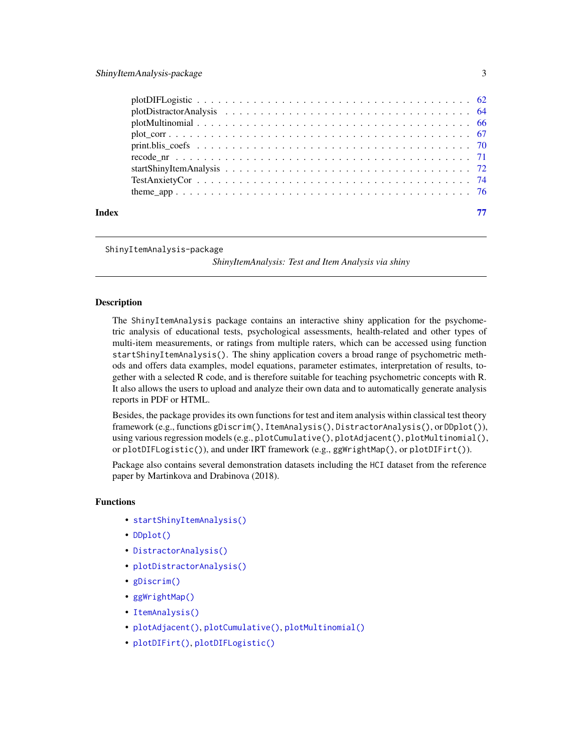plotDIFLogistic . . . . . . . . . . . . . . . . . . . . . . . . . . . . . . . . . . . . 62
plotDistractorAnalysis . . . . . . . . . . . . . . . . . . . . . . . . . . . . . . . . . 64
plotMultinomial . . . . . . . . . . . . . . . . . . . . . . . . . . . . . . . . . . . . 66
plot_corr . . . . . . . . . . . . . . . . . . . . . . . . . . . . . . . . . . . . . . . 67
print.blis_coefs . . . . . . . . . . . . . . . . . . . . . . . . . . . . . . . . . . . 70
recode_nr . . . . . . . . . . . . . . . . . . . . . . . . . . . . . . . . . . . . . . . 71
startShinyItemAnalysis . . . . . . . . . . . . . . . . . . . . . . . . . . . . . . . . 72
TestAnxietyCor . . . . . . . . . . . . . . . . . . . . . . . . . . . . . . . . . . . . 74
theme_app . . . . . . . . . . . . . . . . . . . . . . . . . . . . . . . . . . . . . . . 76

**Index** 77

---

`ShinyItemAnalysis-package` *ShinyItemAnalysis: Test and Item Analysis via shiny*

---

## Description

The `ShinyItemAnalysis` package contains an interactive shiny application for the psychometric analysis of educational tests, psychological assessments, health-related and other types of multi-item measurements, or ratings from multiple raters, which can be accessed using function `startShinyItemAnalysis()`. The shiny application covers a broad range of psychometric methods and offers data examples, model equations, parameter estimates, interpretation of results, together with a selected R code, and is therefore suitable for teaching psychometric concepts with R. It also allows the users to upload and analyze their own data and to automatically generate analysis reports in PDF or HTML.

Besides, the package provides its own functions for test and item analysis within classical test theory framework (e.g., functions `gDiscrim()`, `ItemAnalysis()`, `DistractorAnalysis()`, or `DDplot()`), using various regression models (e.g., `plotCumulative()`, `plotAdjacent()`, `plotMultinomial()`, or `plotDIFLogistic()`), and under IRT framework (e.g., `ggWrightMap()`, or `plotDIFirt()`).

Package also contains several demonstration datasets including the `HCI` dataset from the reference paper by Martinkova and Drabinova (2018).

## Functions

- `startShinyItemAnalysis()`
- `DDplot()`
- `DistractorAnalysis()`
- `plotDistractorAnalysis()`
- `gDiscrim()`
- `ggWrightMap()`
- `ItemAnalysis()`
- `plotAdjacent()`, `plotCumulative()`, `plotMultinomial()`
- `plotDIFirt()`, `plotDIFLogistic()`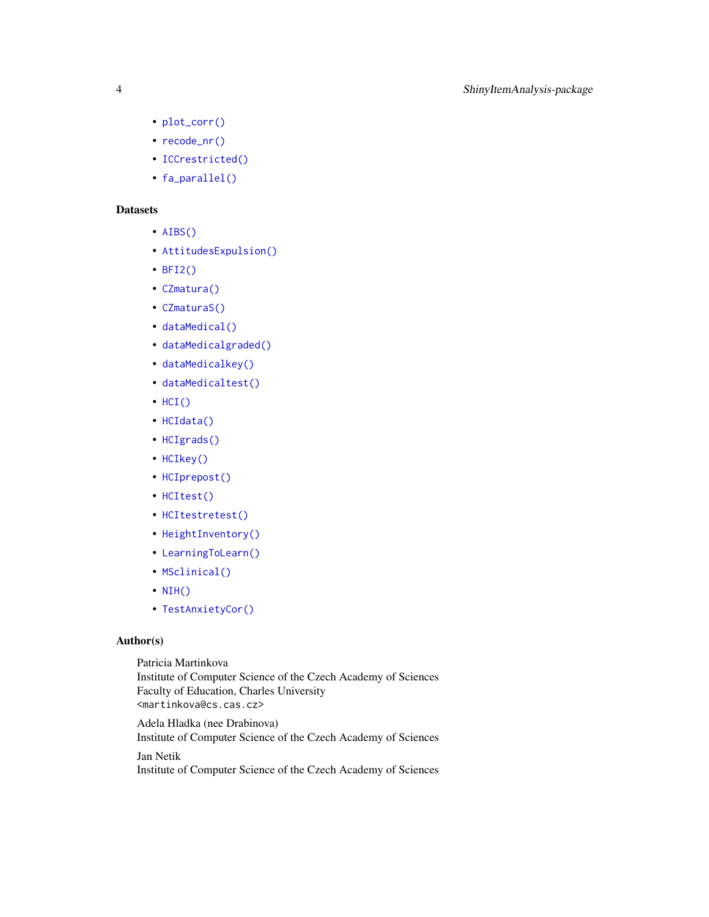- `plot_corr()`
- `recode_nr()`
- `ICCrestricted()`
- `fa_parallel()`

### Datasets

- `AIBS()`
- `AttitudesExpulsion()`
- `BFI2()`
- `CZmatura()`
- `CZmaturaS()`
- `dataMedical()`
- `dataMedicalgraded()`
- `dataMedicalkey()`
- `dataMedicaltest()`
- `HCI()`
- `HCIdata()`
- `HCIgrads()`
- `HCIkey()`
- `HCIprepost()`
- `HCItest()`
- `HCItestretest()`
- `HeightInventory()`
- `LearningToLearn()`
- `MSclinical()`
- `NIH()`
- `TestAnxietyCor()`

### Author(s)

Patricia Martinkova
Institute of Computer Science of the Czech Academy of Sciences
Faculty of Education, Charles University
`<martinkova@cs.cas.cz>`

Adela Hladka (nee Drabinova)
Institute of Computer Science of the Czech Academy of Sciences

Jan Netik
Institute of Computer Science of the Czech Academy of Sciences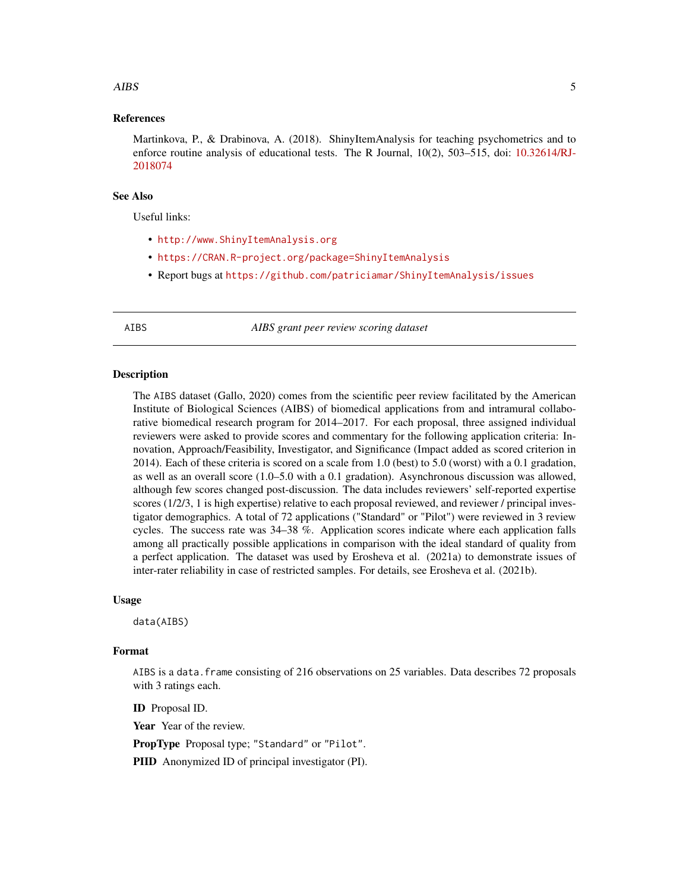### References

Martinkova, P., & Drabinova, A. (2018). ShinyItemAnalysis for teaching psychometrics and to enforce routine analysis of educational tests. The R Journal, 10(2), 503–515, doi: 10.32614/RJ-2018074

### See Also

Useful links:

- http://www.ShinyItemAnalysis.org
- https://CRAN.R-project.org/package=ShinyItemAnalysis
- Report bugs at https://github.com/patriciamar/ShinyItemAnalysis/issues

---

## AIBS — *AIBS grant peer review scoring dataset*

### Description

The AIBS dataset (Gallo, 2020) comes from the scientific peer review facilitated by the American Institute of Biological Sciences (AIBS) of biomedical applications from and intramural collaborative biomedical research program for 2014–2017. For each proposal, three assigned individual reviewers were asked to provide scores and commentary for the following application criteria: Innovation, Approach/Feasibility, Investigator, and Significance (Impact added as scored criterion in 2014). Each of these criteria is scored on a scale from 1.0 (best) to 5.0 (worst) with a 0.1 gradation, as well as an overall score (1.0–5.0 with a 0.1 gradation). Asynchronous discussion was allowed, although few scores changed post-discussion. The data includes reviewers' self-reported expertise scores (1/2/3, 1 is high expertise) relative to each proposal reviewed, and reviewer / principal investigator demographics. A total of 72 applications ("Standard" or "Pilot") were reviewed in 3 review cycles. The success rate was 34–38 %. Application scores indicate where each application falls among all practically possible applications in comparison with the ideal standard of quality from a perfect application. The dataset was used by Erosheva et al. (2021a) to demonstrate issues of inter-rater reliability in case of restricted samples. For details, see Erosheva et al. (2021b).

### Usage

```
data(AIBS)
```

### Format

AIBS is a `data.frame` consisting of 216 observations on 25 variables. Data describes 72 proposals with 3 ratings each.

**ID** Proposal ID.

**Year** Year of the review.

**PropType** Proposal type; "Standard" or "Pilot".

**PIID** Anonymized ID of principal investigator (PI).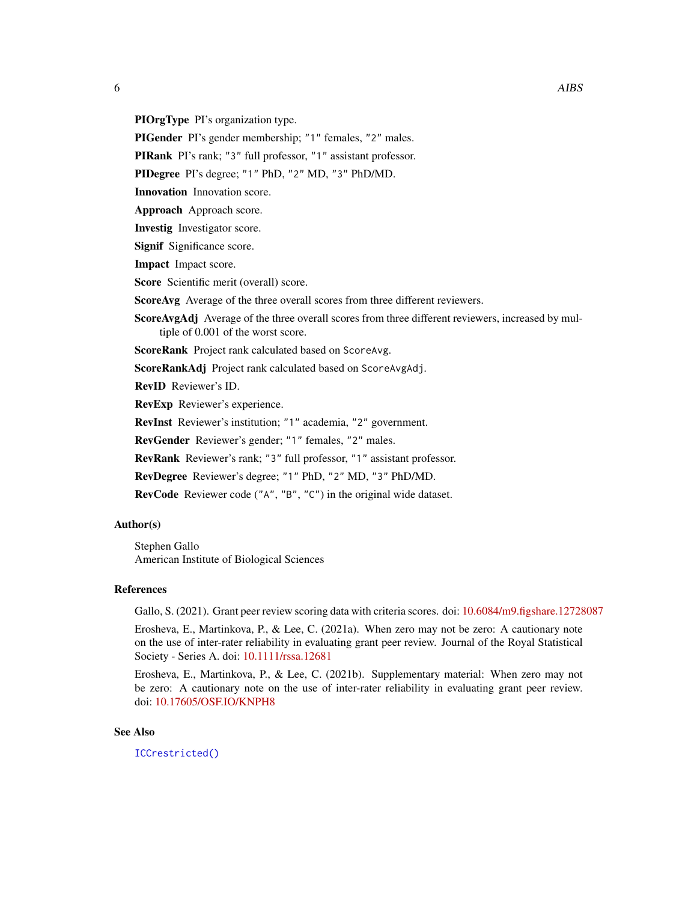**PIOrgType** PI's organization type.

**PIGender** PI's gender membership; "1" females, "2" males.

**PIRank** PI's rank; "3" full professor, "1" assistant professor.

**PIDegree** PI's degree; "1" PhD, "2" MD, "3" PhD/MD.

**Innovation** Innovation score.

**Approach** Approach score.

**Investig** Investigator score.

**Signif** Significance score.

**Impact** Impact score.

**Score** Scientific merit (overall) score.

**ScoreAvg** Average of the three overall scores from three different reviewers.

**ScoreAvgAdj** Average of the three overall scores from three different reviewers, increased by multiple of 0.001 of the worst score.

**ScoreRank** Project rank calculated based on `ScoreAvg`.

**ScoreRankAdj** Project rank calculated based on `ScoreAvgAdj`.

**RevID** Reviewer's ID.

**RevExp** Reviewer's experience.

**RevInst** Reviewer's institution; "1" academia, "2" government.

**RevGender** Reviewer's gender; "1" females, "2" males.

**RevRank** Reviewer's rank; "3" full professor, "1" assistant professor.

**RevDegree** Reviewer's degree; "1" PhD, "2" MD, "3" PhD/MD.

**RevCode** Reviewer code ("A", "B", "C") in the original wide dataset.

### Author(s)

Stephen Gallo
American Institute of Biological Sciences

### References

Gallo, S. (2021). Grant peer review scoring data with criteria scores. doi: 10.6084/m9.figshare.12728087

Erosheva, E., Martinkova, P., & Lee, C. (2021a). When zero may not be zero: A cautionary note on the use of inter-rater reliability in evaluating grant peer review. Journal of the Royal Statistical Society - Series A. doi: 10.1111/rssa.12681

Erosheva, E., Martinkova, P., & Lee, C. (2021b). Supplementary material: When zero may not be zero: A cautionary note on the use of inter-rater reliability in evaluating grant peer review. doi: 10.17605/OSF.IO/KNPH8

### See Also

`ICCrestricted()`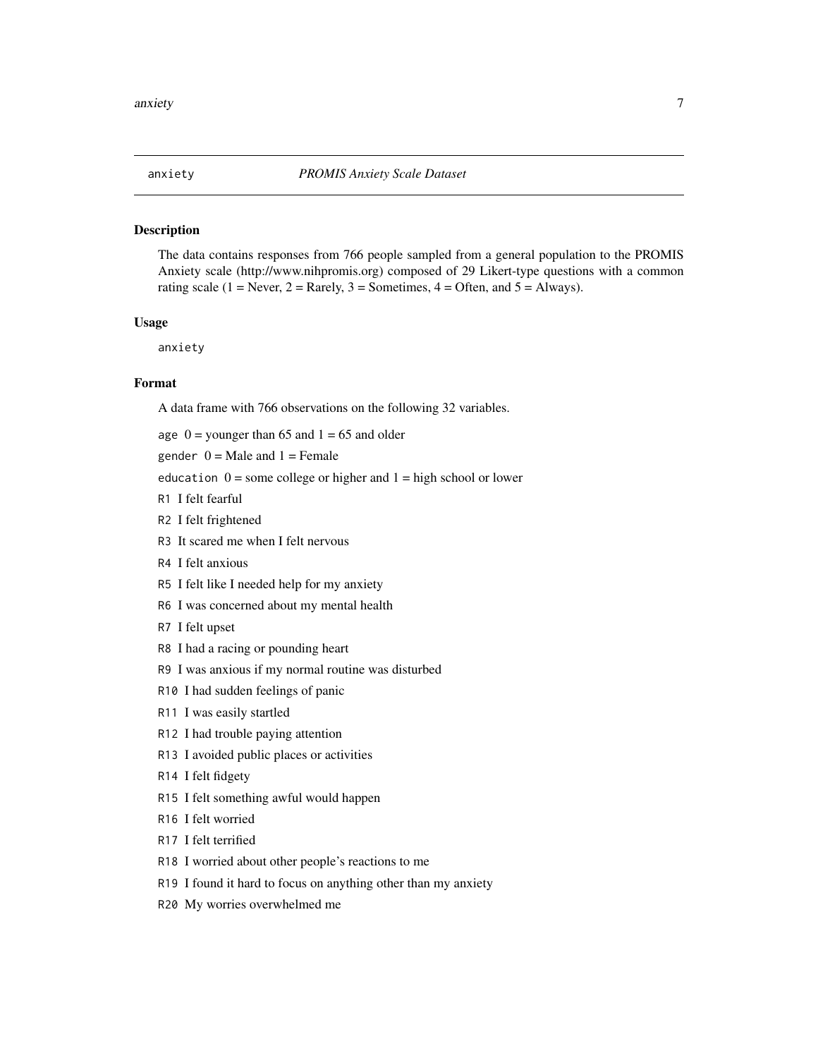anxiety *PROMIS Anxiety Scale Dataset*

### Description

The data contains responses from 766 people sampled from a general population to the PROMIS Anxiety scale (http://www.nihpromis.org) composed of 29 Likert-type questions with a common rating scale (1 = Never, 2 = Rarely, 3 = Sometimes, 4 = Often, and 5 = Always).

### Usage

```
anxiety
```

### Format

A data frame with 766 observations on the following 32 variables.

`age` 0 = younger than 65 and 1 = 65 and older

`gender` 0 = Male and 1 = Female

`education` 0 = some college or higher and 1 = high school or lower

`R1` I felt fearful

`R2` I felt frightened

`R3` It scared me when I felt nervous

`R4` I felt anxious

`R5` I felt like I needed help for my anxiety

`R6` I was concerned about my mental health

`R7` I felt upset

`R8` I had a racing or pounding heart

`R9` I was anxious if my normal routine was disturbed

`R10` I had sudden feelings of panic

`R11` I was easily startled

`R12` I had trouble paying attention

`R13` I avoided public places or activities

`R14` I felt fidgety

`R15` I felt something awful would happen

`R16` I felt worried

`R17` I felt terrified

`R18` I worried about other people's reactions to me

`R19` I found it hard to focus on anything other than my anxiety

`R20` My worries overwhelmed me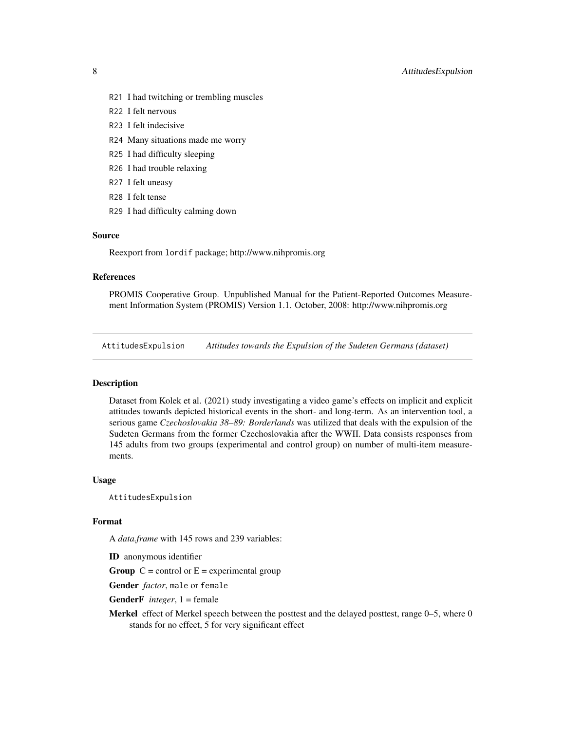R21 I had twitching or trembling muscles

R22 I felt nervous

R23 I felt indecisive

R24 Many situations made me worry

R25 I had difficulty sleeping

R26 I had trouble relaxing

R27 I felt uneasy

R28 I felt tense

R29 I had difficulty calming down

### Source

Reexport from `lordif` package; http://www.nihpromis.org

### References

PROMIS Cooperative Group. Unpublished Manual for the Patient-Reported Outcomes Measurement Information System (PROMIS) Version 1.1. October, 2008: http://www.nihpromis.org

---

## AttitudesExpulsion *Attitudes towards the Expulsion of the Sudeten Germans (dataset)*

---

### Description

Dataset from Kolek et al. (2021) study investigating a video game's effects on implicit and explicit attitudes towards depicted historical events in the short- and long-term. As an intervention tool, a serious game *Czechoslovakia 38–89: Borderlands* was utilized that deals with the expulsion of the Sudeten Germans from the former Czechoslovakia after the WWII. Data consists responses from 145 adults from two groups (experimental and control group) on number of multi-item measurements.

### Usage

```
AttitudesExpulsion
```

### Format

A *data.frame* with 145 rows and 239 variables:

**ID** anonymous identifier

**Group** C = control or E = experimental group

**Gender** *factor*, `male` or `female`

**GenderF** *integer*, 1 = female

**Merkel** effect of Merkel speech between the posttest and the delayed posttest, range 0–5, where 0 stands for no effect, 5 for very significant effect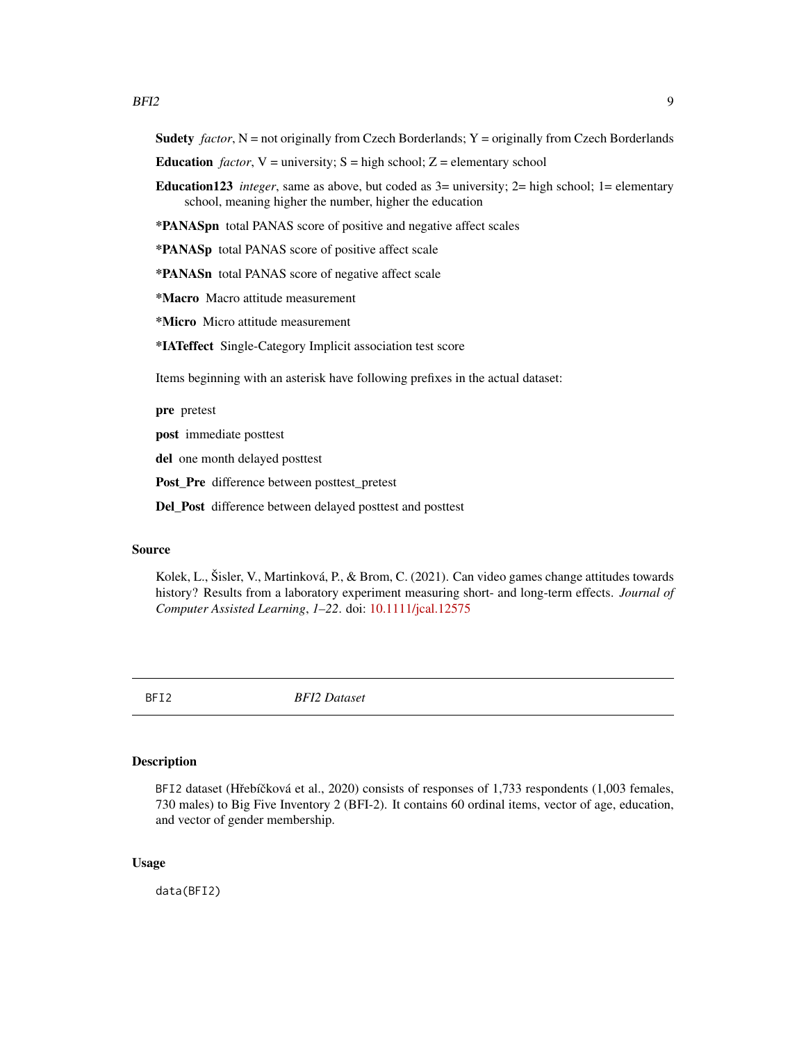**Sudety** *factor*, N = not originally from Czech Borderlands; Y = originally from Czech Borderlands

**Education** *factor*, V = university; S = high school; Z = elementary school

**Education123** *integer*, same as above, but coded as 3= university; 2= high school; 1= elementary school, meaning higher the number, higher the education

***PANASpn** total PANAS score of positive and negative affect scales

***PANASp** total PANAS score of positive affect scale

***PANASn** total PANAS score of negative affect scale

***Macro** Macro attitude measurement

***Micro** Micro attitude measurement

***IATeffect** Single-Category Implicit association test score

Items beginning with an asterisk have following prefixes in the actual dataset:

**pre** pretest

**post** immediate posttest

**del** one month delayed posttest

**Post_Pre** difference between posttest_pretest

**Del_Post** difference between delayed posttest and posttest

### Source

Kolek, L., Šisler, V., Martinková, P., & Brom, C. (2021). Can video games change attitudes towards history? Results from a laboratory experiment measuring short- and long-term effects. *Journal of Computer Assisted Learning*, *1–22*. doi: 10.1111/jcal.12575

---

## BFI2 — *BFI2 Dataset*

### Description

BFI2 dataset (Hřebíčková et al., 2020) consists of responses of 1,733 respondents (1,003 females, 730 males) to Big Five Inventory 2 (BFI-2). It contains 60 ordinal items, vector of age, education, and vector of gender membership.

### Usage

```
data(BFI2)
```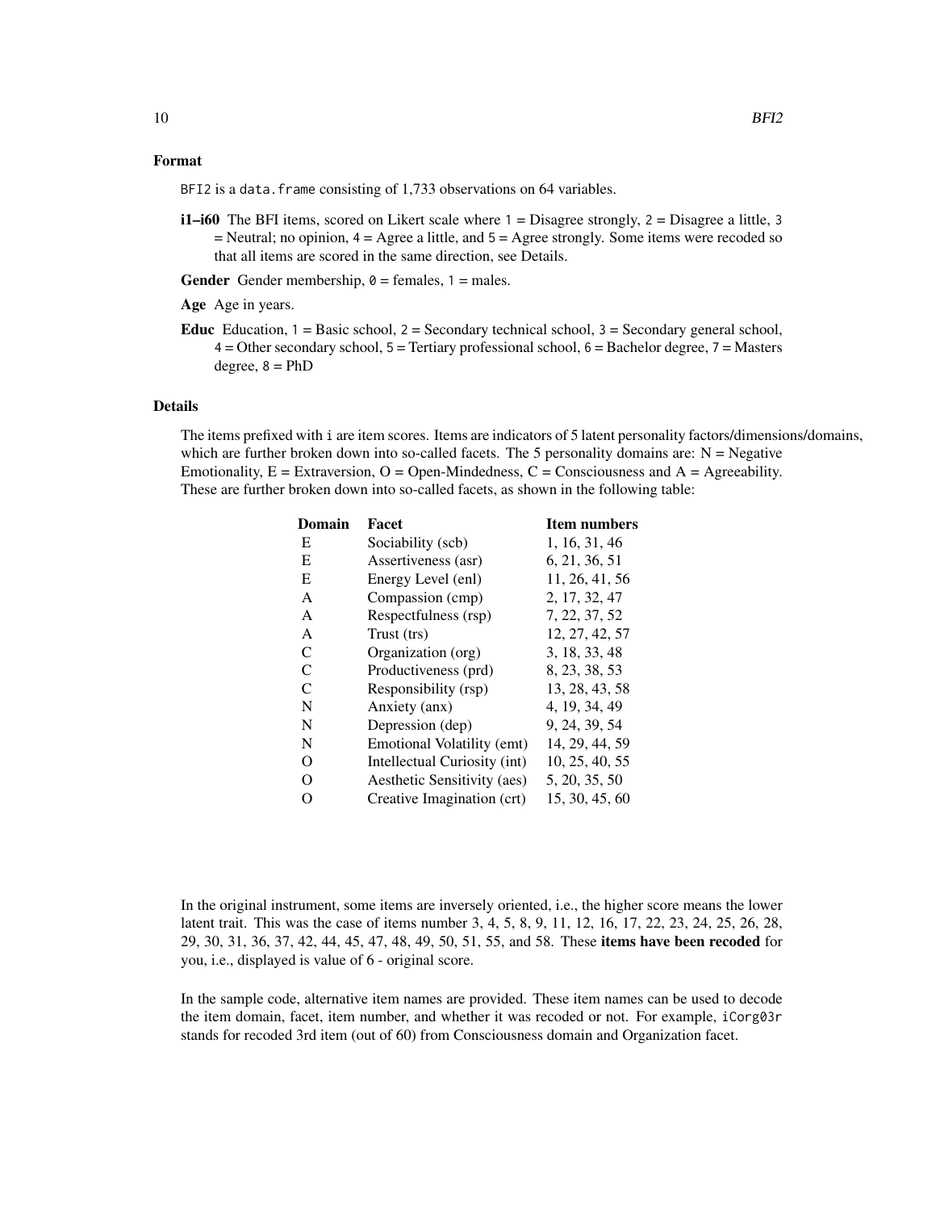### Format

`BFI2` is a `data.frame` consisting of 1,733 observations on 64 variables.

**i1–i60** The BFI items, scored on Likert scale where `1` = Disagree strongly, `2` = Disagree a little, `3` = Neutral; no opinion, `4` = Agree a little, and `5` = Agree strongly. Some items were recoded so that all items are scored in the same direction, see Details.

**Gender** Gender membership, `0` = females, `1` = males.

**Age** Age in years.

**Educ** Education, `1` = Basic school, `2` = Secondary technical school, `3` = Secondary general school, `4` = Other secondary school, `5` = Tertiary professional school, `6` = Bachelor degree, `7` = Masters degree, `8` = PhD

### Details

The items prefixed with `i` are item scores. Items are indicators of 5 latent personality factors/dimensions/domains, which are further broken down into so-called facets. The 5 personality domains are: N = Negative Emotionality, E = Extraversion, O = Open-Mindedness, C = Consciousness and A = Agreeability. These are further broken down into so-called facets, as shown in the following table:

| Domain | Facet | Item numbers |
|---|---|---|
| E | Sociability (scb) | 1, 16, 31, 46 |
| E | Assertiveness (asr) | 6, 21, 36, 51 |
| E | Energy Level (enl) | 11, 26, 41, 56 |
| A | Compassion (cmp) | 2, 17, 32, 47 |
| A | Respectfulness (rsp) | 7, 22, 37, 52 |
| A | Trust (trs) | 12, 27, 42, 57 |
| C | Organization (org) | 3, 18, 33, 48 |
| C | Productiveness (prd) | 8, 23, 38, 53 |
| C | Responsibility (rsp) | 13, 28, 43, 58 |
| N | Anxiety (anx) | 4, 19, 34, 49 |
| N | Depression (dep) | 9, 24, 39, 54 |
| N | Emotional Volatility (emt) | 14, 29, 44, 59 |
| O | Intellectual Curiosity (int) | 10, 25, 40, 55 |
| O | Aesthetic Sensitivity (aes) | 5, 20, 35, 50 |
| O | Creative Imagination (crt) | 15, 30, 45, 60 |

In the original instrument, some items are inversely oriented, i.e., the higher score means the lower latent trait. This was the case of items number 3, 4, 5, 8, 9, 11, 12, 16, 17, 22, 23, 24, 25, 26, 28, 29, 30, 31, 36, 37, 42, 44, 45, 47, 48, 49, 50, 51, 55, and 58. These **items have been recoded** for you, i.e., displayed is value of 6 - original score.

In the sample code, alternative item names are provided. These item names can be used to decode the item domain, facet, item number, and whether it was recoded or not. For example, `iCorg03r` stands for recoded 3rd item (out of 60) from Consciousness domain and Organization facet.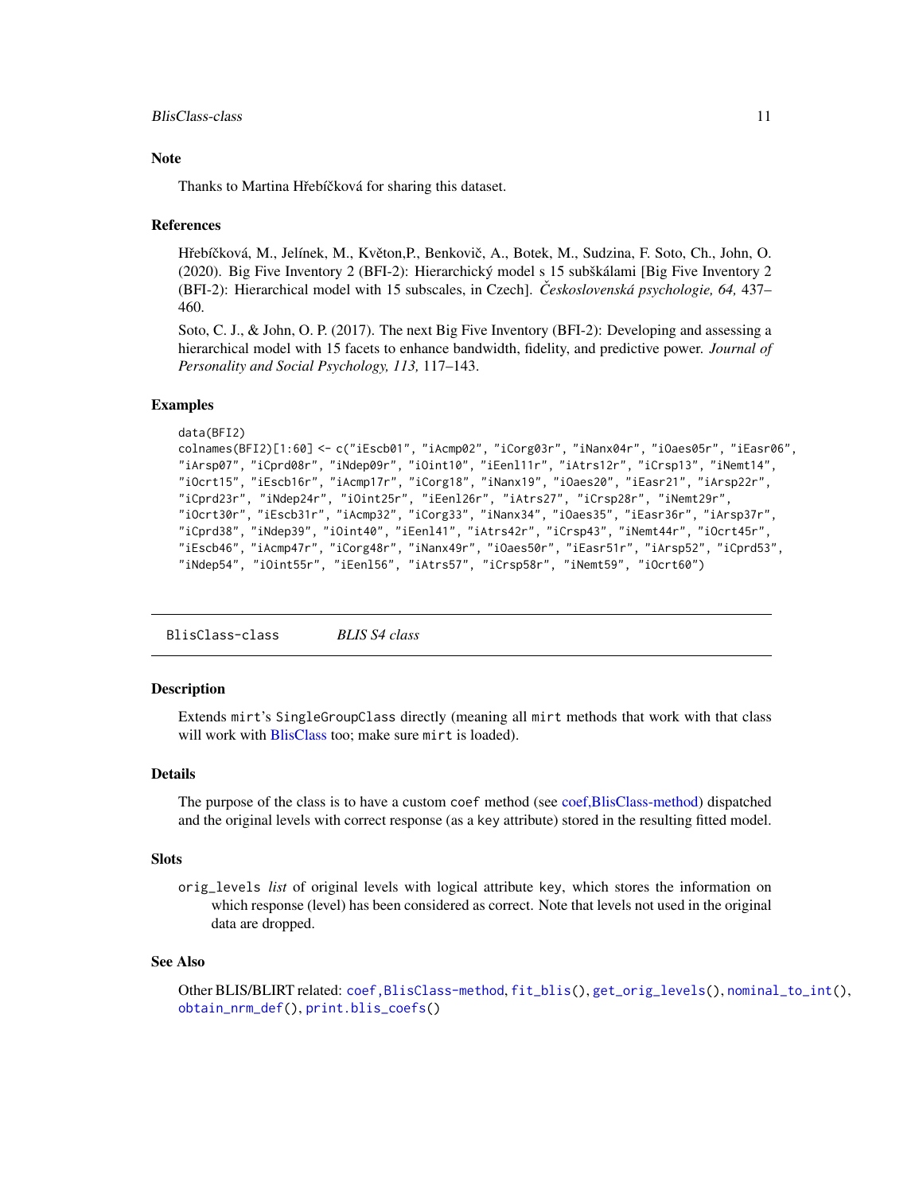### Note

Thanks to Martina Hřebíčková for sharing this dataset.

### References

Hřebíčková, M., Jelínek, M., Květon,P., Benkovič, A., Botek, M., Sudzina, F. Soto, Ch., John, O. (2020). Big Five Inventory 2 (BFI-2): Hierarchický model s 15 subškálami [Big Five Inventory 2 (BFI-2): Hierarchical model with 15 subscales, in Czech]. *Československá psychologie, 64,* 437–460.

Soto, C. J., & John, O. P. (2017). The next Big Five Inventory (BFI-2): Developing and assessing a hierarchical model with 15 facets to enhance bandwidth, fidelity, and predictive power. *Journal of Personality and Social Psychology, 113,* 117–143.

### Examples

```
data(BFI2)
colnames(BFI2)[1:60] <- c("iEscb01", "iAcmp02", "iCorg03r", "iNanx04r", "iOaes05r", "iEasr06",
"iArsp07", "iCprd08r", "iNdep09r", "iOint10", "iEenl11r", "iAtrs12r", "iCrsp13", "iNemt14",
"iOcrt15", "iEscb16r", "iAcmp17r", "iCorg18", "iNanx19", "iOaes20", "iEasr21", "iArsp22r",
"iCprd23r", "iNdep24r", "iOint25r", "iEenl26r", "iAtrs27", "iCrsp28r", "iNemt29r",
"iOcrt30r", "iEscb31r", "iAcmp32", "iCorg33", "iNanx34", "iOaes35", "iEasr36r", "iArsp37r",
"iCprd38", "iNdep39", "iOint40", "iEenl41", "iAtrs42r", "iCrsp43", "iNemt44r", "iOcrt45r",
"iEscb46", "iAcmp47r", "iCorg48r", "iNanx49r", "iOaes50r", "iEasr51r", "iArsp52", "iCprd53",
"iNdep54", "iOint55r", "iEenl56", "iAtrs57", "iCrsp58r", "iNemt59", "iOcrt60")
```

---

## BlisClass-class *BLIS S4 class*

### Description

Extends mirt's SingleGroupClass directly (meaning all mirt methods that work with that class will work with BlisClass too; make sure mirt is loaded).

### Details

The purpose of the class is to have a custom coef method (see coef,BlisClass-method) dispatched and the original levels with correct response (as a key attribute) stored in the resulting fitted model.

### Slots

orig_levels *list* of original levels with logical attribute key, which stores the information on which response (level) has been considered as correct. Note that levels not used in the original data are dropped.

### See Also

Other BLIS/BLIRT related: coef,BlisClass-method, fit_blis(), get_orig_levels(), nominal_to_int(), obtain_nrm_def(), print.blis_coefs()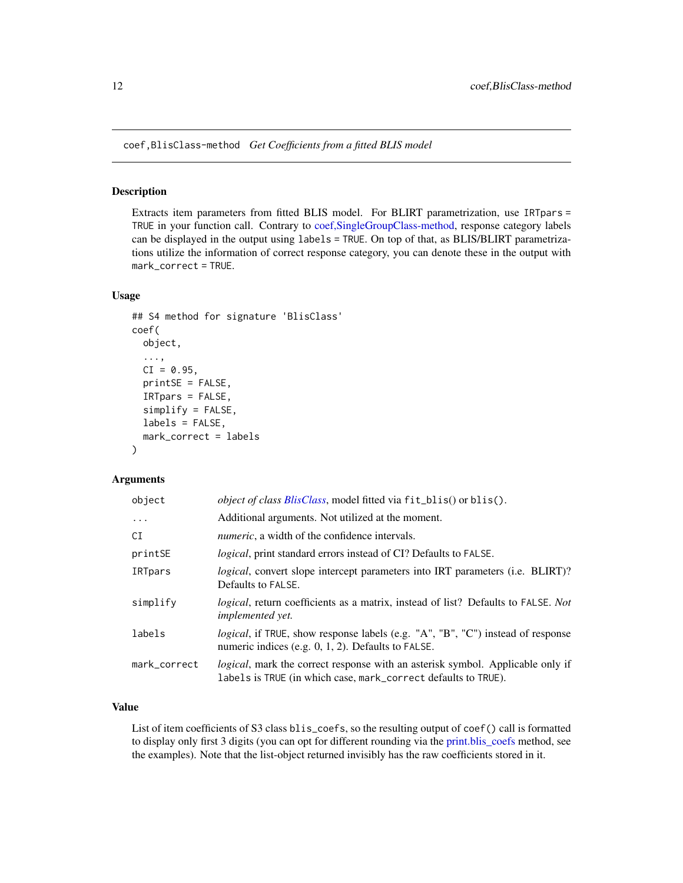`coef,BlisClass-method` *Get Coefficients from a fitted BLIS model*

## Description

Extracts item parameters from fitted BLIS model. For BLIRT parametrization, use `IRTpars = TRUE` in your function call. Contrary to coef,SingleGroupClass-method, response category labels can be displayed in the output using `labels = TRUE`. On top of that, as BLIS/BLIRT parametrizations utilize the information of correct response category, you can denote these in the output with `mark_correct = TRUE`.

## Usage

```
## S4 method for signature 'BlisClass'
coef(
  object,
  ...,
  CI = 0.95,
  printSE = FALSE,
  IRTpars = FALSE,
  simplify = FALSE,
  labels = FALSE,
  mark_correct = labels
)
```

## Arguments

| | |
|---|---|
| `object` | *object of class BlisClass*, model fitted via `fit_blis()` or `blis()`. |
| `...` | Additional arguments. Not utilized at the moment. |
| `CI` | *numeric*, a width of the confidence intervals. |
| `printSE` | *logical*, print standard errors instead of CI? Defaults to `FALSE`. |
| `IRTpars` | *logical*, convert slope intercept parameters into IRT parameters (i.e. BLIRT)? Defaults to `FALSE`. |
| `simplify` | *logical*, return coefficients as a matrix, instead of list? Defaults to `FALSE`. *Not implemented yet.* |
| `labels` | *logical*, if `TRUE`, show response labels (e.g. "A", "B", "C") instead of response numeric indices (e.g. 0, 1, 2). Defaults to `FALSE`. |
| `mark_correct` | *logical*, mark the correct response with an asterisk symbol. Applicable only if `labels` is `TRUE` (in which case, `mark_correct` defaults to `TRUE`). |

## Value

List of item coefficients of S3 class `blis_coefs`, so the resulting output of `coef()` call is formatted to display only first 3 digits (you can opt for different rounding via the print.blis_coefs method, see the examples). Note that the list-object returned invisibly has the raw coefficients stored in it.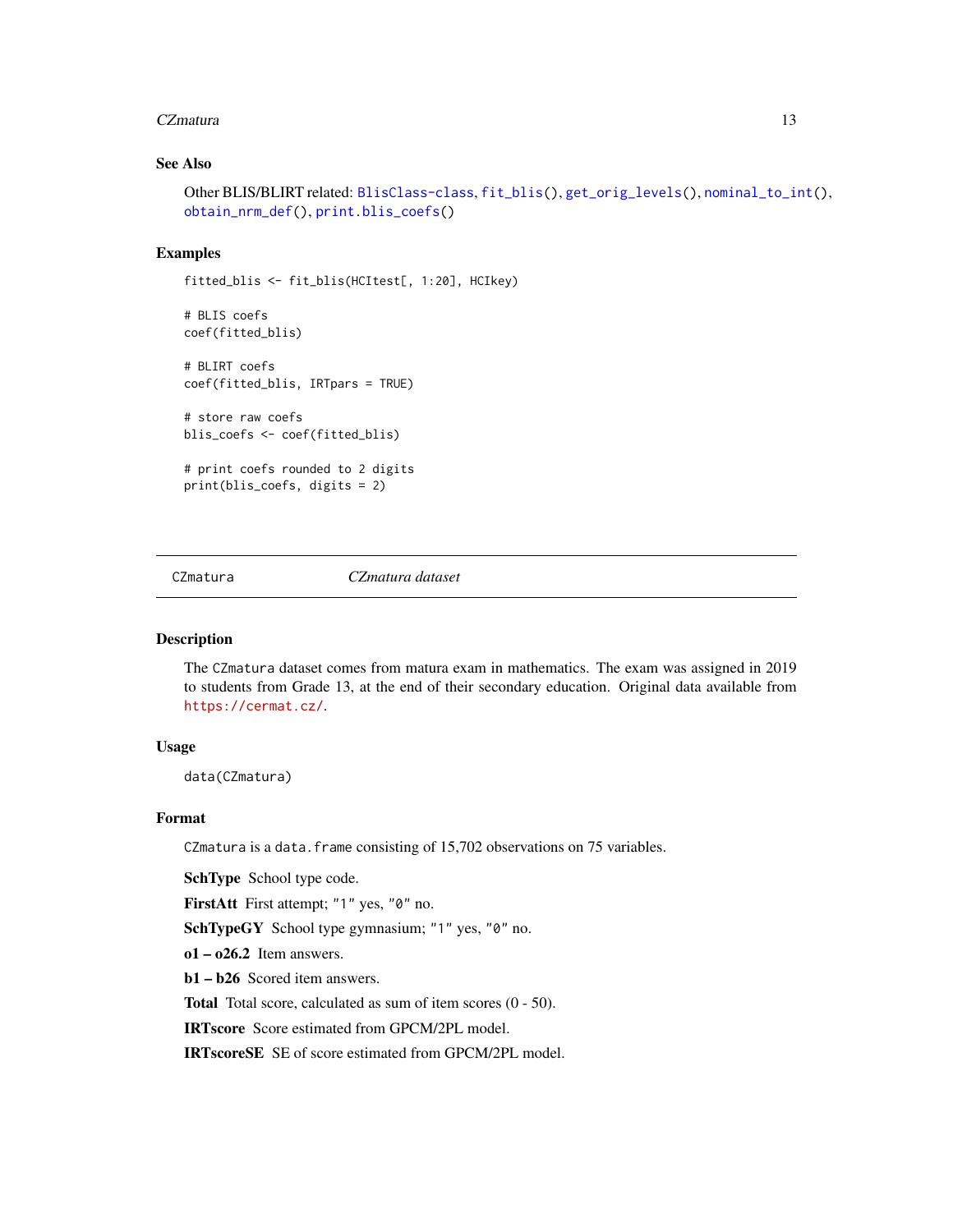### See Also

Other BLIS/BLIRT related: BlisClass-class, fit_blis(), get_orig_levels(), nominal_to_int(), obtain_nrm_def(), print.blis_coefs()

### Examples

```
fitted_blis <- fit_blis(HCItest[, 1:20], HCIkey)

# BLIS coefs
coef(fitted_blis)

# BLIRT coefs
coef(fitted_blis, IRTpars = TRUE)

# store raw coefs
blis_coefs <- coef(fitted_blis)

# print coefs rounded to 2 digits
print(blis_coefs, digits = 2)
```

---

## CZmatura — *CZmatura dataset*

### Description

The CZmatura dataset comes from matura exam in mathematics. The exam was assigned in 2019 to students from Grade 13, at the end of their secondary education. Original data available from https://cermat.cz/.

### Usage

```
data(CZmatura)
```

### Format

CZmatura is a data.frame consisting of 15,702 observations on 75 variables.

**SchType** School type code.

**FirstAtt** First attempt; "1" yes, "0" no.

**SchTypeGY** School type gymnasium; "1" yes, "0" no.

**o1 – o26.2** Item answers.

**b1 – b26** Scored item answers.

**Total** Total score, calculated as sum of item scores (0 - 50).

**IRTscore** Score estimated from GPCM/2PL model.

**IRTscoreSE** SE of score estimated from GPCM/2PL model.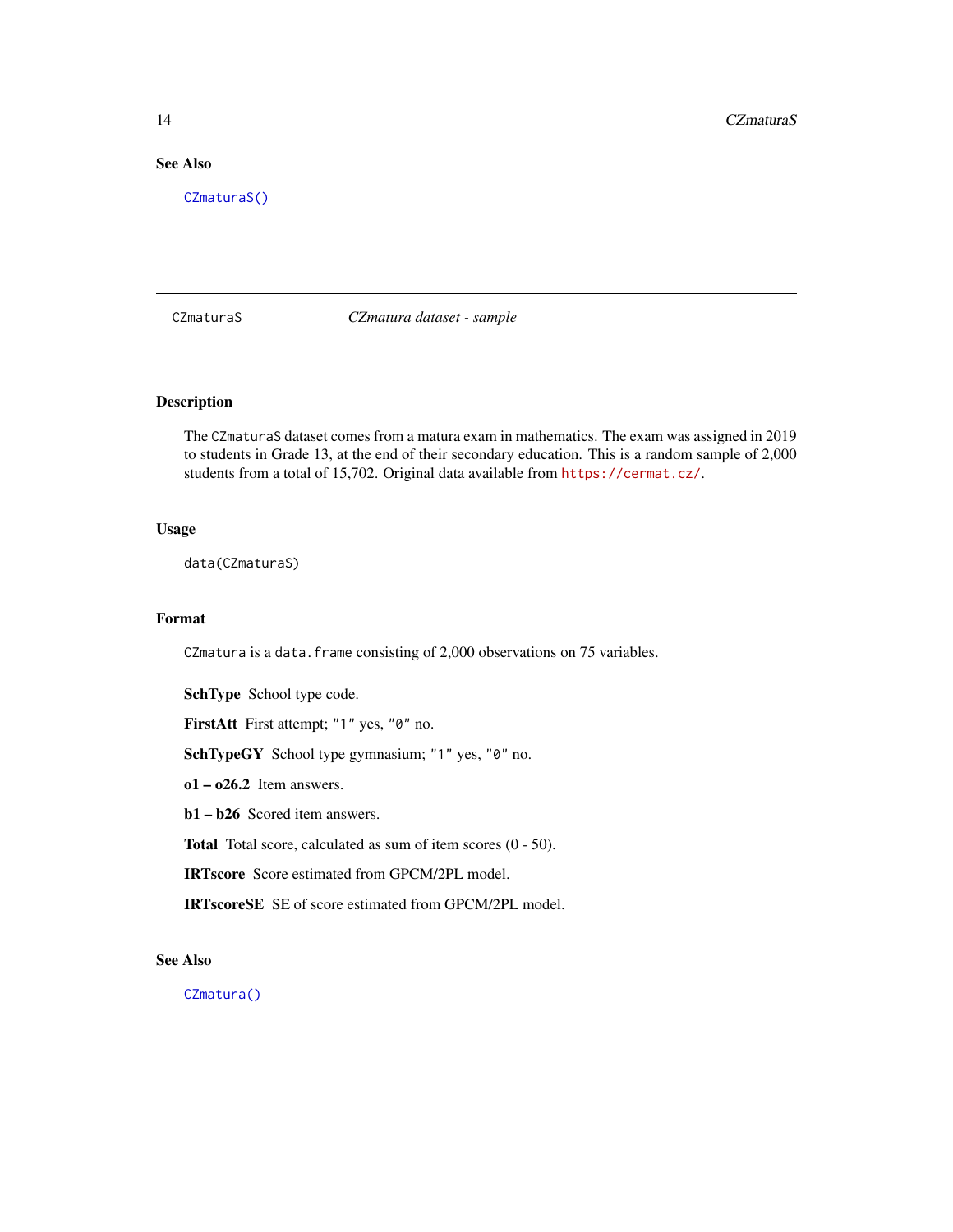## See Also

`CZmaturaS()`

---

`CZmaturaS` *CZmatura dataset - sample*

---

### Description

The `CZmaturaS` dataset comes from a matura exam in mathematics. The exam was assigned in 2019 to students in Grade 13, at the end of their secondary education. This is a random sample of 2,000 students from a total of 15,702. Original data available from https://cermat.cz/.

### Usage

```
data(CZmaturaS)
```

### Format

`CZmatura` is a `data.frame` consisting of 2,000 observations on 75 variables.

**SchType** School type code.

**FirstAtt** First attempt; `"1"` yes, `"0"` no.

**SchTypeGY** School type gymnasium; `"1"` yes, `"0"` no.

**o1 – o26.2** Item answers.

**b1 – b26** Scored item answers.

**Total** Total score, calculated as sum of item scores (0 - 50).

**IRTscore** Score estimated from GPCM/2PL model.

**IRTscoreSE** SE of score estimated from GPCM/2PL model.

### See Also

`CZmatura()`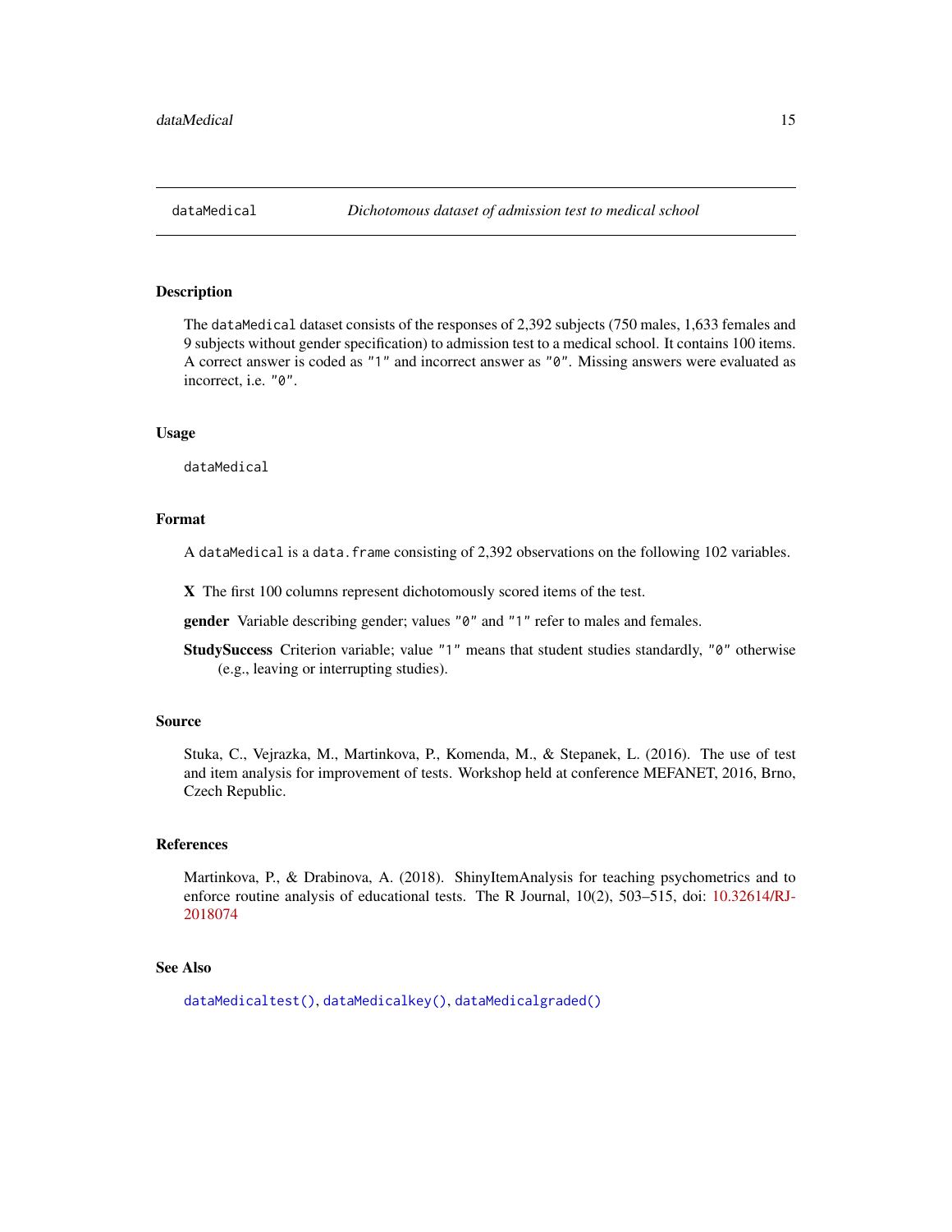# dataMedical — *Dichotomous dataset of admission test to medical school*

## Description

The `dataMedical` dataset consists of the responses of 2,392 subjects (750 males, 1,633 females and 9 subjects without gender specification) to admission test to a medical school. It contains 100 items. A correct answer is coded as `"1"` and incorrect answer as `"0"`. Missing answers were evaluated as incorrect, i.e. `"0"`.

## Usage

```
dataMedical
```

## Format

A `dataMedical` is a `data.frame` consisting of 2,392 observations on the following 102 variables.

**X** The first 100 columns represent dichotomously scored items of the test.

**gender** Variable describing gender; values `"0"` and `"1"` refer to males and females.

**StudySuccess** Criterion variable; value `"1"` means that student studies standardly, `"0"` otherwise (e.g., leaving or interrupting studies).

## Source

Stuka, C., Vejrazka, M., Martinkova, P., Komenda, M., & Stepanek, L. (2016). The use of test and item analysis for improvement of tests. Workshop held at conference MEFANET, 2016, Brno, Czech Republic.

## References

Martinkova, P., & Drabinova, A. (2018). ShinyItemAnalysis for teaching psychometrics and to enforce routine analysis of educational tests. The R Journal, 10(2), 503–515, doi: 10.32614/RJ-2018074

## See Also

`dataMedicaltest()`, `dataMedicalkey()`, `dataMedicalgraded()`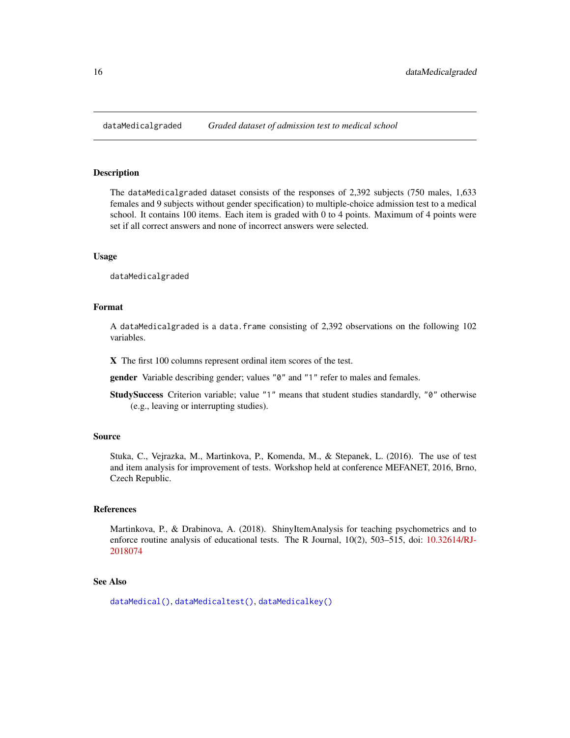## dataMedicalgraded *Graded dataset of admission test to medical school*

### Description

The `dataMedicalgraded` dataset consists of the responses of 2,392 subjects (750 males, 1,633 females and 9 subjects without gender specification) to multiple-choice admission test to a medical school. It contains 100 items. Each item is graded with 0 to 4 points. Maximum of 4 points were set if all correct answers and none of incorrect answers were selected.

### Usage

```
dataMedicalgraded
```

### Format

A `dataMedicalgraded` is a `data.frame` consisting of 2,392 observations on the following 102 variables.

**X** The first 100 columns represent ordinal item scores of the test.

**gender** Variable describing gender; values "0" and "1" refer to males and females.

**StudySuccess** Criterion variable; value "1" means that student studies standardly, "0" otherwise (e.g., leaving or interrupting studies).

### Source

Stuka, C., Vejrazka, M., Martinkova, P., Komenda, M., & Stepanek, L. (2016). The use of test and item analysis for improvement of tests. Workshop held at conference MEFANET, 2016, Brno, Czech Republic.

### References

Martinkova, P., & Drabinova, A. (2018). ShinyItemAnalysis for teaching psychometrics and to enforce routine analysis of educational tests. The R Journal, 10(2), 503–515, doi: 10.32614/RJ-2018074

### See Also

`dataMedical()`, `dataMedicaltest()`, `dataMedicalkey()`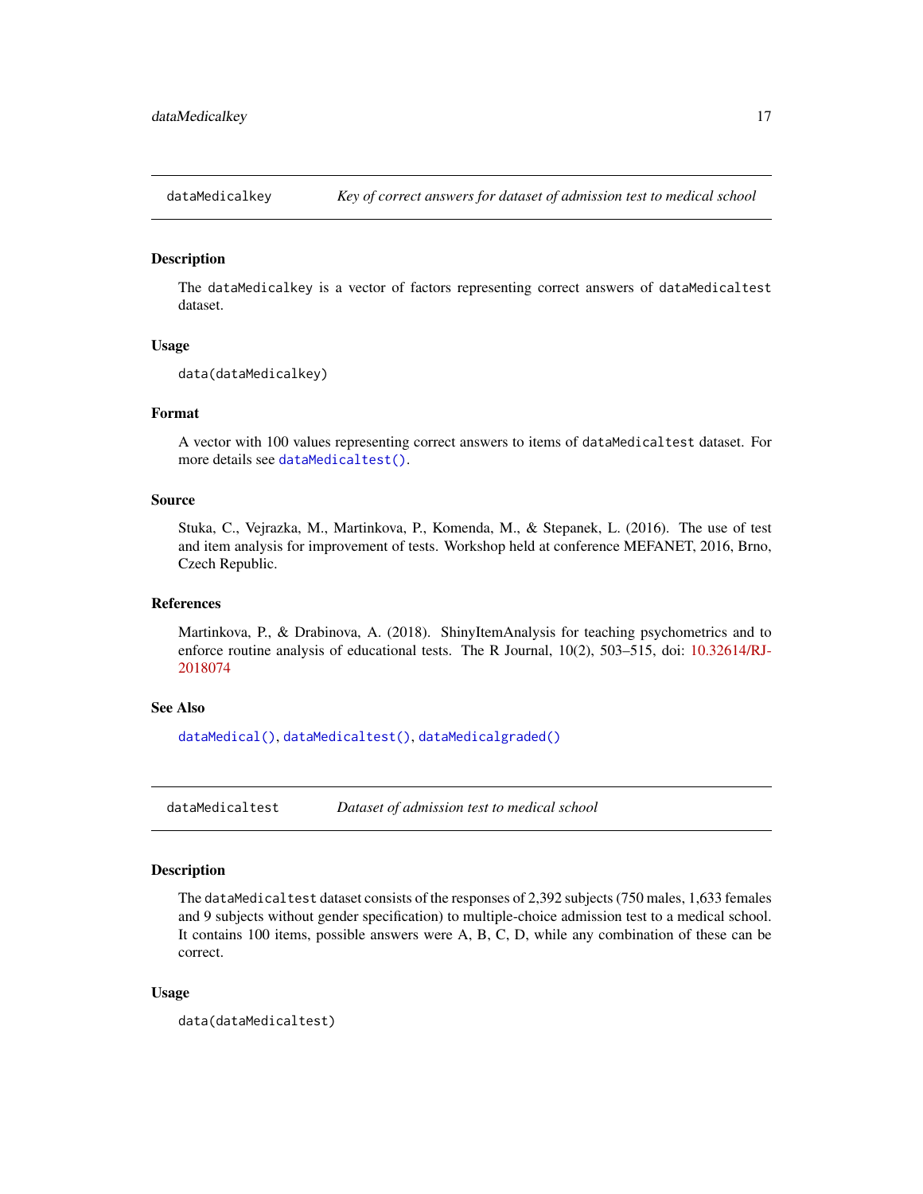## dataMedicalkey — *Key of correct answers for dataset of admission test to medical school*

### Description

The `dataMedicalkey` is a vector of factors representing correct answers of `dataMedicaltest` dataset.

### Usage

```
data(dataMedicalkey)
```

### Format

A vector with 100 values representing correct answers to items of `dataMedicaltest` dataset. For more details see `dataMedicaltest()`.

### Source

Stuka, C., Vejrazka, M., Martinkova, P., Komenda, M., & Stepanek, L. (2016). The use of test and item analysis for improvement of tests. Workshop held at conference MEFANET, 2016, Brno, Czech Republic.

### References

Martinkova, P., & Drabinova, A. (2018). ShinyItemAnalysis for teaching psychometrics and to enforce routine analysis of educational tests. The R Journal, 10(2), 503–515, doi: 10.32614/RJ-2018074

### See Also

`dataMedical()`, `dataMedicaltest()`, `dataMedicalgraded()`

## dataMedicaltest — *Dataset of admission test to medical school*

### Description

The `dataMedicaltest` dataset consists of the responses of 2,392 subjects (750 males, 1,633 females and 9 subjects without gender specification) to multiple-choice admission test to a medical school. It contains 100 items, possible answers were A, B, C, D, while any combination of these can be correct.

### Usage

```
data(dataMedicaltest)
```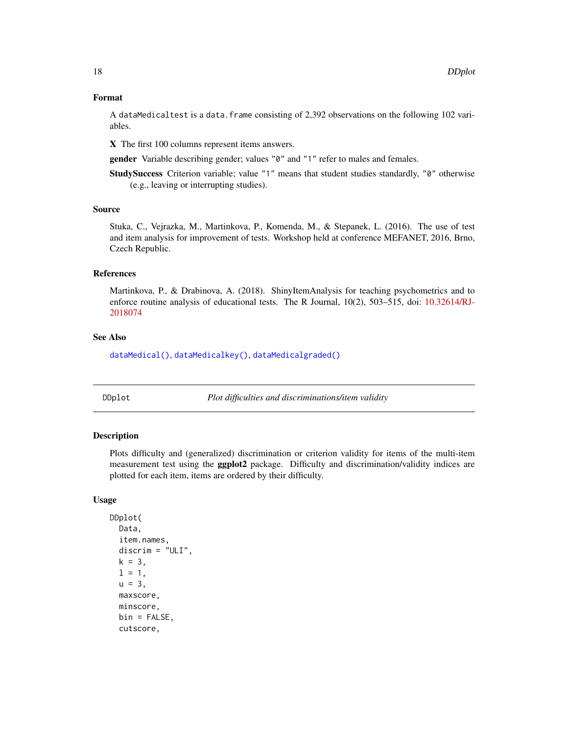### Format

A `dataMedicaltest` is a `data.frame` consisting of 2,392 observations on the following 102 variables.

**X** The first 100 columns represent items answers.

**gender** Variable describing gender; values `"0"` and `"1"` refer to males and females.

**StudySuccess** Criterion variable; value `"1"` means that student studies standardly, `"0"` otherwise (e.g., leaving or interrupting studies).

### Source

Stuka, C., Vejrazka, M., Martinkova, P., Komenda, M., & Stepanek, L. (2016). The use of test and item analysis for improvement of tests. Workshop held at conference MEFANET, 2016, Brno, Czech Republic.

### References

Martinkova, P., & Drabinova, A. (2018). ShinyItemAnalysis for teaching psychometrics and to enforce routine analysis of educational tests. The R Journal, 10(2), 503–515, doi: 10.32614/RJ-2018074

### See Also

`dataMedical()`, `dataMedicalkey()`, `dataMedicalgraded()`

---

## DDplot — *Plot difficulties and discriminations/item validity*

### Description

Plots difficulty and (generalized) discrimination or criterion validity for items of the multi-item measurement test using the **ggplot2** package. Difficulty and discrimination/validity indices are plotted for each item, items are ordered by their difficulty.

### Usage

```
DDplot(
  Data,
  item.names,
  discrim = "ULI",
  k = 3,
  l = 1,
  u = 3,
  maxscore,
  minscore,
  bin = FALSE,
  cutscore,
```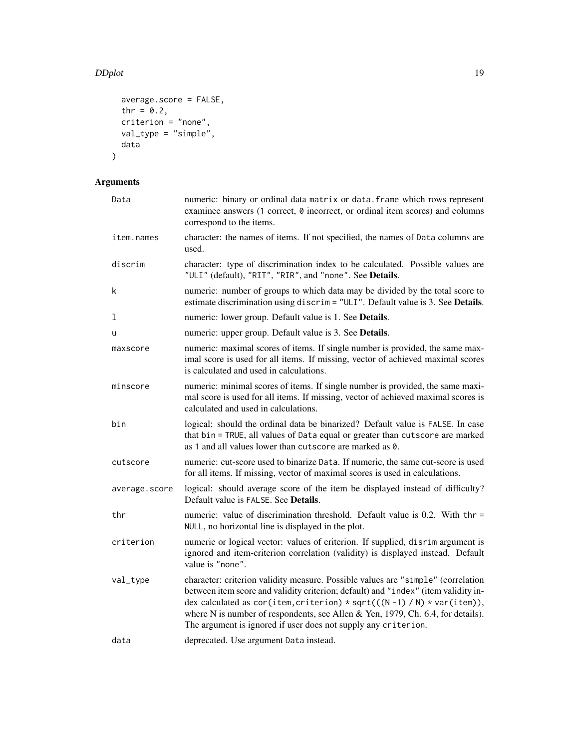```
  average.score = FALSE,
  thr = 0.2,
  criterion = "none",
  val_type = "simple",
  data
)
```

## Arguments

| | |
|---|---|
| Data | numeric: binary or ordinal data matrix or data.frame which rows represent examinee answers (1 correct, 0 incorrect, or ordinal item scores) and columns correspond to the items. |
| item.names | character: the names of items. If not specified, the names of Data columns are used. |
| discrim | character: type of discrimination index to be calculated. Possible values are "ULI" (default), "RIT", "RIR", and "none". See **Details**. |
| k | numeric: number of groups to which data may be divided by the total score to estimate discrimination using discrim = "ULI". Default value is 3. See **Details**. |
| l | numeric: lower group. Default value is 1. See **Details**. |
| u | numeric: upper group. Default value is 3. See **Details**. |
| maxscore | numeric: maximal scores of items. If single number is provided, the same maximal score is used for all items. If missing, vector of achieved maximal scores is calculated and used in calculations. |
| minscore | numeric: minimal scores of items. If single number is provided, the same maximal score is used for all items. If missing, vector of achieved maximal scores is calculated and used in calculations. |
| bin | logical: should the ordinal data be binarized? Default value is FALSE. In case that bin = TRUE, all values of Data equal or greater than cutscore are marked as 1 and all values lower than cutscore are marked as 0. |
| cutscore | numeric: cut-score used to binarize Data. If numeric, the same cut-score is used for all items. If missing, vector of maximal scores is used in calculations. |
| average.score | logical: should average score of the item be displayed instead of difficulty? Default value is FALSE. See **Details**. |
| thr | numeric: value of discrimination threshold. Default value is 0.2. With thr = NULL, no horizontal line is displayed in the plot. |
| criterion | numeric or logical vector: values of criterion. If supplied, disrim argument is ignored and item-criterion correlation (validity) is displayed instead. Default value is "none". |
| val_type | character: criterion validity measure. Possible values are "simple" (correlation between item score and validity criterion; default) and "index" (item validity index calculated as cor(item,criterion) * sqrt(((N -1) / N) * var(item)), where N is number of respondents, see Allen & Yen, 1979, Ch. 6.4, for details). The argument is ignored if user does not supply any criterion. |
| data | deprecated. Use argument Data instead. |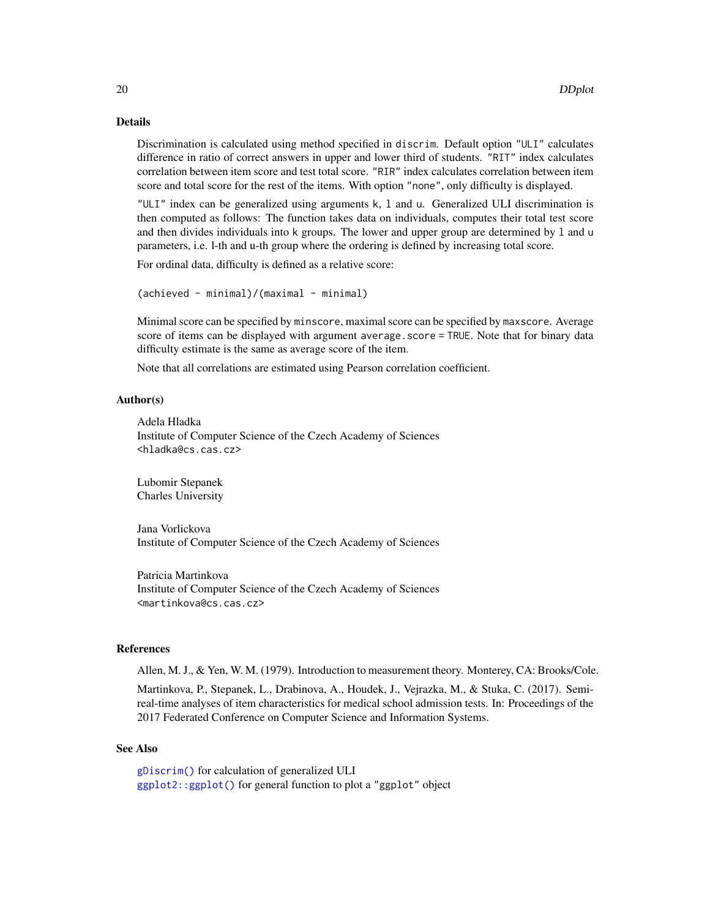## Details

Discrimination is calculated using method specified in `discrim`. Default option `"ULI"` calculates difference in ratio of correct answers in upper and lower third of students. `"RIT"` index calculates correlation between item score and test total score. `"RIR"` index calculates correlation between item score and total score for the rest of the items. With option `"none"`, only difficulty is displayed.

`"ULI"` index can be generalized using arguments `k`, `l` and `u`. Generalized ULI discrimination is then computed as follows: The function takes data on individuals, computes their total test score and then divides individuals into `k` groups. The lower and upper group are determined by `l` and `u` parameters, i.e. l-th and u-th group where the ordering is defined by increasing total score.

For ordinal data, difficulty is defined as a relative score:

```
(achieved - minimal)/(maximal - minimal)
```

Minimal score can be specified by `minscore`, maximal score can be specified by `maxscore`. Average score of items can be displayed with argument `average.score = TRUE`. Note that for binary data difficulty estimate is the same as average score of the item.

Note that all correlations are estimated using Pearson correlation coefficient.

## Author(s)

Adela Hladka
Institute of Computer Science of the Czech Academy of Sciences
<hladka@cs.cas.cz>

Lubomir Stepanek
Charles University

Jana Vorlickova
Institute of Computer Science of the Czech Academy of Sciences

Patricia Martinkova
Institute of Computer Science of the Czech Academy of Sciences
<martinkova@cs.cas.cz>

## References

Allen, M. J., & Yen, W. M. (1979). Introduction to measurement theory. Monterey, CA: Brooks/Cole.

Martinkova, P., Stepanek, L., Drabinova, A., Houdek, J., Vejrazka, M., & Stuka, C. (2017). Semi-real-time analyses of item characteristics for medical school admission tests. In: Proceedings of the 2017 Federated Conference on Computer Science and Information Systems.

## See Also

`gDiscrim()` for calculation of generalized ULI
`ggplot2::ggplot()` for general function to plot a `"ggplot"` object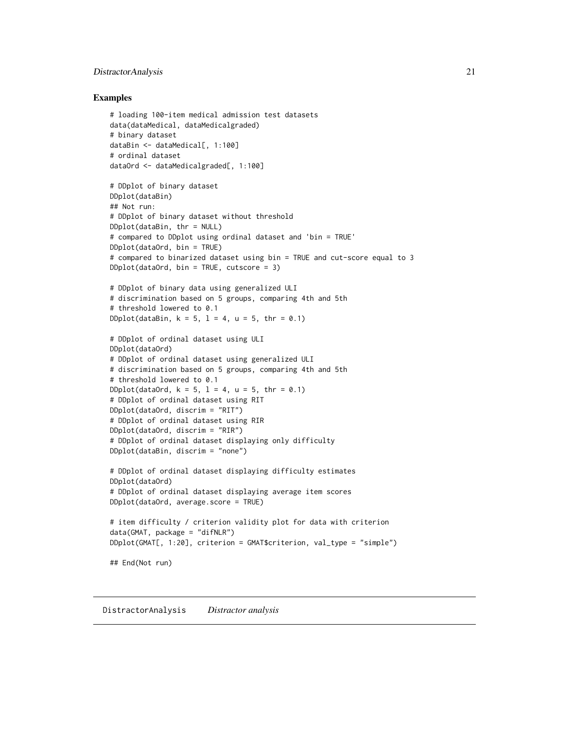## Examples

```
# loading 100-item medical admission test datasets
data(dataMedical, dataMedicalgraded)
# binary dataset
dataBin <- dataMedical[, 1:100]
# ordinal dataset
dataOrd <- dataMedicalgraded[, 1:100]

# DDplot of binary dataset
DDplot(dataBin)
## Not run:
# DDplot of binary dataset without threshold
DDplot(dataBin, thr = NULL)
# compared to DDplot using ordinal dataset and 'bin = TRUE'
DDplot(dataOrd, bin = TRUE)
# compared to binarized dataset using bin = TRUE and cut-score equal to 3
DDplot(dataOrd, bin = TRUE, cutscore = 3)

# DDplot of binary data using generalized ULI
# discrimination based on 5 groups, comparing 4th and 5th
# threshold lowered to 0.1
DDplot(dataBin, k = 5, l = 4, u = 5, thr = 0.1)

# DDplot of ordinal dataset using ULI
DDplot(dataOrd)
# DDplot of ordinal dataset using generalized ULI
# discrimination based on 5 groups, comparing 4th and 5th
# threshold lowered to 0.1
DDplot(dataOrd, k = 5, l = 4, u = 5, thr = 0.1)
# DDplot of ordinal dataset using RIT
DDplot(dataOrd, discrim = "RIT")
# DDplot of ordinal dataset using RIR
DDplot(dataOrd, discrim = "RIR")
# DDplot of ordinal dataset displaying only difficulty
DDplot(dataBin, discrim = "none")

# DDplot of ordinal dataset displaying difficulty estimates
DDplot(dataOrd)
# DDplot of ordinal dataset displaying average item scores
DDplot(dataOrd, average.score = TRUE)

# item difficulty / criterion validity plot for data with criterion
data(GMAT, package = "difNLR")
DDplot(GMAT[, 1:20], criterion = GMAT$criterion, val_type = "simple")

## End(Not run)
```

---

DistractorAnalysis *Distractor analysis*

---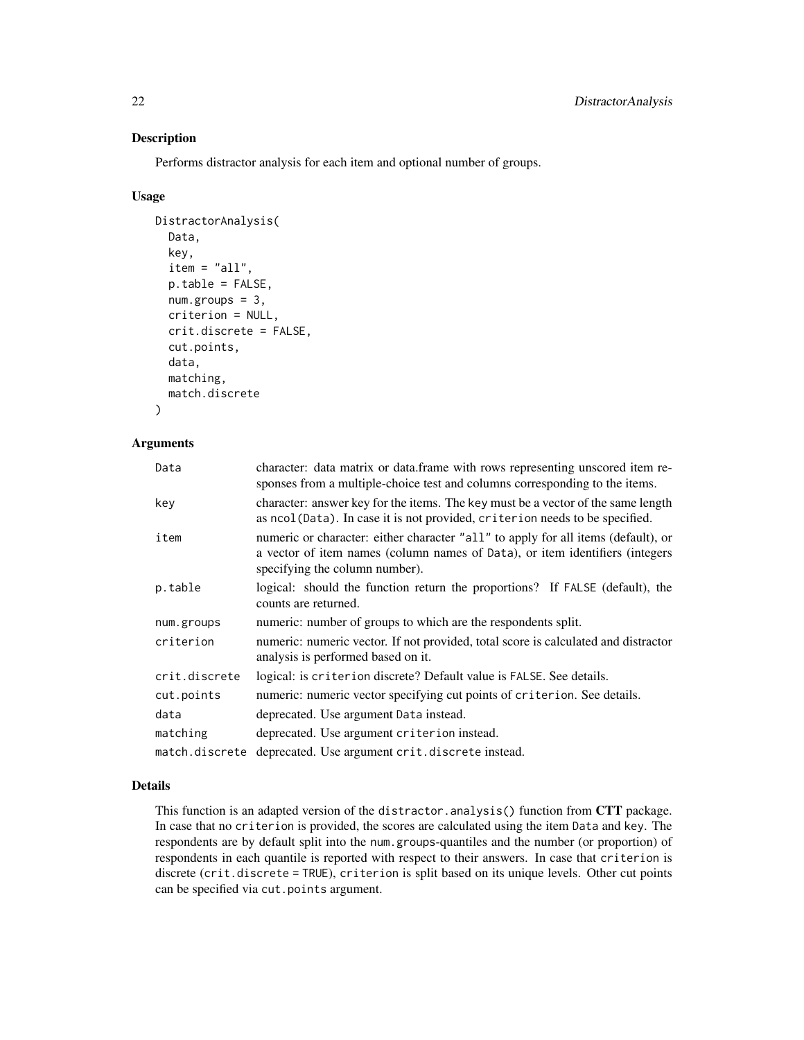## Description

Performs distractor analysis for each item and optional number of groups.

## Usage

```
DistractorAnalysis(
  Data,
  key,
  item = "all",
  p.table = FALSE,
  num.groups = 3,
  criterion = NULL,
  crit.discrete = FALSE,
  cut.points,
  data,
  matching,
  match.discrete
)
```

## Arguments

| Argument | Description |
| --- | --- |
| `Data` | character: data matrix or data.frame with rows representing unscored item responses from a multiple-choice test and columns corresponding to the items. |
| `key` | character: answer key for the items. The `key` must be a vector of the same length as `ncol(Data)`. In case it is not provided, `criterion` needs to be specified. |
| `item` | numeric or character: either character `"all"` to apply for all items (default), or a vector of item names (column names of `Data`), or item identifiers (integers specifying the column number). |
| `p.table` | logical: should the function return the proportions? If `FALSE` (default), the counts are returned. |
| `num.groups` | numeric: number of groups to which are the respondents split. |
| `criterion` | numeric: numeric vector. If not provided, total score is calculated and distractor analysis is performed based on it. |
| `crit.discrete` | logical: is `criterion` discrete? Default value is `FALSE`. See details. |
| `cut.points` | numeric: numeric vector specifying cut points of `criterion`. See details. |
| `data` | deprecated. Use argument `Data` instead. |
| `matching` | deprecated. Use argument `criterion` instead. |
| `match.discrete` | deprecated. Use argument `crit.discrete` instead. |

## Details

This function is an adapted version of the `distractor.analysis()` function from **CTT** package. In case that no `criterion` is provided, the scores are calculated using the item `Data` and `key`. The respondents are by default split into the `num.groups`-quantiles and the number (or proportion) of respondents in each quantile is reported with respect to their answers. In case that `criterion` is discrete (`crit.discrete = TRUE`), `criterion` is split based on its unique levels. Other cut points can be specified via `cut.points` argument.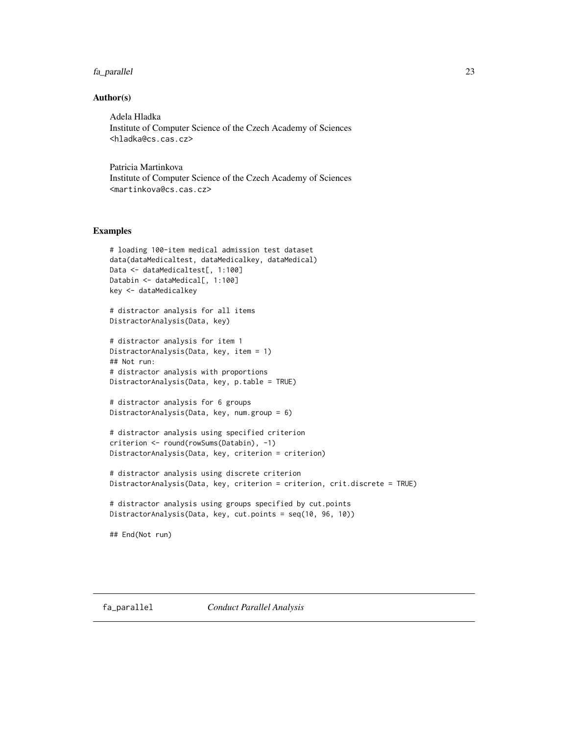### Author(s)

Adela Hladka
Institute of Computer Science of the Czech Academy of Sciences
<hladka@cs.cas.cz>

Patricia Martinkova
Institute of Computer Science of the Czech Academy of Sciences
<martinkova@cs.cas.cz>

### Examples

```
# loading 100-item medical admission test dataset
data(dataMedicaltest, dataMedicalkey, dataMedical)
Data <- dataMedicaltest[, 1:100]
Databin <- dataMedical[, 1:100]
key <- dataMedicalkey

# distractor analysis for all items
DistractorAnalysis(Data, key)

# distractor analysis for item 1
DistractorAnalysis(Data, key, item = 1)
## Not run:
# distractor analysis with proportions
DistractorAnalysis(Data, key, p.table = TRUE)

# distractor analysis for 6 groups
DistractorAnalysis(Data, key, num.group = 6)

# distractor analysis using specified criterion
criterion <- round(rowSums(Databin), -1)
DistractorAnalysis(Data, key, criterion = criterion)

# distractor analysis using discrete criterion
DistractorAnalysis(Data, key, criterion = criterion, crit.discrete = TRUE)

# distractor analysis using groups specified by cut.points
DistractorAnalysis(Data, key, cut.points = seq(10, 96, 10))

## End(Not run)
```

---

## fa_parallel    *Conduct Parallel Analysis*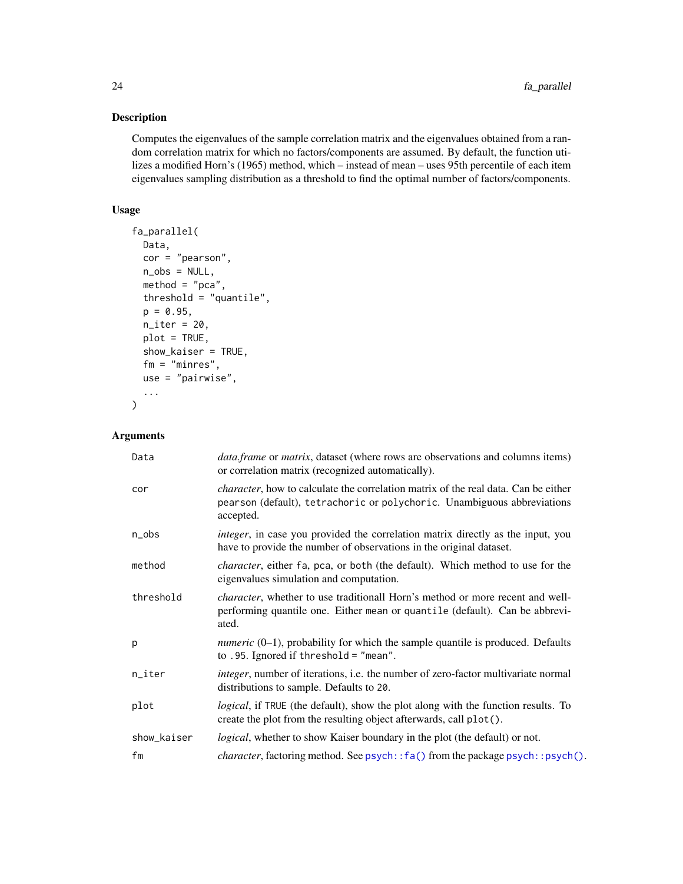## Description

Computes the eigenvalues of the sample correlation matrix and the eigenvalues obtained from a random correlation matrix for which no factors/components are assumed. By default, the function utilizes a modified Horn's (1965) method, which – instead of mean – uses 95th percentile of each item eigenvalues sampling distribution as a threshold to find the optimal number of factors/components.

## Usage

```
fa_parallel(
  Data,
  cor = "pearson",
  n_obs = NULL,
  method = "pca",
  threshold = "quantile",
  p = 0.95,
  n_iter = 20,
  plot = TRUE,
  show_kaiser = TRUE,
  fm = "minres",
  use = "pairwise",
  ...
)
```

## Arguments

| | |
|---|---|
| `Data` | *data.frame* or *matrix*, dataset (where rows are observations and columns items) or correlation matrix (recognized automatically). |
| `cor` | *character*, how to calculate the correlation matrix of the real data. Can be either `pearson` (default), `tetrachoric` or `polychoric`. Unambiguous abbreviations accepted. |
| `n_obs` | *integer*, in case you provided the correlation matrix directly as the input, you have to provide the number of observations in the original dataset. |
| `method` | *character*, either `fa`, `pca`, or `both` (the default). Which method to use for the eigenvalues simulation and computation. |
| `threshold` | *character*, whether to use traditionall Horn's method or more recent and well-performing quantile one. Either `mean` or `quantile` (default). Can be abbreviated. |
| `p` | *numeric* (0–1), probability for which the sample quantile is produced. Defaults to `.95`. Ignored if `threshold = "mean"`. |
| `n_iter` | *integer*, number of iterations, i.e. the number of zero-factor multivariate normal distributions to sample. Defaults to `20`. |
| `plot` | *logical*, if `TRUE` (the default), show the plot along with the function results. To create the plot from the resulting object afterwards, call `plot()`. |
| `show_kaiser` | *logical*, whether to show Kaiser boundary in the plot (the default) or not. |
| `fm` | *character*, factoring method. See `psych::fa()` from the package `psych::psych()`. |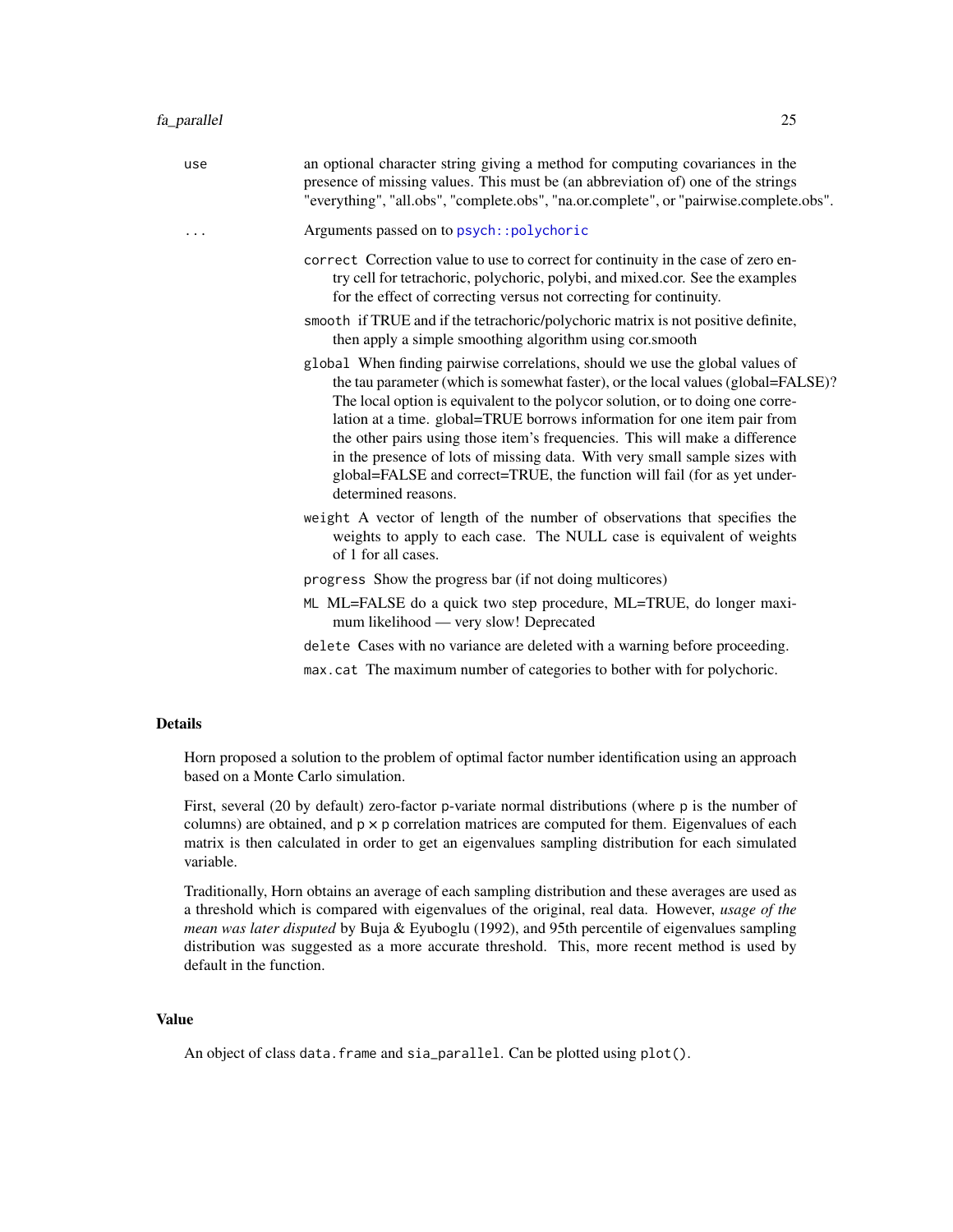`use` an optional character string giving a method for computing covariances in the presence of missing values. This must be (an abbreviation of) one of the strings "everything", "all.obs", "complete.obs", "na.or.complete", or "pairwise.complete.obs".

`...` Arguments passed on to `psych::polychoric`

- `correct` Correction value to use to correct for continuity in the case of zero entry cell for tetrachoric, polychoric, polybi, and mixed.cor. See the examples for the effect of correcting versus not correcting for continuity.
- `smooth` if TRUE and if the tetrachoric/polychoric matrix is not positive definite, then apply a simple smoothing algorithm using cor.smooth
- `global` When finding pairwise correlations, should we use the global values of the tau parameter (which is somewhat faster), or the local values (global=FALSE)? The local option is equivalent to the polycor solution, or to doing one correlation at a time. global=TRUE borrows information for one item pair from the other pairs using those item's frequencies. This will make a difference in the presence of lots of missing data. With very small sample sizes with global=FALSE and correct=TRUE, the function will fail (for as yet underdetermined reasons.
- `weight` A vector of length of the number of observations that specifies the weights to apply to each case. The NULL case is equivalent of weights of 1 for all cases.
- `progress` Show the progress bar (if not doing multicores)
- `ML` ML=FALSE do a quick two step procedure, ML=TRUE, do longer maximum likelihood — very slow! Deprecated
- `delete` Cases with no variance are deleted with a warning before proceeding.
- `max.cat` The maximum number of categories to bother with for polychoric.

## Details

Horn proposed a solution to the problem of optimal factor number identification using an approach based on a Monte Carlo simulation.

First, several (20 by default) zero-factor `p`-variate normal distributions (where `p` is the number of columns) are obtained, and `p` × `p` correlation matrices are computed for them. Eigenvalues of each matrix is then calculated in order to get an eigenvalues sampling distribution for each simulated variable.

Traditionally, Horn obtains an average of each sampling distribution and these averages are used as a threshold which is compared with eigenvalues of the original, real data. However, *usage of the mean was later disputed* by Buja & Eyuboglu (1992), and 95th percentile of eigenvalues sampling distribution was suggested as a more accurate threshold. This, more recent method is used by default in the function.

## Value

An object of class `data.frame` and `sia_parallel`. Can be plotted using `plot()`.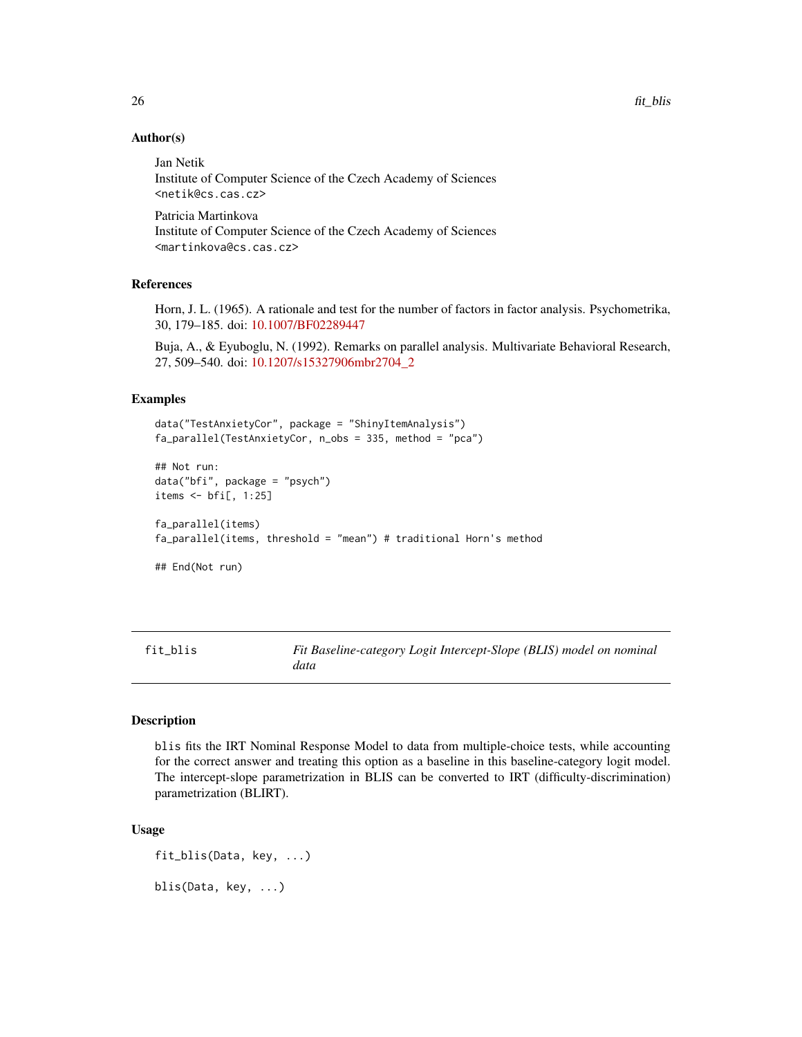### Author(s)

Jan Netik
Institute of Computer Science of the Czech Academy of Sciences
<netik@cs.cas.cz>

Patricia Martinkova
Institute of Computer Science of the Czech Academy of Sciences
<martinkova@cs.cas.cz>

### References

Horn, J. L. (1965). A rationale and test for the number of factors in factor analysis. Psychometrika, 30, 179–185. doi: 10.1007/BF02289447

Buja, A., & Eyuboglu, N. (1992). Remarks on parallel analysis. Multivariate Behavioral Research, 27, 509–540. doi: 10.1207/s15327906mbr2704_2

### Examples

```
data("TestAnxietyCor", package = "ShinyItemAnalysis")
fa_parallel(TestAnxietyCor, n_obs = 335, method = "pca")

## Not run:
data("bfi", package = "psych")
items <- bfi[, 1:25]

fa_parallel(items)
fa_parallel(items, threshold = "mean") # traditional Horn's method

## End(Not run)
```

---

## fit_blis — *Fit Baseline-category Logit Intercept-Slope (BLIS) model on nominal data*

### Description

blis fits the IRT Nominal Response Model to data from multiple-choice tests, while accounting for the correct answer and treating this option as a baseline in this baseline-category logit model. The intercept-slope parametrization in BLIS can be converted to IRT (difficulty-discrimination) parametrization (BLIRT).

### Usage

```
fit_blis(Data, key, ...)

blis(Data, key, ...)
```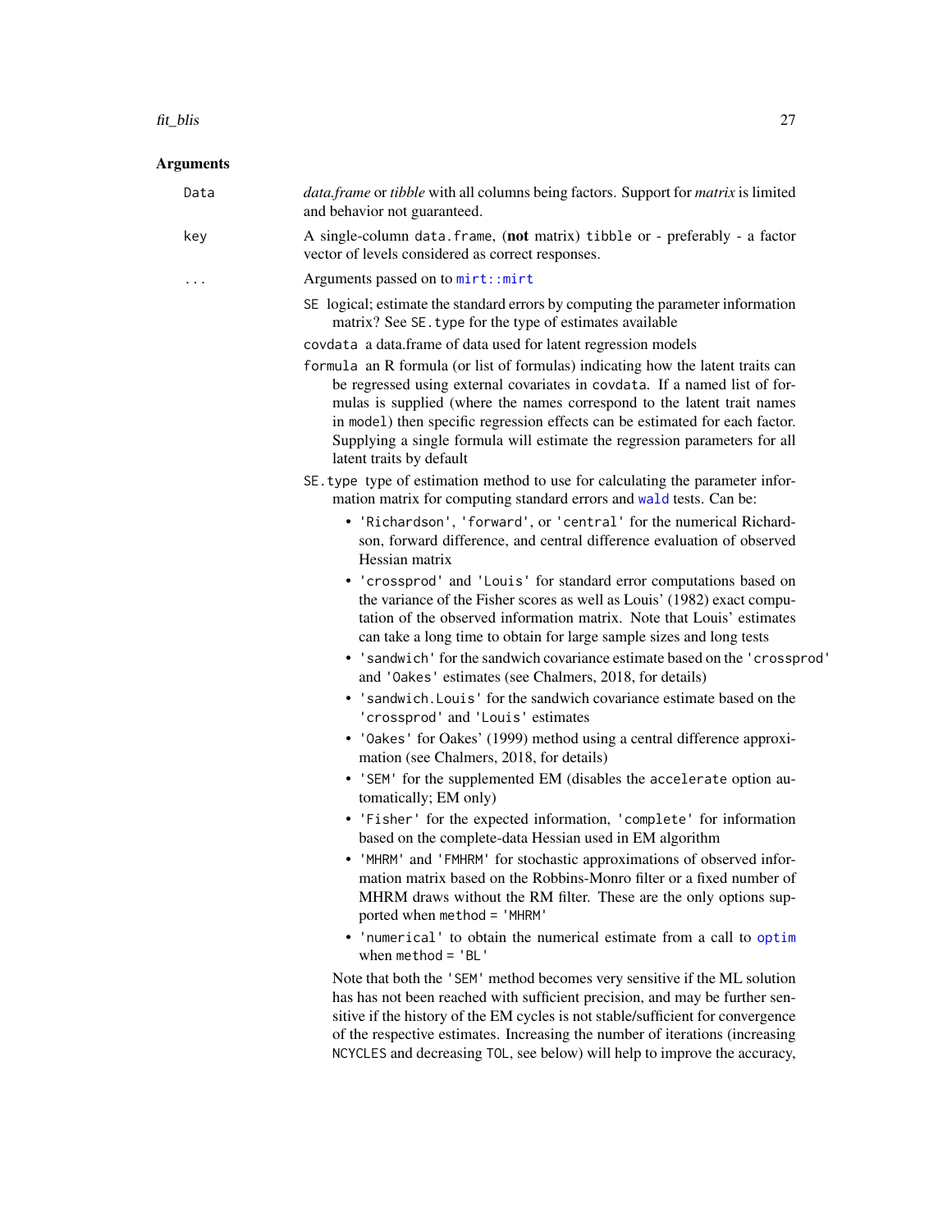## Arguments

`Data` *data.frame* or *tibble* with all columns being factors. Support for *matrix* is limited and behavior not guaranteed.

`key` A single-column `data.frame`, (**not** matrix) `tibble` or - preferably - a factor vector of levels considered as correct responses.

`...` Arguments passed on to `mirt::mirt`

- `SE` logical; estimate the standard errors by computing the parameter information matrix? See `SE.type` for the type of estimates available
- `covdata` a data.frame of data used for latent regression models
- `formula` an R formula (or list of formulas) indicating how the latent traits can be regressed using external covariates in `covdata`. If a named list of formulas is supplied (where the names correspond to the latent trait names in `model`) then specific regression effects can be estimated for each factor. Supplying a single formula will estimate the regression parameters for all latent traits by default
- `SE.type` type of estimation method to use for calculating the parameter information matrix for computing standard errors and `wald` tests. Can be:
  - `'Richardson'`, `'forward'`, or `'central'` for the numerical Richardson, forward difference, and central difference evaluation of observed Hessian matrix
  - `'crossprod'` and `'Louis'` for standard error computations based on the variance of the Fisher scores as well as Louis' (1982) exact computation of the observed information matrix. Note that Louis' estimates can take a long time to obtain for large sample sizes and long tests
  - `'sandwich'` for the sandwich covariance estimate based on the `'crossprod'` and `'Oakes'` estimates (see Chalmers, 2018, for details)
  - `'sandwich.Louis'` for the sandwich covariance estimate based on the `'crossprod'` and `'Louis'` estimates
  - `'Oakes'` for Oakes' (1999) method using a central difference approximation (see Chalmers, 2018, for details)
  - `'SEM'` for the supplemented EM (disables the `accelerate` option automatically; EM only)
  - `'Fisher'` for the expected information, `'complete'` for information based on the complete-data Hessian used in EM algorithm
  - `'MHRM'` and `'FMHRM'` for stochastic approximations of observed information matrix based on the Robbins-Monro filter or a fixed number of MHRM draws without the RM filter. These are the only options supported when `method = 'MHRM'`
  - `'numerical'` to obtain the numerical estimate from a call to `optim` when `method = 'BL'`

  Note that both the `'SEM'` method becomes very sensitive if the ML solution has has not been reached with sufficient precision, and may be further sensitive if the history of the EM cycles is not stable/sufficient for convergence of the respective estimates. Increasing the number of iterations (increasing `NCYCLES` and decreasing `TOL`, see below) will help to improve the accuracy,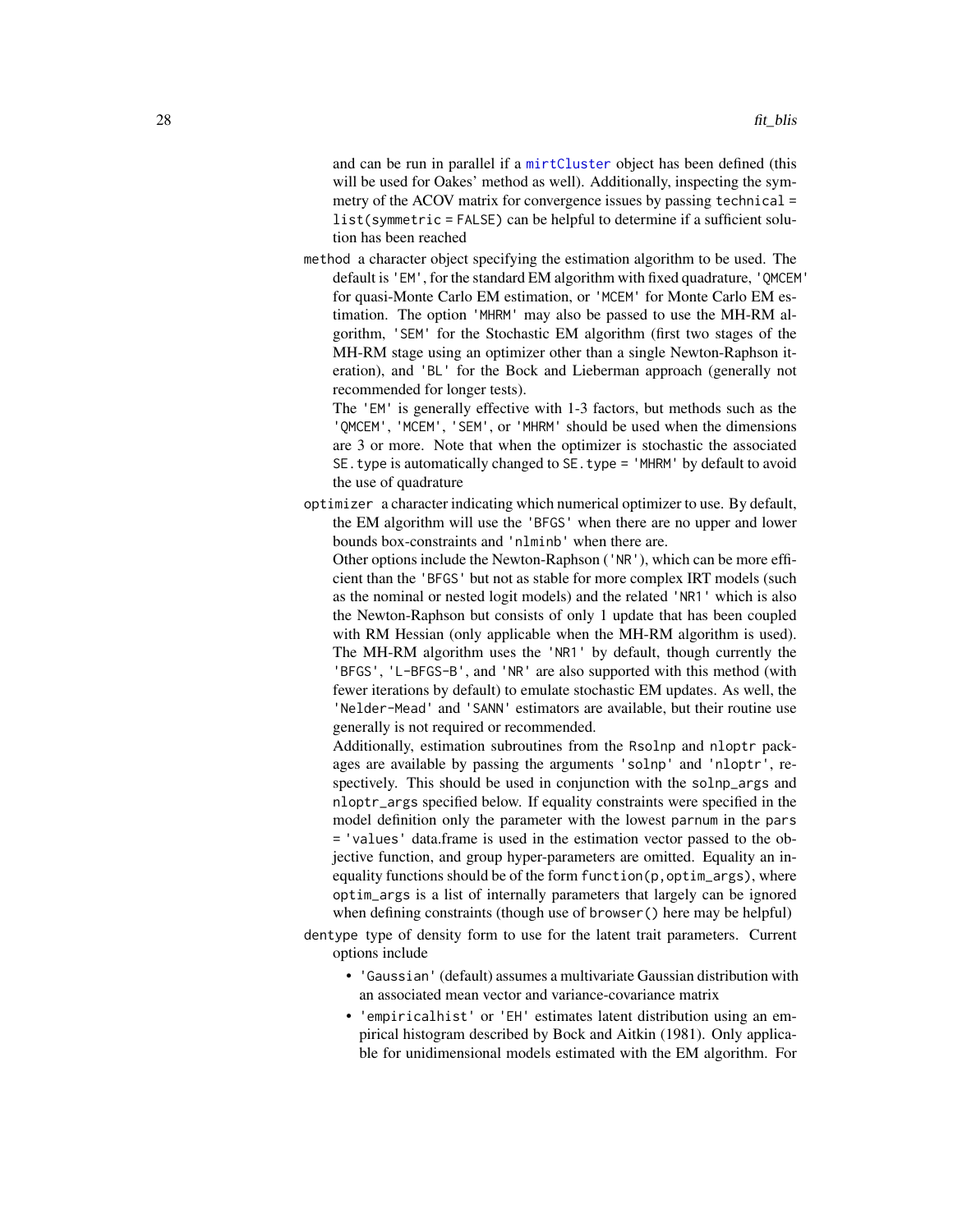and can be run in parallel if a mirtCluster object has been defined (this will be used for Oakes' method as well). Additionally, inspecting the symmetry of the ACOV matrix for convergence issues by passing `technical = list(symmetric = FALSE)` can be helpful to determine if a sufficient solution has been reached

`method` a character object specifying the estimation algorithm to be used. The default is `'EM'`, for the standard EM algorithm with fixed quadrature, `'QMCEM'` for quasi-Monte Carlo EM estimation, or `'MCEM'` for Monte Carlo EM estimation. The option `'MHRM'` may also be passed to use the MH-RM algorithm, `'SEM'` for the Stochastic EM algorithm (first two stages of the MH-RM stage using an optimizer other than a single Newton-Raphson iteration), and `'BL'` for the Bock and Lieberman approach (generally not recommended for longer tests).

The `'EM'` is generally effective with 1-3 factors, but methods such as the `'QMCEM'`, `'MCEM'`, `'SEM'`, or `'MHRM'` should be used when the dimensions are 3 or more. Note that when the optimizer is stochastic the associated `SE.type` is automatically changed to `SE.type = 'MHRM'` by default to avoid the use of quadrature

`optimizer` a character indicating which numerical optimizer to use. By default, the EM algorithm will use the `'BFGS'` when there are no upper and lower bounds box-constraints and `'nlminb'` when there are.

Other options include the Newton-Raphson (`'NR'`), which can be more efficient than the `'BFGS'` but not as stable for more complex IRT models (such as the nominal or nested logit models) and the related `'NR1'` which is also the Newton-Raphson but consists of only 1 update that has been coupled with RM Hessian (only applicable when the MH-RM algorithm is used). The MH-RM algorithm uses the `'NR1'` by default, though currently the `'BFGS'`, `'L-BFGS-B'`, and `'NR'` are also supported with this method (with fewer iterations by default) to emulate stochastic EM updates. As well, the `'Nelder-Mead'` and `'SANN'` estimators are available, but their routine use generally is not required or recommended.

Additionally, estimation subroutines from the `Rsolnp` and `nloptr` packages are available by passing the arguments `'solnp'` and `'nloptr'`, respectively. This should be used in conjunction with the `solnp_args` and `nloptr_args` specified below. If equality constraints were specified in the model definition only the parameter with the lowest `parnum` in the `pars = 'values'` data.frame is used in the estimation vector passed to the objective function, and group hyper-parameters are omitted. Equality an inequality functions should be of the form `function(p,optim_args)`, where `optim_args` is a list of internally parameters that largely can be ignored when defining constraints (though use of `browser()` here may be helpful)

`dentype` type of density form to use for the latent trait parameters. Current options include

- `'Gaussian'` (default) assumes a multivariate Gaussian distribution with an associated mean vector and variance-covariance matrix
- `'empiricalhist'` or `'EH'` estimates latent distribution using an empirical histogram described by Bock and Aitkin (1981). Only applicable for unidimensional models estimated with the EM algorithm. For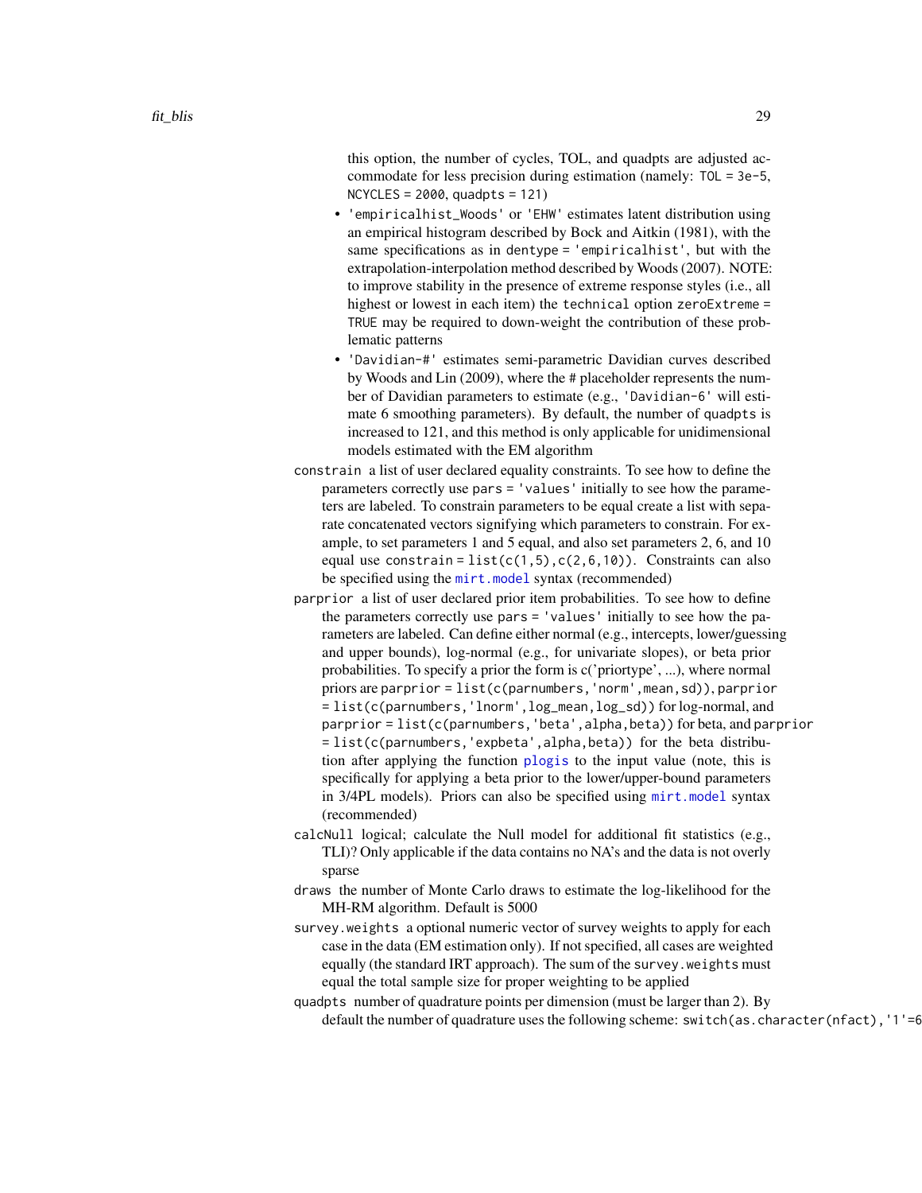this option, the number of cycles, TOL, and quadpts are adjusted accommodate for less precision during estimation (namely: `TOL = 3e-5`, `NCYCLES = 2000`, `quadpts = 121`)

- `'empiricalhist_Woods'` or `'EHW'` estimates latent distribution using an empirical histogram described by Bock and Aitkin (1981), with the same specifications as in `dentype = 'empiricalhist'`, but with the extrapolation-interpolation method described by Woods (2007). NOTE: to improve stability in the presence of extreme response styles (i.e., all highest or lowest in each item) the `technical` option `zeroExtreme = TRUE` may be required to down-weight the contribution of these problematic patterns
- `'Davidian-#'` estimates semi-parametric Davidian curves described by Woods and Lin (2009), where the `#` placeholder represents the number of Davidian parameters to estimate (e.g., `'Davidian-6'` will estimate 6 smoothing parameters). By default, the number of `quadpts` is increased to 121, and this method is only applicable for unidimensional models estimated with the EM algorithm

`constrain` a list of user declared equality constraints. To see how to define the parameters correctly use `pars = 'values'` initially to see how the parameters are labeled. To constrain parameters to be equal create a list with separate concatenated vectors signifying which parameters to constrain. For example, to set parameters 1 and 5 equal, and also set parameters 2, 6, and 10 equal use `constrain = list(c(1,5),c(2,6,10))`. Constraints can also be specified using the `mirt.model` syntax (recommended)

`parprior` a list of user declared prior item probabilities. To see how to define the parameters correctly use `pars = 'values'` initially to see how the parameters are labeled. Can define either normal (e.g., intercepts, lower/guessing and upper bounds), log-normal (e.g., for univariate slopes), or beta prior probabilities. To specify a prior the form is c('priortype', ...), where normal priors are `parprior = list(c(parnumbers,'norm',mean,sd))`, `parprior = list(c(parnumbers,'lnorm',log_mean,log_sd))` for log-normal, and `parprior = list(c(parnumbers,'beta',alpha,beta))` for beta, and `parprior = list(c(parnumbers,'expbeta',alpha,beta))` for the beta distribution after applying the function `plogis` to the input value (note, this is specifically for applying a beta prior to the lower/upper-bound parameters in 3/4PL models). Priors can also be specified using `mirt.model` syntax (recommended)

`calcNull` logical; calculate the Null model for additional fit statistics (e.g., TLI)? Only applicable if the data contains no NA's and the data is not overly sparse

`draws` the number of Monte Carlo draws to estimate the log-likelihood for the MH-RM algorithm. Default is 5000

`survey.weights` a optional numeric vector of survey weights to apply for each case in the data (EM estimation only). If not specified, all cases are weighted equally (the standard IRT approach). The sum of the `survey.weights` must equal the total sample size for proper weighting to be applied

`quadpts` number of quadrature points per dimension (must be larger than 2). By default the number of quadrature uses the following scheme: `switch(as.character(nfact),'1'=6`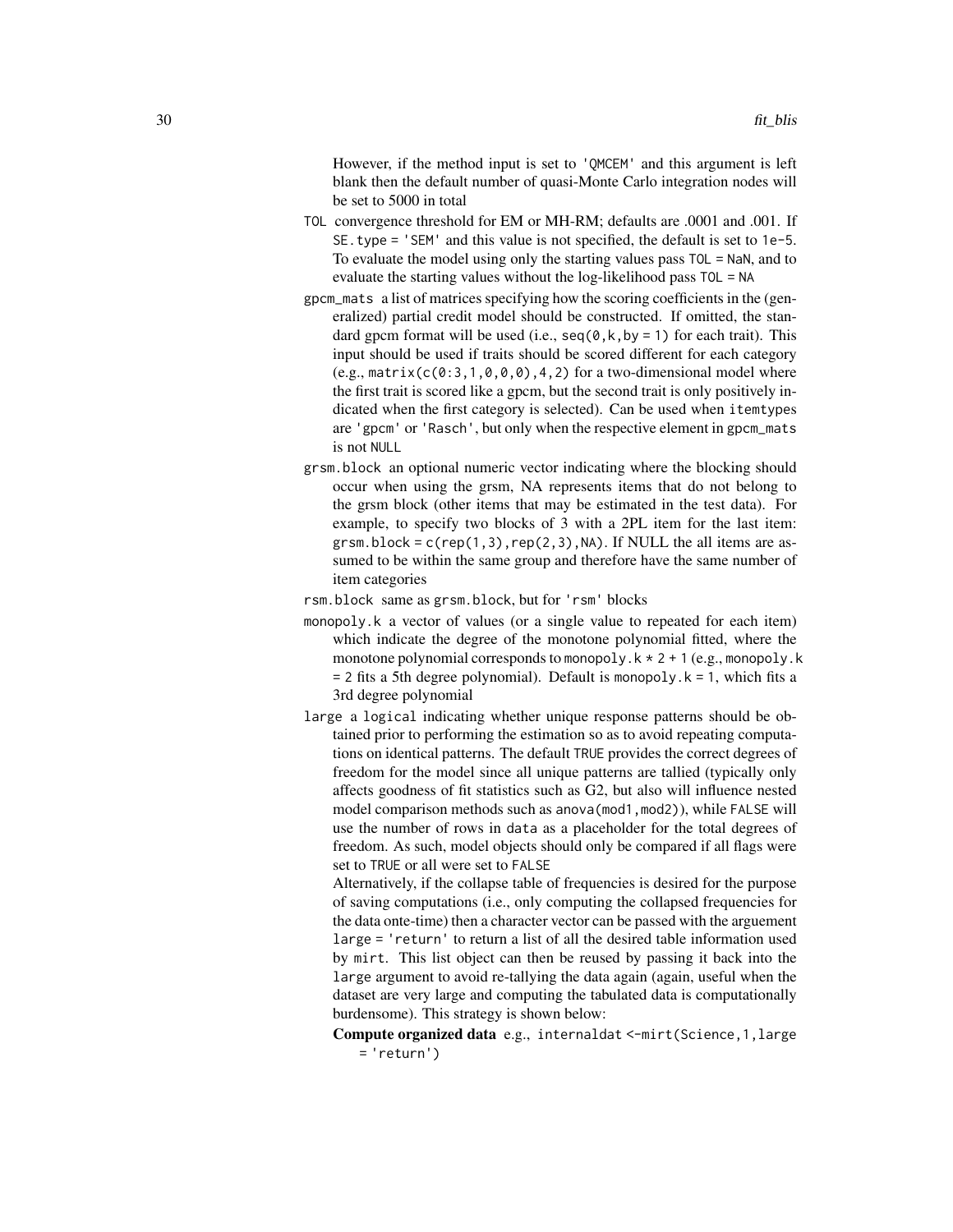However, if the method input is set to `'QMCEM'` and this argument is left blank then the default number of quasi-Monte Carlo integration nodes will be set to 5000 in total

`TOL` convergence threshold for EM or MH-RM; defaults are .0001 and .001. If `SE.type = 'SEM'` and this value is not specified, the default is set to `1e-5`. To evaluate the model using only the starting values pass `TOL = NaN`, and to evaluate the starting values without the log-likelihood pass `TOL = NA`

`gpcm_mats` a list of matrices specifying how the scoring coefficients in the (generalized) partial credit model should be constructed. If omitted, the standard gpcm format will be used (i.e., `seq(0,k,by = 1)` for each trait). This input should be used if traits should be scored different for each category (e.g., `matrix(c(0:3,1,0,0,0),4,2)` for a two-dimensional model where the first trait is scored like a gpcm, but the second trait is only positively indicated when the first category is selected). Can be used when `itemtypes` are `'gpcm'` or `'Rasch'`, but only when the respective element in `gpcm_mats` is not `NULL`

`grsm.block` an optional numeric vector indicating where the blocking should occur when using the grsm, NA represents items that do not belong to the grsm block (other items that may be estimated in the test data). For example, to specify two blocks of 3 with a 2PL item for the last item: `grsm.block = c(rep(1,3),rep(2,3),NA)`. If NULL the all items are assumed to be within the same group and therefore have the same number of item categories

`rsm.block` same as `grsm.block`, but for `'rsm'` blocks

`monopoly.k` a vector of values (or a single value to repeated for each item) which indicate the degree of the monotone polynomial fitted, where the monotone polynomial corresponds to `monopoly.k * 2 + 1` (e.g., `monopoly.k = 2` fits a 5th degree polynomial). Default is `monopoly.k = 1`, which fits a 3rd degree polynomial

`large` a `logical` indicating whether unique response patterns should be obtained prior to performing the estimation so as to avoid repeating computations on identical patterns. The default `TRUE` provides the correct degrees of freedom for the model since all unique patterns are tallied (typically only affects goodness of fit statistics such as G2, but also will influence nested model comparison methods such as `anova(mod1,mod2)`), while `FALSE` will use the number of rows in `data` as a placeholder for the total degrees of freedom. As such, model objects should only be compared if all flags were set to `TRUE` or all were set to `FALSE`

Alternatively, if the collapse table of frequencies is desired for the purpose of saving computations (i.e., only computing the collapsed frequencies for the data onte-time) then a character vector can be passed with the arguement `large = 'return'` to return a list of all the desired table information used by `mirt`. This list object can then be reused by passing it back into the `large` argument to avoid re-tallying the data again (again, useful when the dataset are very large and computing the tabulated data is computationally burdensome). This strategy is shown below:

**Compute organized data** e.g., `internaldat <-mirt(Science,1,large = 'return')`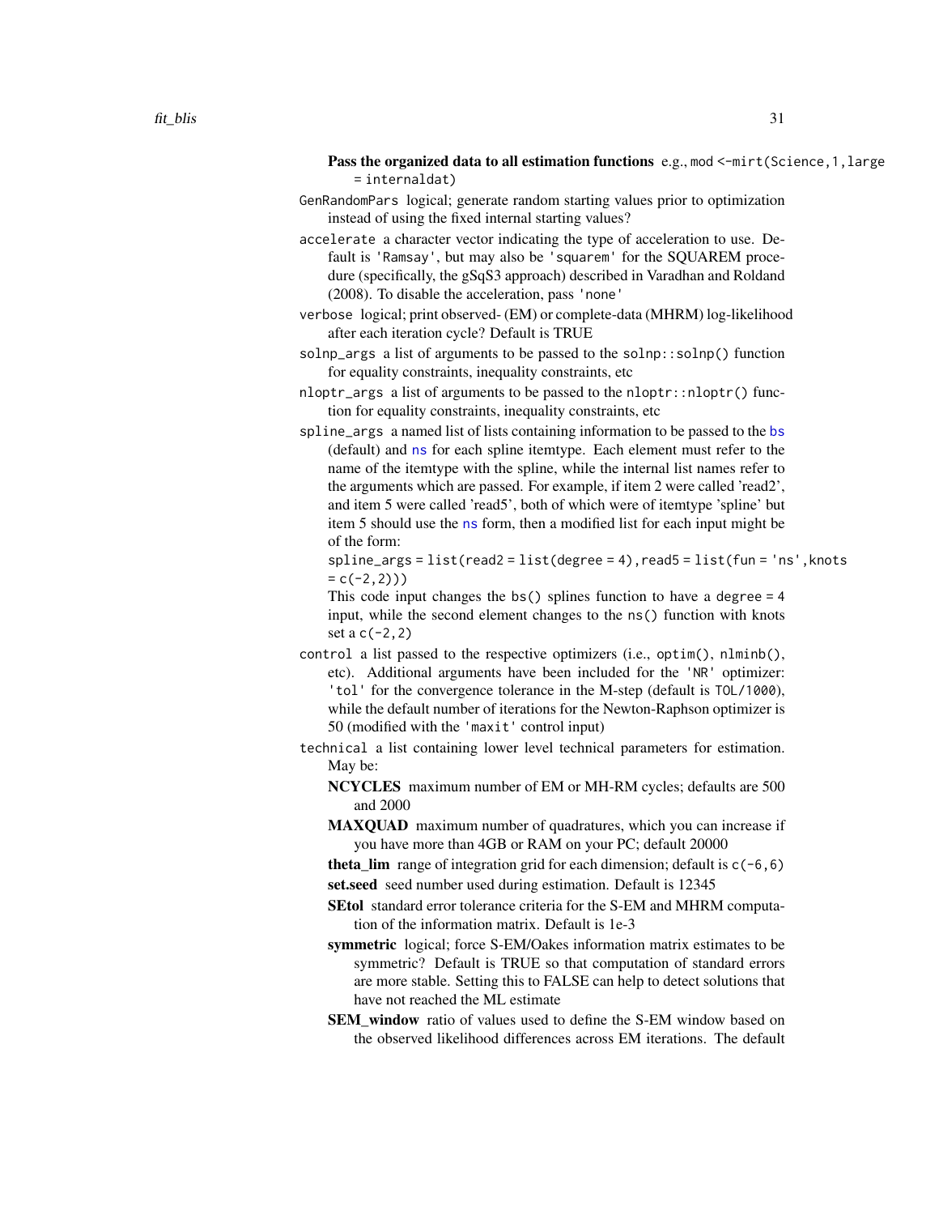**Pass the organized data to all estimation functions** e.g., `mod <-mirt(Science,1,large = internaldat)`

`GenRandomPars` logical; generate random starting values prior to optimization instead of using the fixed internal starting values?

`accelerate` a character vector indicating the type of acceleration to use. Default is `'Ramsay'`, but may also be `'squarem'` for the SQUAREM procedure (specifically, the gSqS3 approach) described in Varadhan and Roldand (2008). To disable the acceleration, pass `'none'`

`verbose` logical; print observed- (EM) or complete-data (MHRM) log-likelihood after each iteration cycle? Default is TRUE

`solnp_args` a list of arguments to be passed to the `solnp::solnp()` function for equality constraints, inequality constraints, etc

`nloptr_args` a list of arguments to be passed to the `nloptr::nloptr()` function for equality constraints, inequality constraints, etc

`spline_args` a named list of lists containing information to be passed to the `bs` (default) and `ns` for each spline itemtype. Each element must refer to the name of the itemtype with the spline, while the internal list names refer to the arguments which are passed. For example, if item 2 were called 'read2', and item 5 were called 'read5', both of which were of itemtype 'spline' but item 5 should use the `ns` form, then a modified list for each input might be of the form:

`spline_args = list(read2 = list(degree = 4),read5 = list(fun = 'ns',knots = c(-2,2)))`

This code input changes the `bs()` splines function to have a `degree = 4` input, while the second element changes to the `ns()` function with knots set a `c(-2,2)`

`control` a list passed to the respective optimizers (i.e., `optim()`, `nlminb()`, etc). Additional arguments have been included for the `'NR'` optimizer: `'tol'` for the convergence tolerance in the M-step (default is `TOL/1000`), while the default number of iterations for the Newton-Raphson optimizer is 50 (modified with the `'maxit'` control input)

`technical` a list containing lower level technical parameters for estimation. May be:

- **NCYCLES** maximum number of EM or MH-RM cycles; defaults are 500 and 2000
- **MAXQUAD** maximum number of quadratures, which you can increase if you have more than 4GB or RAM on your PC; default 20000
- **theta_lim** range of integration grid for each dimension; default is `c(-6,6)`
- **set.seed** seed number used during estimation. Default is 12345
- **SEtol** standard error tolerance criteria for the S-EM and MHRM computation of the information matrix. Default is 1e-3
- **symmetric** logical; force S-EM/Oakes information matrix estimates to be symmetric? Default is TRUE so that computation of standard errors are more stable. Setting this to FALSE can help to detect solutions that have not reached the ML estimate
- **SEM_window** ratio of values used to define the S-EM window based on the observed likelihood differences across EM iterations. The default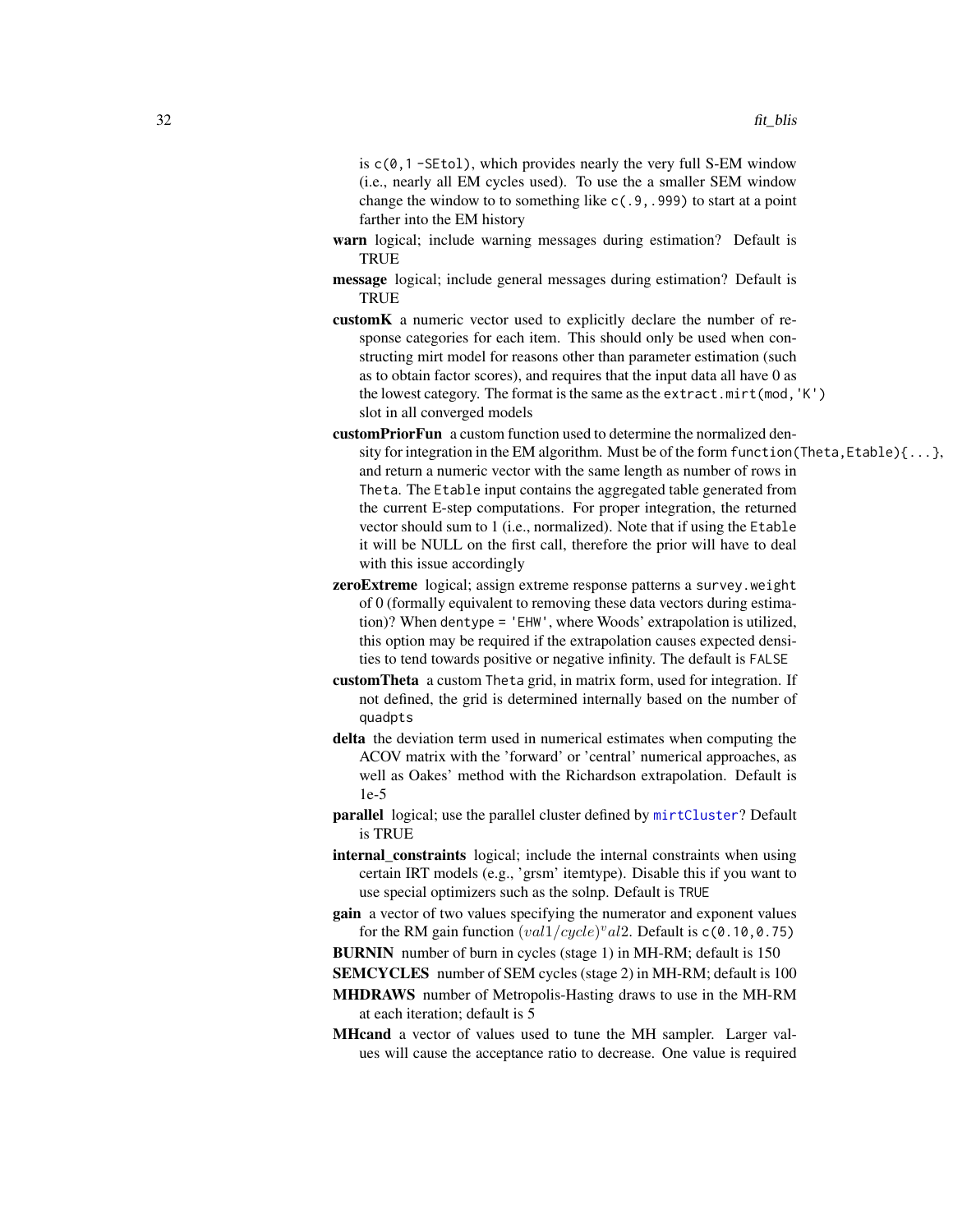is `c(0,1 -SEtol)`, which provides nearly the very full S-EM window (i.e., nearly all EM cycles used). To use the a smaller SEM window change the window to to something like `c(.9,.999)` to start at a point farther into the EM history

**warn** logical; include warning messages during estimation? Default is TRUE

**message** logical; include general messages during estimation? Default is TRUE

**customK** a numeric vector used to explicitly declare the number of response categories for each item. This should only be used when constructing mirt model for reasons other than parameter estimation (such as to obtain factor scores), and requires that the input data all have 0 as the lowest category. The format is the same as the `extract.mirt(mod,'K')` slot in all converged models

**customPriorFun** a custom function used to determine the normalized density for integration in the EM algorithm. Must be of the form `function(Theta,Etable){...}`, and return a numeric vector with the same length as number of rows in `Theta`. The `Etable` input contains the aggregated table generated from the current E-step computations. For proper integration, the returned vector should sum to 1 (i.e., normalized). Note that if using the `Etable` it will be NULL on the first call, therefore the prior will have to deal with this issue accordingly

**zeroExtreme** logical; assign extreme response patterns a `survey.weight` of 0 (formally equivalent to removing these data vectors during estimation)? When `dentype = 'EHW'`, where Woods' extrapolation is utilized, this option may be required if the extrapolation causes expected densities to tend towards positive or negative infinity. The default is `FALSE`

**customTheta** a custom `Theta` grid, in matrix form, used for integration. If not defined, the grid is determined internally based on the number of `quadpts`

**delta** the deviation term used in numerical estimates when computing the ACOV matrix with the 'forward' or 'central' numerical approaches, as well as Oakes' method with the Richardson extrapolation. Default is 1e-5

**parallel** logical; use the parallel cluster defined by `mirtCluster`? Default is TRUE

**internal_constraints** logical; include the internal constraints when using certain IRT models (e.g., 'grsm' itemtype). Disable this if you want to use special optimizers such as the solnp. Default is `TRUE`

**gain** a vector of two values specifying the numerator and exponent values for the RM gain function $(val1/cycle)^val2$. Default is `c(0.10,0.75)`

**BURNIN** number of burn in cycles (stage 1) in MH-RM; default is 150

**SEMCYCLES** number of SEM cycles (stage 2) in MH-RM; default is 100

**MHDRAWS** number of Metropolis-Hasting draws to use in the MH-RM at each iteration; default is 5

**MHcand** a vector of values used to tune the MH sampler. Larger values will cause the acceptance ratio to decrease. One value is required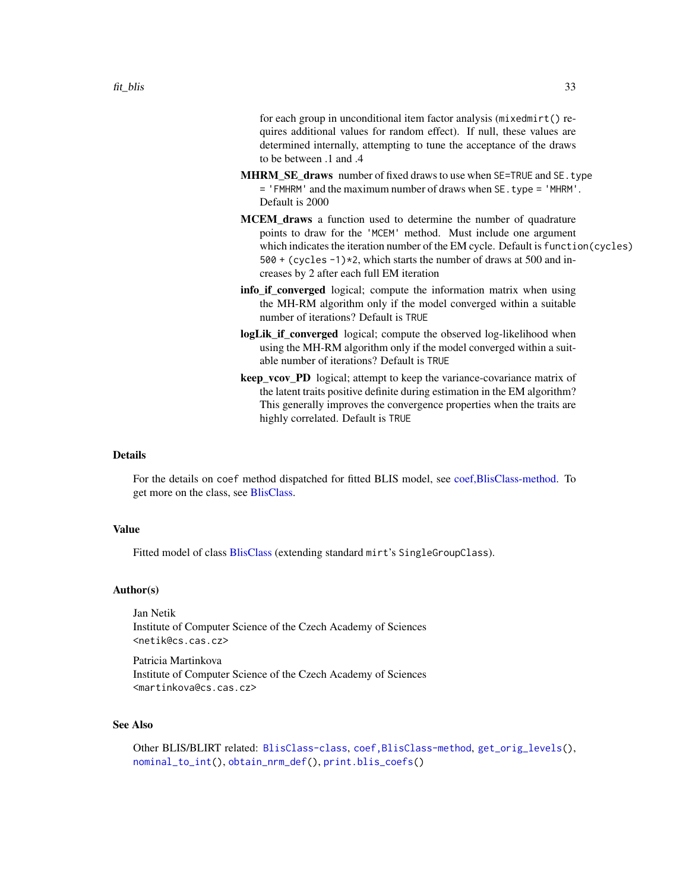for each group in unconditional item factor analysis (`mixedmirt()` requires additional values for random effect). If null, these values are determined internally, attempting to tune the acceptance of the draws to be between .1 and .4

**MHRM_SE_draws** number of fixed draws to use when `SE=TRUE` and `SE.type = 'FMHRM'` and the maximum number of draws when `SE.type = 'MHRM'`. Default is 2000

**MCEM_draws** a function used to determine the number of quadrature points to draw for the `'MCEM'` method. Must include one argument which indicates the iteration number of the EM cycle. Default is `function(cycles) 500 + (cycles - 1)*2`, which starts the number of draws at 500 and increases by 2 after each full EM iteration

**info_if_converged** logical; compute the information matrix when using the MH-RM algorithm only if the model converged within a suitable number of iterations? Default is `TRUE`

**logLik_if_converged** logical; compute the observed log-likelihood when using the MH-RM algorithm only if the model converged within a suitable number of iterations? Default is `TRUE`

**keep_vcov_PD** logical; attempt to keep the variance-covariance matrix of the latent traits positive definite during estimation in the EM algorithm? This generally improves the convergence properties when the traits are highly correlated. Default is `TRUE`

## Details

For the details on `coef` method dispatched for fitted BLIS model, see coef,BlisClass-method. To get more on the class, see BlisClass.

## Value

Fitted model of class BlisClass (extending standard `mirt`'s `SingleGroupClass`).

## Author(s)

Jan Netik
Institute of Computer Science of the Czech Academy of Sciences
<netik@cs.cas.cz>

Patricia Martinkova
Institute of Computer Science of the Czech Academy of Sciences
<martinkova@cs.cas.cz>

## See Also

Other BLIS/BLIRT related: `BlisClass-class`, `coef,BlisClass-method`, `get_orig_levels()`, `nominal_to_int()`, `obtain_nrm_def()`, `print.blis_coefs()`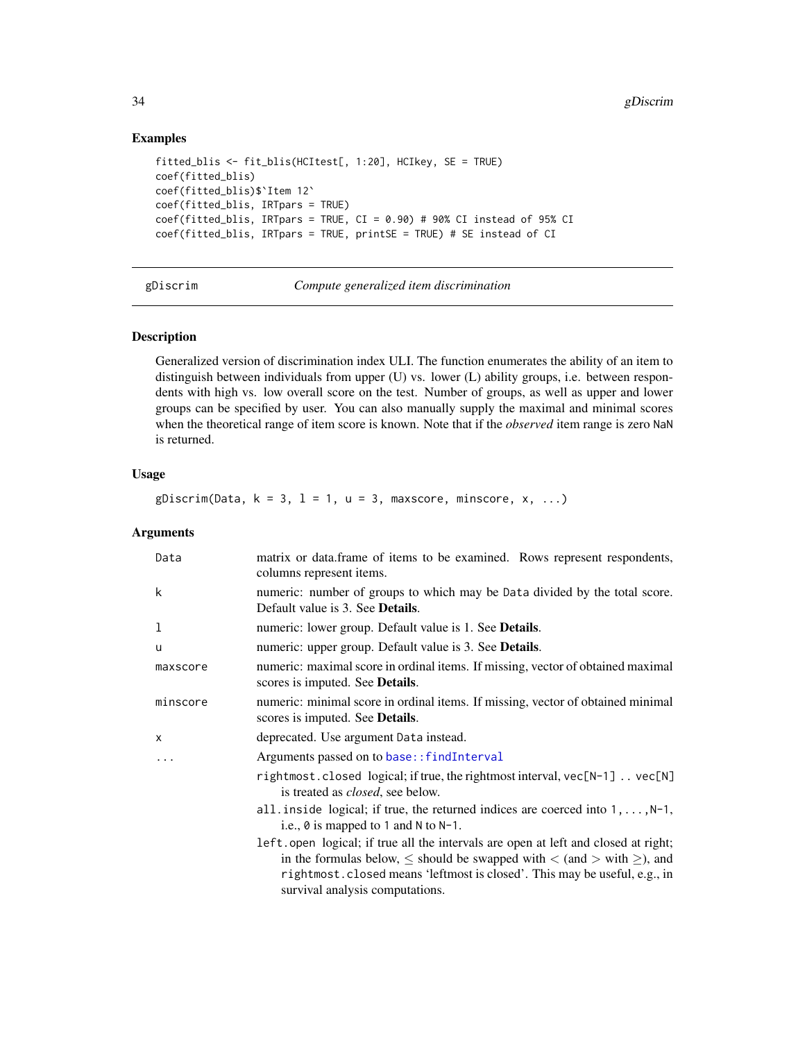## Examples

```
fitted_blis <- fit_blis(HCItest[, 1:20], HCIkey, SE = TRUE)
coef(fitted_blis)
coef(fitted_blis)$`Item 12`
coef(fitted_blis, IRTpars = TRUE)
coef(fitted_blis, IRTpars = TRUE, CI = 0.90) # 90% CI instead of 95% CI
coef(fitted_blis, IRTpars = TRUE, printSE = TRUE) # SE instead of CI
```

---

# gDiscrim — *Compute generalized item discrimination*

## Description

Generalized version of discrimination index ULI. The function enumerates the ability of an item to distinguish between individuals from upper (U) vs. lower (L) ability groups, i.e. between respondents with high vs. low overall score on the test. Number of groups, as well as upper and lower groups can be specified by user. You can also manually supply the maximal and minimal scores when the theoretical range of item score is known. Note that if the *observed* item range is zero NaN is returned.

## Usage

```
gDiscrim(Data, k = 3, l = 1, u = 3, maxscore, minscore, x, ...)
```

## Arguments

| | |
|---|---|
| Data | matrix or data.frame of items to be examined. Rows represent respondents, columns represent items. |
| k | numeric: number of groups to which may be Data divided by the total score. Default value is 3. See **Details**. |
| l | numeric: lower group. Default value is 1. See **Details**. |
| u | numeric: upper group. Default value is 3. See **Details**. |
| maxscore | numeric: maximal score in ordinal items. If missing, vector of obtained maximal scores is imputed. See **Details**. |
| minscore | numeric: minimal score in ordinal items. If missing, vector of obtained minimal scores is imputed. See **Details**. |
| x | deprecated. Use argument Data instead. |
| ... | Arguments passed on to base::findInterval |

- rightmost.closed logical; if true, the rightmost interval, vec[N-1] .. vec[N] is treated as *closed*, see below.
- all.inside logical; if true, the returned indices are coerced into 1,...,N-1, i.e., 0 is mapped to 1 and N to N-1.
- left.open logical; if true all the intervals are open at left and closed at right; in the formulas below, $\leq$ should be swapped with $<$ (and $>$ with $\geq$), and rightmost.closed means 'leftmost is closed'. This may be useful, e.g., in survival analysis computations.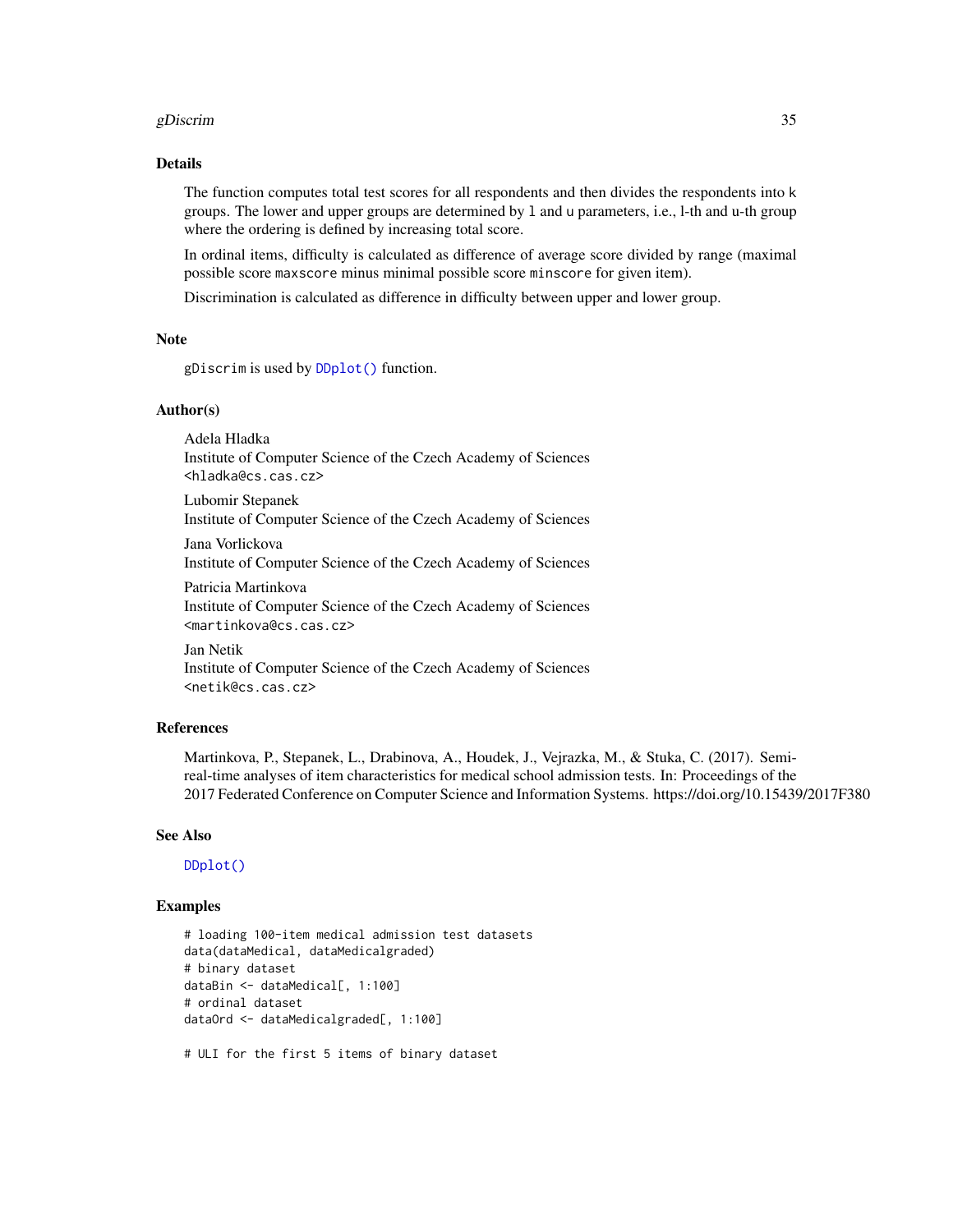### Details

The function computes total test scores for all respondents and then divides the respondents into `k` groups. The lower and upper groups are determined by `l` and `u` parameters, i.e., l-th and u-th group where the ordering is defined by increasing total score.

In ordinal items, difficulty is calculated as difference of average score divided by range (maximal possible score `maxscore` minus minimal possible score `minscore` for given item).

Discrimination is calculated as difference in difficulty between upper and lower group.

### Note

`gDiscrim` is used by `DDplot()` function.

### Author(s)

Adela Hladka  
Institute of Computer Science of the Czech Academy of Sciences  
<hladka@cs.cas.cz>

Lubomir Stepanek  
Institute of Computer Science of the Czech Academy of Sciences

Jana Vorlickova  
Institute of Computer Science of the Czech Academy of Sciences

Patricia Martinkova  
Institute of Computer Science of the Czech Academy of Sciences  
<martinkova@cs.cas.cz>

Jan Netik  
Institute of Computer Science of the Czech Academy of Sciences  
<netik@cs.cas.cz>

### References

Martinkova, P., Stepanek, L., Drabinova, A., Houdek, J., Vejrazka, M., & Stuka, C. (2017). Semi-real-time analyses of item characteristics for medical school admission tests. In: Proceedings of the 2017 Federated Conference on Computer Science and Information Systems. https://doi.org/10.15439/2017F380

### See Also

`DDplot()`

### Examples

```
# loading 100-item medical admission test datasets
data(dataMedical, dataMedicalgraded)
# binary dataset
dataBin <- dataMedical[, 1:100]
# ordinal dataset
dataOrd <- dataMedicalgraded[, 1:100]

# ULI for the first 5 items of binary dataset
```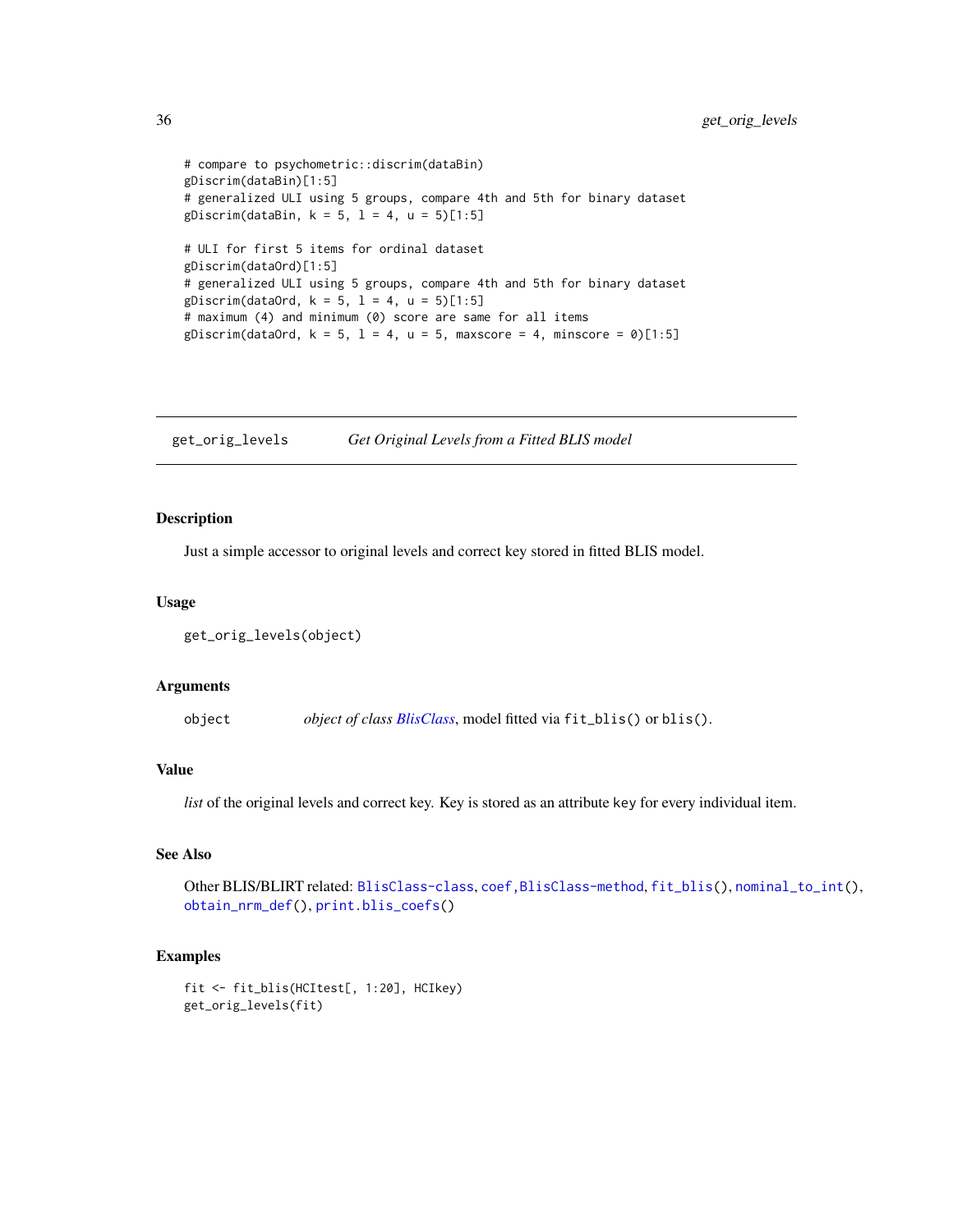```
# compare to psychometric::discrim(dataBin)
gDiscrim(dataBin)[1:5]
# generalized ULI using 5 groups, compare 4th and 5th for binary dataset
gDiscrim(dataBin, k = 5, l = 4, u = 5)[1:5]

# ULI for first 5 items for ordinal dataset
gDiscrim(dataOrd)[1:5]
# generalized ULI using 5 groups, compare 4th and 5th for binary dataset
gDiscrim(dataOrd, k = 5, l = 4, u = 5)[1:5]
# maximum (4) and minimum (0) score are same for all items
gDiscrim(dataOrd, k = 5, l = 4, u = 5, maxscore = 4, minscore = 0)[1:5]
```

---

## get_orig_levels — *Get Original Levels from a Fitted BLIS model*

### Description

Just a simple accessor to original levels and correct key stored in fitted BLIS model.

### Usage

```
get_orig_levels(object)
```

### Arguments

| | |
|---|---|
| `object` | *object of class BlisClass*, model fitted via `fit_blis()` or `blis()`. |

### Value

*list* of the original levels and correct key. Key is stored as an attribute key for every individual item.

### See Also

Other BLIS/BLIRT related: `BlisClass-class`, `coef,BlisClass-method`, `fit_blis()`, `nominal_to_int()`, `obtain_nrm_def()`, `print.blis_coefs()`

### Examples

```
fit <- fit_blis(HCItest[, 1:20], HCIkey)
get_orig_levels(fit)
```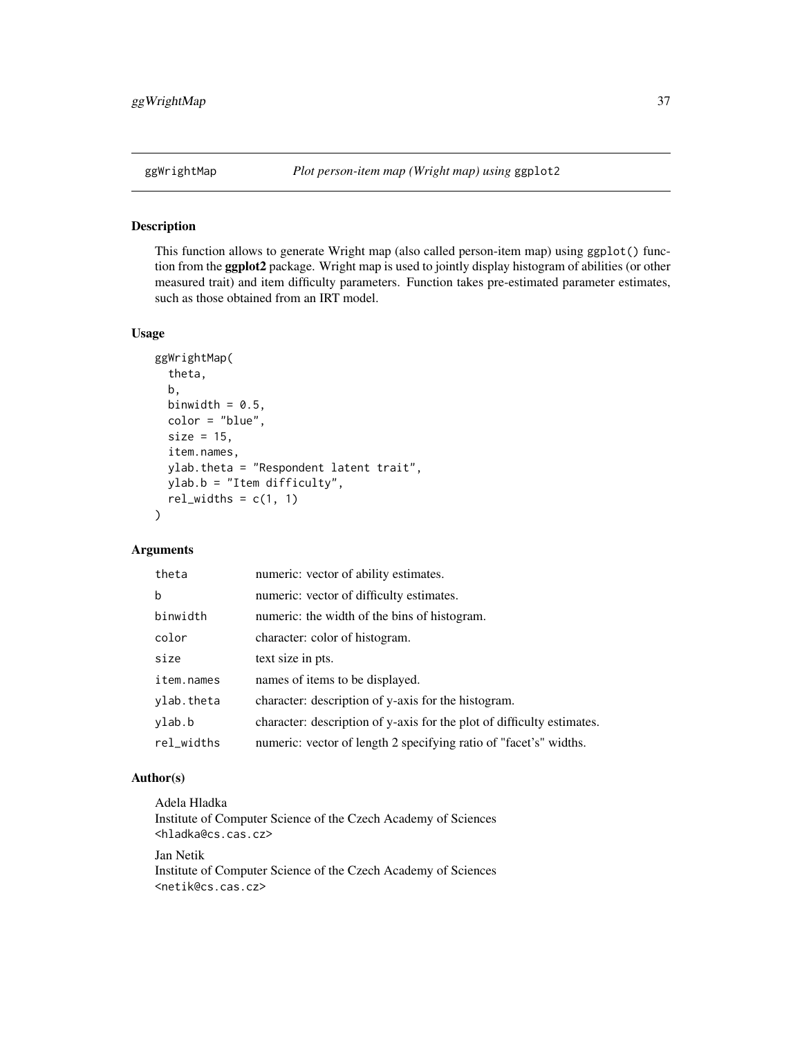# ggWrightMap *Plot person-item map (Wright map) using* ggplot2

## Description

This function allows to generate Wright map (also called person-item map) using ggplot() function from the **ggplot2** package. Wright map is used to jointly display histogram of abilities (or other measured trait) and item difficulty parameters. Function takes pre-estimated parameter estimates, such as those obtained from an IRT model.

## Usage

```
ggWrightMap(
  theta,
  b,
  binwidth = 0.5,
  color = "blue",
  size = 15,
  item.names,
  ylab.theta = "Respondent latent trait",
  ylab.b = "Item difficulty",
  rel_widths = c(1, 1)
)
```

## Arguments

| | |
|---|---|
| theta | numeric: vector of ability estimates. |
| b | numeric: vector of difficulty estimates. |
| binwidth | numeric: the width of the bins of histogram. |
| color | character: color of histogram. |
| size | text size in pts. |
| item.names | names of items to be displayed. |
| ylab.theta | character: description of y-axis for the histogram. |
| ylab.b | character: description of y-axis for the plot of difficulty estimates. |
| rel_widths | numeric: vector of length 2 specifying ratio of "facet's" widths. |

## Author(s)

Adela Hladka
Institute of Computer Science of the Czech Academy of Sciences
<hladka@cs.cas.cz>

Jan Netik
Institute of Computer Science of the Czech Academy of Sciences
<netik@cs.cas.cz>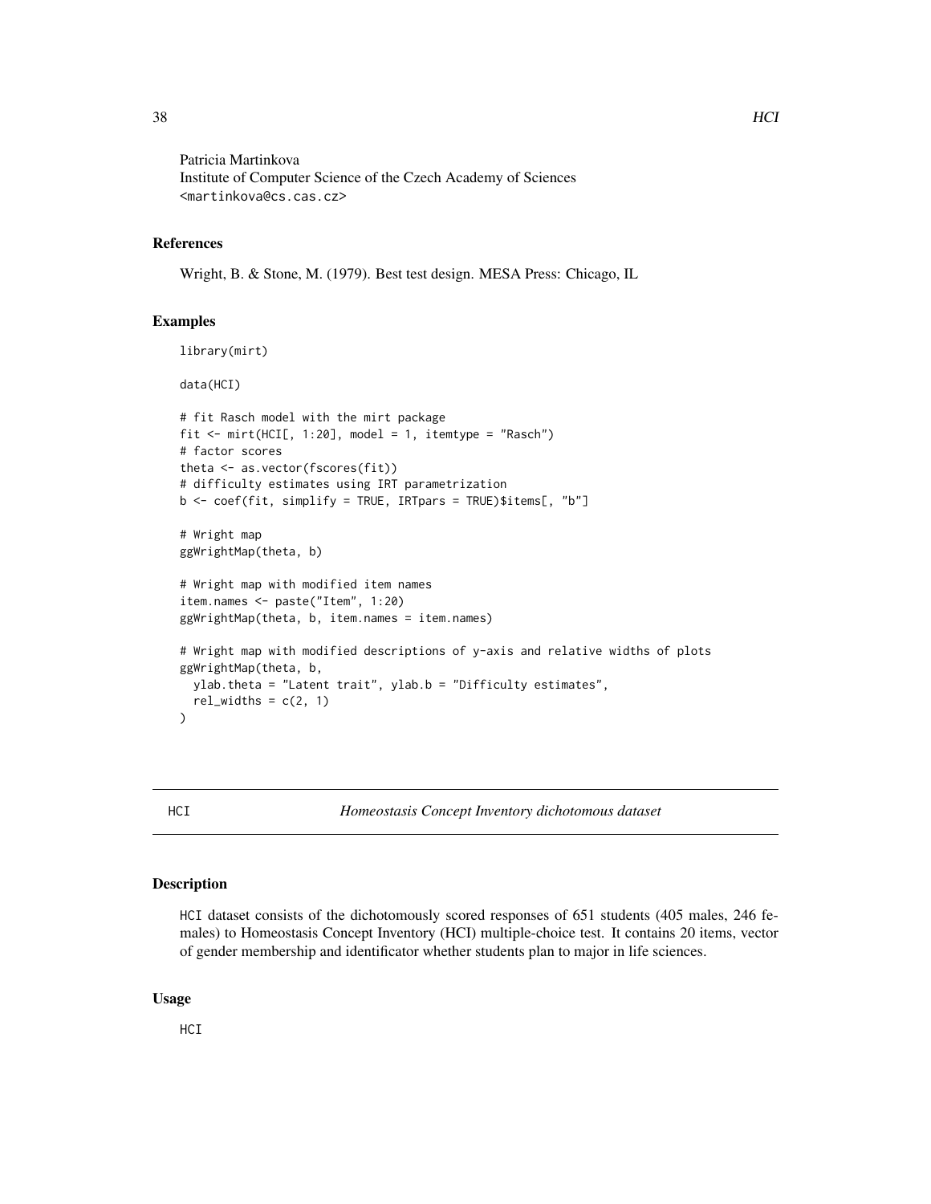Patricia Martinkova  
Institute of Computer Science of the Czech Academy of Sciences  
<martinkova@cs.cas.cz>

### References

Wright, B. & Stone, M. (1979). Best test design. MESA Press: Chicago, IL

### Examples

```
library(mirt)

data(HCI)

# fit Rasch model with the mirt package
fit <- mirt(HCI[, 1:20], model = 1, itemtype = "Rasch")
# factor scores
theta <- as.vector(fscores(fit))
# difficulty estimates using IRT parametrization
b <- coef(fit, simplify = TRUE, IRTpars = TRUE)$items[, "b"]

# Wright map
ggWrightMap(theta, b)

# Wright map with modified item names
item.names <- paste("Item", 1:20)
ggWrightMap(theta, b, item.names = item.names)

# Wright map with modified descriptions of y-axis and relative widths of plots
ggWrightMap(theta, b,
  ylab.theta = "Latent trait", ylab.b = "Difficulty estimates",
  rel_widths = c(2, 1)
)
```

---

## HCI — *Homeostasis Concept Inventory dichotomous dataset*

### Description

HCI dataset consists of the dichotomously scored responses of 651 students (405 males, 246 females) to Homeostasis Concept Inventory (HCI) multiple-choice test. It contains 20 items, vector of gender membership and identificator whether students plan to major in life sciences.

### Usage

HCI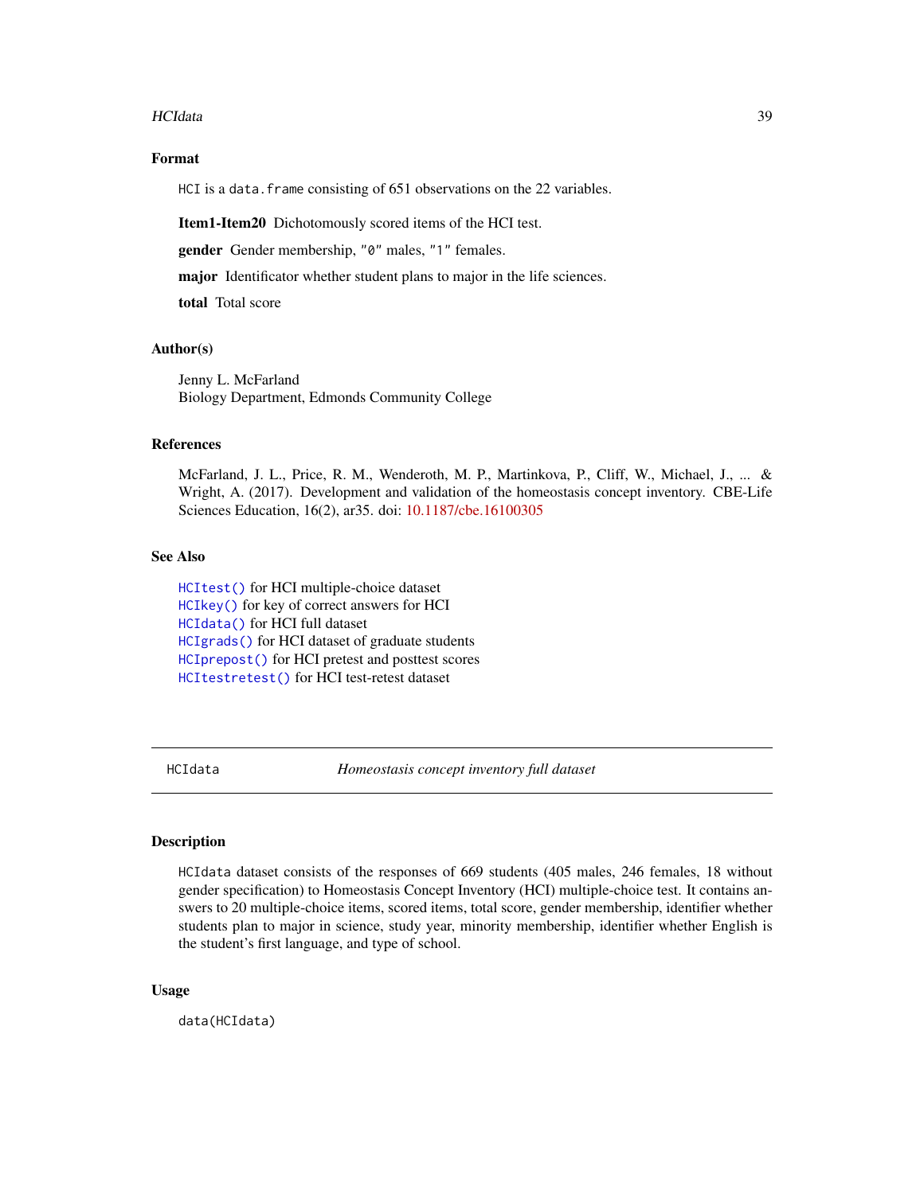### Format

HCI is a data.frame consisting of 651 observations on the 22 variables.

**Item1-Item20** Dichotomously scored items of the HCI test.

**gender** Gender membership, "0" males, "1" females.

**major** Identificator whether student plans to major in the life sciences.

**total** Total score

### Author(s)

Jenny L. McFarland
Biology Department, Edmonds Community College

### References

McFarland, J. L., Price, R. M., Wenderoth, M. P., Martinkova, P., Cliff, W., Michael, J., ... & Wright, A. (2017). Development and validation of the homeostasis concept inventory. CBE-Life Sciences Education, 16(2), ar35. doi: 10.1187/cbe.16100305

### See Also

HCItest() for HCI multiple-choice dataset
HCIkey() for key of correct answers for HCI
HCIdata() for HCI full dataset
HCIgrads() for HCI dataset of graduate students
HCIprepost() for HCI pretest and posttest scores
HCItestretest() for HCI test-retest dataset

---

## HCIdata *Homeostasis concept inventory full dataset*

### Description

HCIdata dataset consists of the responses of 669 students (405 males, 246 females, 18 without gender specification) to Homeostasis Concept Inventory (HCI) multiple-choice test. It contains answers to 20 multiple-choice items, scored items, total score, gender membership, identifier whether students plan to major in science, study year, minority membership, identifier whether English is the student's first language, and type of school.

### Usage

```
data(HCIdata)
```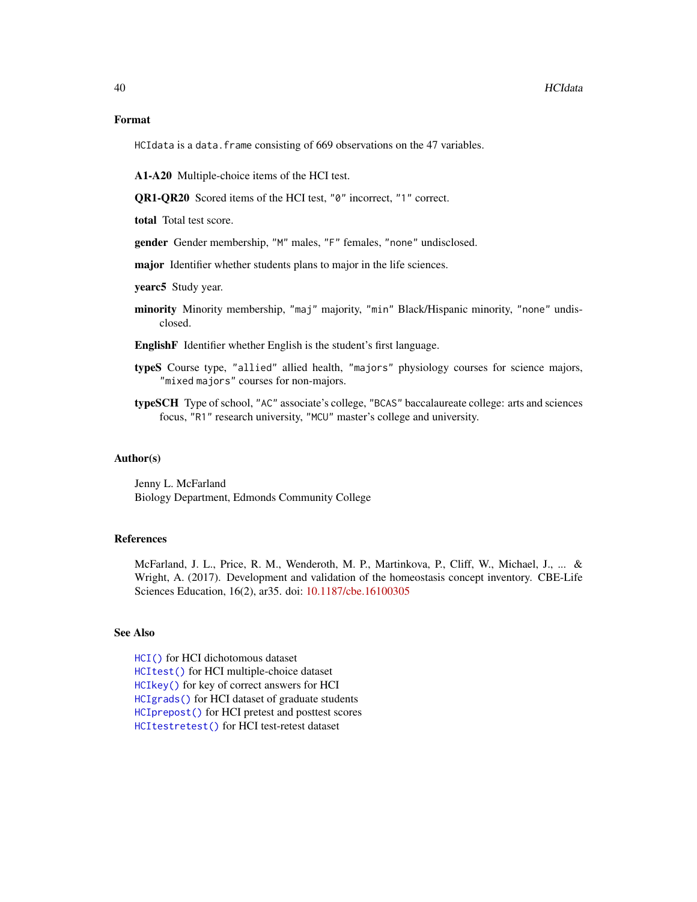## Format

`HCIdata` is a `data.frame` consisting of 669 observations on the 47 variables.

**A1-A20** Multiple-choice items of the HCI test.

**QR1-QR20** Scored items of the HCI test, `"0"` incorrect, `"1"` correct.

**total** Total test score.

**gender** Gender membership, `"M"` males, `"F"` females, `"none"` undisclosed.

**major** Identifier whether students plans to major in the life sciences.

**yearc5** Study year.

**minority** Minority membership, `"maj"` majority, `"min"` Black/Hispanic minority, `"none"` undisclosed.

**EnglishF** Identifier whether English is the student's first language.

**typeS** Course type, `"allied"` allied health, `"majors"` physiology courses for science majors, `"mixed majors"` courses for non-majors.

**typeSCH** Type of school, `"AC"` associate's college, `"BCAS"` baccalaureate college: arts and sciences focus, `"R1"` research university, `"MCU"` master's college and university.

## Author(s)

Jenny L. McFarland
Biology Department, Edmonds Community College

## References

McFarland, J. L., Price, R. M., Wenderoth, M. P., Martinkova, P., Cliff, W., Michael, J., ... & Wright, A. (2017). Development and validation of the homeostasis concept inventory. CBE-Life Sciences Education, 16(2), ar35. doi: 10.1187/cbe.16100305

## See Also

`HCI()` for HCI dichotomous dataset
`HCItest()` for HCI multiple-choice dataset
`HCIkey()` for key of correct answers for HCI
`HCIgrads()` for HCI dataset of graduate students
`HCIprepost()` for HCI pretest and posttest scores
`HCItestretest()` for HCI test-retest dataset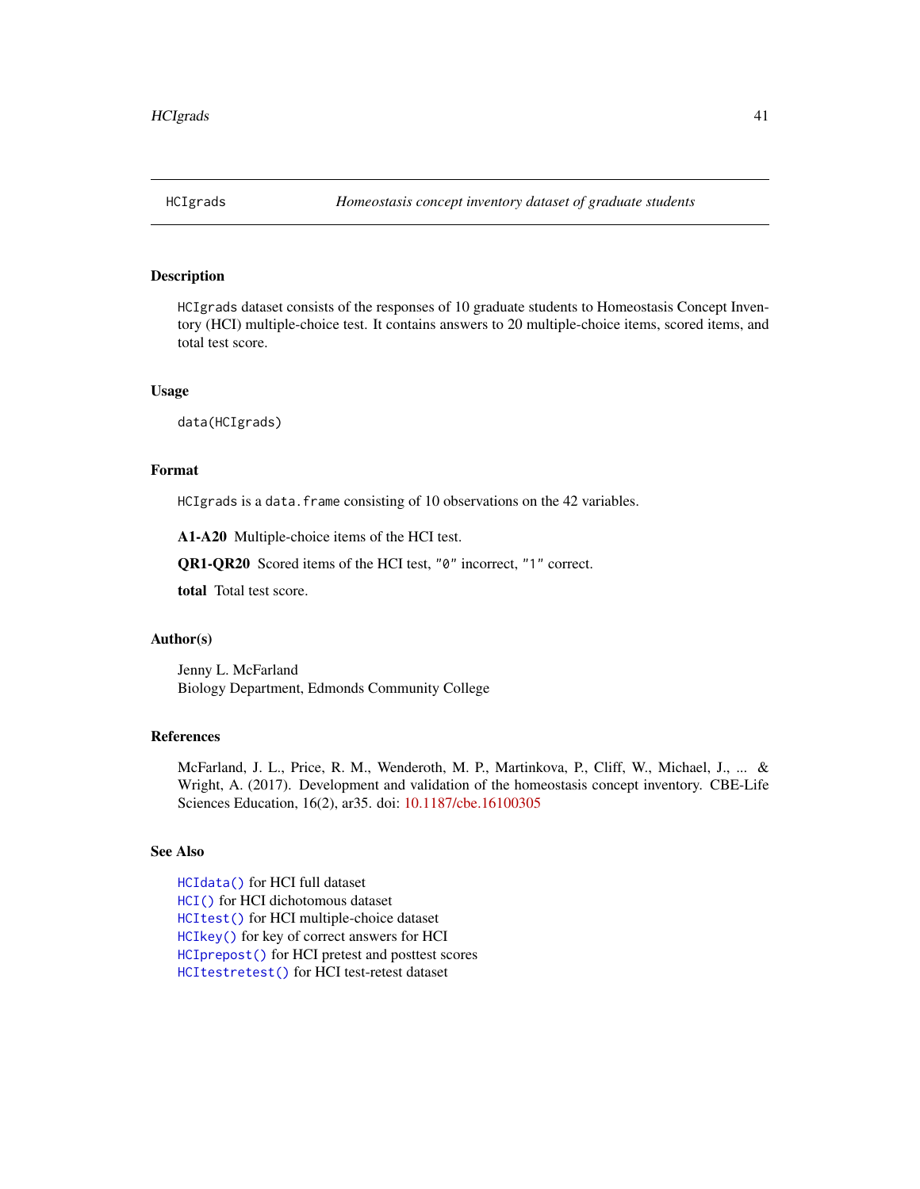## HCIgrads — *Homeostasis concept inventory dataset of graduate students*

### Description

`HCIgrads` dataset consists of the responses of 10 graduate students to Homeostasis Concept Inventory (HCI) multiple-choice test. It contains answers to 20 multiple-choice items, scored items, and total test score.

### Usage

```
data(HCIgrads)
```

### Format

`HCIgrads` is a `data.frame` consisting of 10 observations on the 42 variables.

**A1-A20** Multiple-choice items of the HCI test.

**QR1-QR20** Scored items of the HCI test, `"0"` incorrect, `"1"` correct.

**total** Total test score.

### Author(s)

Jenny L. McFarland  
Biology Department, Edmonds Community College

### References

McFarland, J. L., Price, R. M., Wenderoth, M. P., Martinkova, P., Cliff, W., Michael, J., ... & Wright, A. (2017). Development and validation of the homeostasis concept inventory. CBE-Life Sciences Education, 16(2), ar35. doi: 10.1187/cbe.16100305

### See Also

`HCIdata()` for HCI full dataset  
`HCI()` for HCI dichotomous dataset  
`HCItest()` for HCI multiple-choice dataset  
`HCIkey()` for key of correct answers for HCI  
`HCIprepost()` for HCI pretest and posttest scores  
`HCItestretest()` for HCI test-retest dataset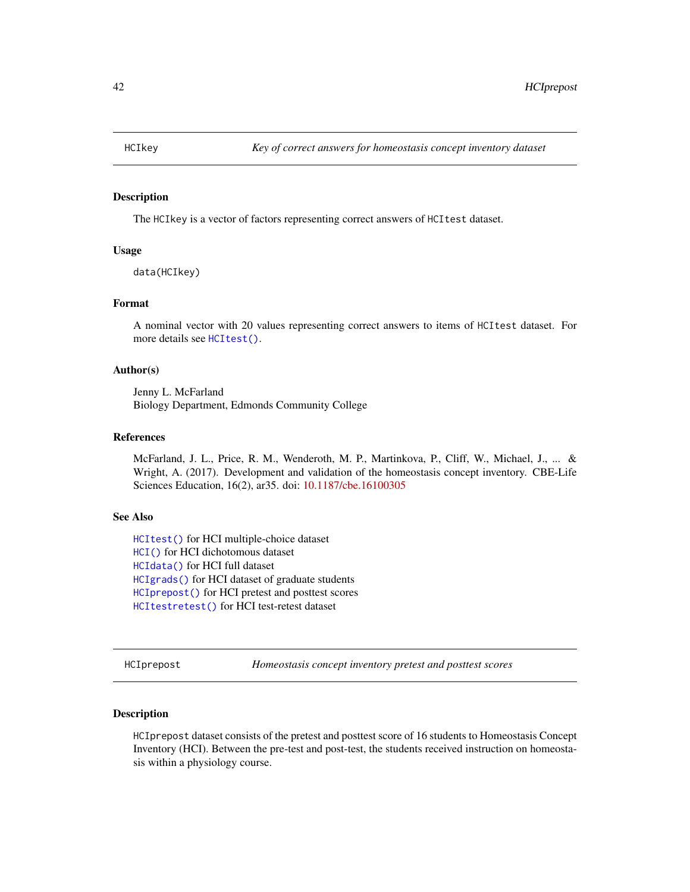## HCIkey — *Key of correct answers for homeostasis concept inventory dataset*

### Description

The `HCIkey` is a vector of factors representing correct answers of `HCItest` dataset.

### Usage

```
data(HCIkey)
```

### Format

A nominal vector with 20 values representing correct answers to items of `HCItest` dataset. For more details see `HCItest()`.

### Author(s)

Jenny L. McFarland
Biology Department, Edmonds Community College

### References

McFarland, J. L., Price, R. M., Wenderoth, M. P., Martinkova, P., Cliff, W., Michael, J., ... & Wright, A. (2017). Development and validation of the homeostasis concept inventory. CBE-Life Sciences Education, 16(2), ar35. doi: 10.1187/cbe.16100305

### See Also

`HCItest()` for HCI multiple-choice dataset
`HCI()` for HCI dichotomous dataset
`HCIdata()` for HCI full dataset
`HCIgrads()` for HCI dataset of graduate students
`HCIprepost()` for HCI pretest and posttest scores
`HCItestretest()` for HCI test-retest dataset

## HCIprepost — *Homeostasis concept inventory pretest and posttest scores*

### Description

`HCIprepost` dataset consists of the pretest and posttest score of 16 students to Homeostasis Concept Inventory (HCI). Between the pre-test and post-test, the students received instruction on homeostasis within a physiology course.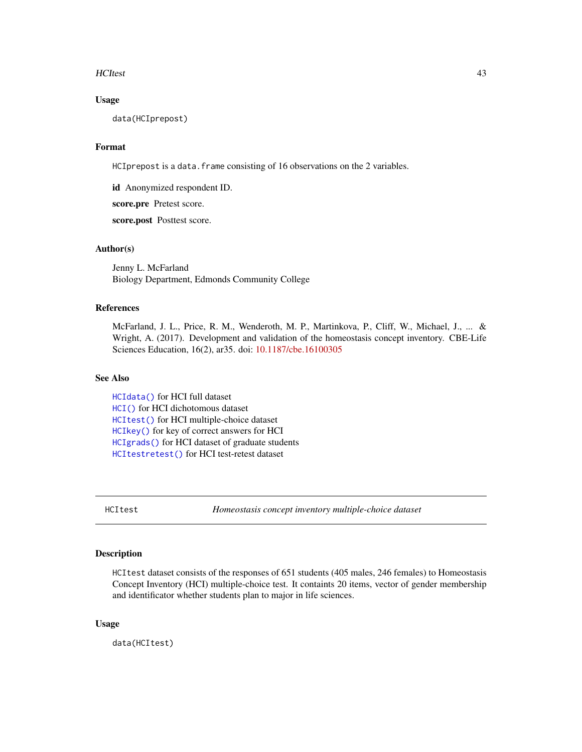### Usage

```
data(HCIprepost)
```

### Format

`HCIprepost` is a `data.frame` consisting of 16 observations on the 2 variables.

**id** Anonymized respondent ID.

**score.pre** Pretest score.

**score.post** Posttest score.

### Author(s)

Jenny L. McFarland
Biology Department, Edmonds Community College

### References

McFarland, J. L., Price, R. M., Wenderoth, M. P., Martinkova, P., Cliff, W., Michael, J., ... & Wright, A. (2017). Development and validation of the homeostasis concept inventory. CBE-Life Sciences Education, 16(2), ar35. doi: 10.1187/cbe.16100305

### See Also

`HCIdata()` for HCI full dataset
`HCI()` for HCI dichotomous dataset
`HCItest()` for HCI multiple-choice dataset
`HCIkey()` for key of correct answers for HCI
`HCIgrads()` for HCI dataset of graduate students
`HCItestretest()` for HCI test-retest dataset

---

## HCItest — *Homeostasis concept inventory multiple-choice dataset*

### Description

`HCItest` dataset consists of the responses of 651 students (405 males, 246 females) to Homeostasis Concept Inventory (HCI) multiple-choice test. It containts 20 items, vector of gender membership and identificator whether students plan to major in life sciences.

### Usage

```
data(HCItest)
```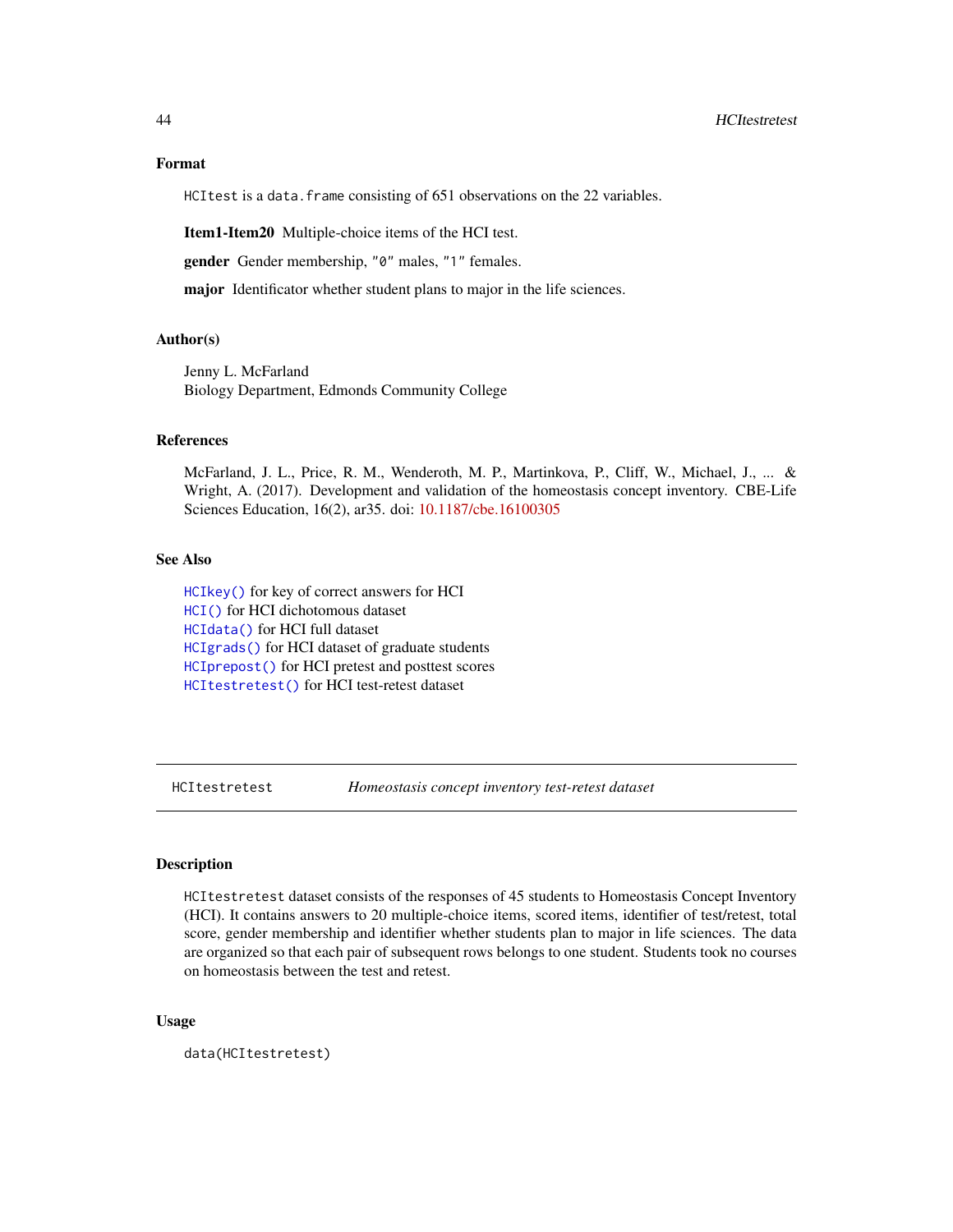## Format

`HCItest` is a `data.frame` consisting of 651 observations on the 22 variables.

**Item1-Item20** Multiple-choice items of the HCI test.

**gender** Gender membership, `"0"` males, `"1"` females.

**major** Identificator whether student plans to major in the life sciences.

## Author(s)

Jenny L. McFarland
Biology Department, Edmonds Community College

## References

McFarland, J. L., Price, R. M., Wenderoth, M. P., Martinkova, P., Cliff, W., Michael, J., ... & Wright, A. (2017). Development and validation of the homeostasis concept inventory. CBE-Life Sciences Education, 16(2), ar35. doi: 10.1187/cbe.16100305

## See Also

`HCIkey()` for key of correct answers for HCI
`HCI()` for HCI dichotomous dataset
`HCIdata()` for HCI full dataset
`HCIgrads()` for HCI dataset of graduate students
`HCIprepost()` for HCI pretest and posttest scores
`HCItestretest()` for HCI test-retest dataset

---

# HCItestretest *Homeostasis concept inventory test-retest dataset*

## Description

`HCItestretest` dataset consists of the responses of 45 students to Homeostasis Concept Inventory (HCI). It contains answers to 20 multiple-choice items, scored items, identifier of test/retest, total score, gender membership and identifier whether students plan to major in life sciences. The data are organized so that each pair of subsequent rows belongs to one student. Students took no courses on homeostasis between the test and retest.

## Usage

```
data(HCItestretest)
```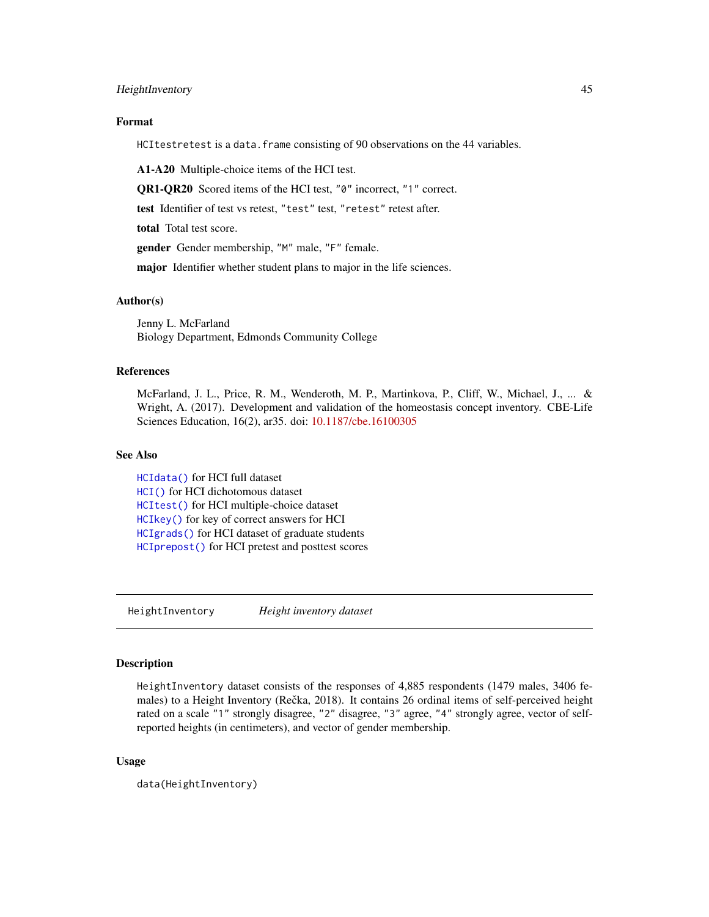### Format

`HCItestretest` is a `data.frame` consisting of 90 observations on the 44 variables.

**A1-A20** Multiple-choice items of the HCI test.

**QR1-QR20** Scored items of the HCI test, `"0"` incorrect, `"1"` correct.

**test** Identifier of test vs retest, `"test"` test, `"retest"` retest after.

**total** Total test score.

**gender** Gender membership, `"M"` male, `"F"` female.

**major** Identifier whether student plans to major in the life sciences.

### Author(s)

Jenny L. McFarland
Biology Department, Edmonds Community College

### References

McFarland, J. L., Price, R. M., Wenderoth, M. P., Martinkova, P., Cliff, W., Michael, J., ... & Wright, A. (2017). Development and validation of the homeostasis concept inventory. CBE-Life Sciences Education, 16(2), ar35. doi: 10.1187/cbe.16100305

### See Also

`HCIdata()` for HCI full dataset
`HCI()` for HCI dichotomous dataset
`HCItest()` for HCI multiple-choice dataset
`HCIkey()` for key of correct answers for HCI
`HCIgrads()` for HCI dataset of graduate students
`HCIprepost()` for HCI pretest and posttest scores

---

## HeightInventory — *Height inventory dataset*

### Description

`HeightInventory` dataset consists of the responses of 4,885 respondents (1479 males, 3406 females) to a Height Inventory (Rečka, 2018). It contains 26 ordinal items of self-perceived height rated on a scale `"1"` strongly disagree, `"2"` disagree, `"3"` agree, `"4"` strongly agree, vector of self-reported heights (in centimeters), and vector of gender membership.

### Usage

```
data(HeightInventory)
```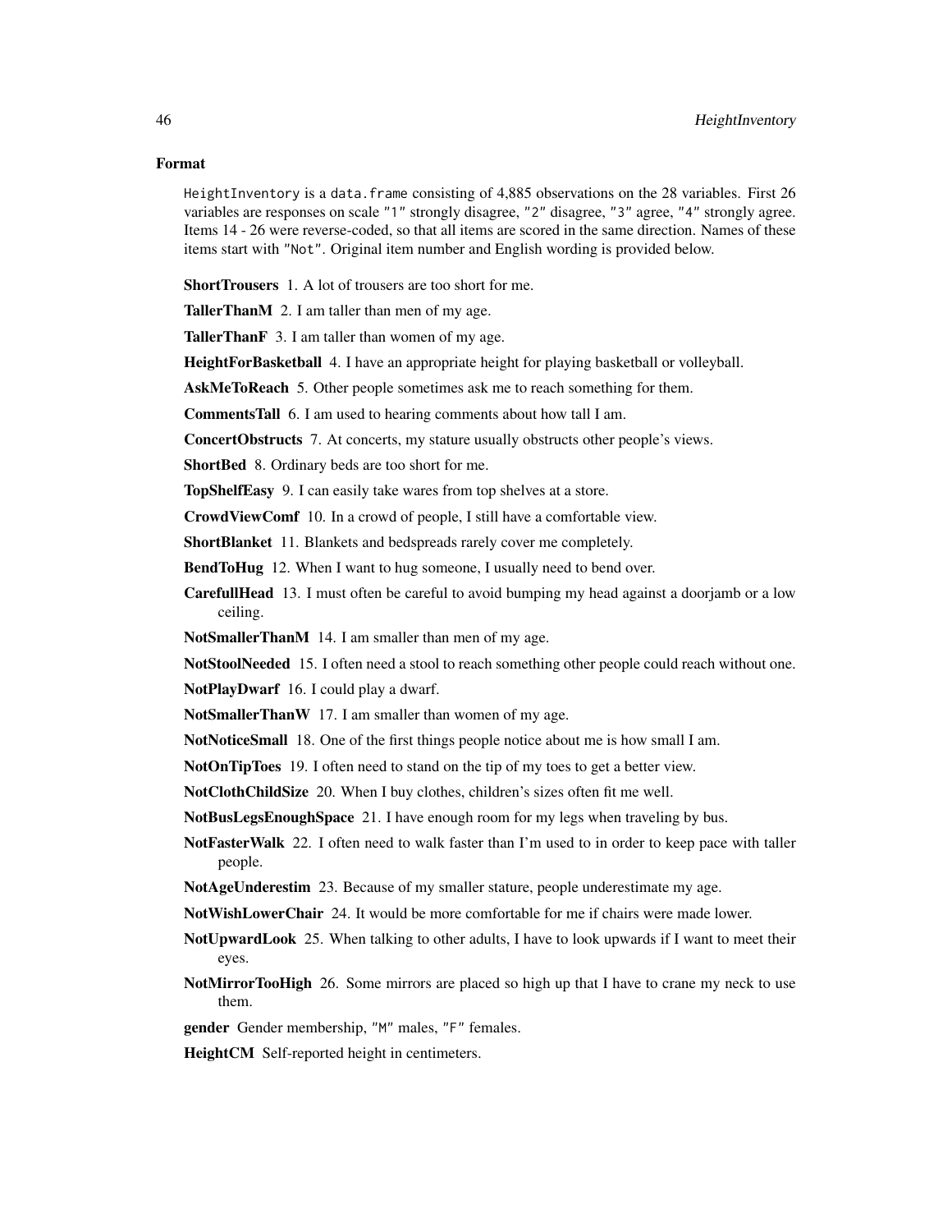## Format

`HeightInventory` is a `data.frame` consisting of 4,885 observations on the 28 variables. First 26 variables are responses on scale `"1"` strongly disagree, `"2"` disagree, `"3"` agree, `"4"` strongly agree. Items 14 - 26 were reverse-coded, so that all items are scored in the same direction. Names of these items start with `"Not"`. Original item number and English wording is provided below.

**ShortTrousers** 1. A lot of trousers are too short for me.

**TallerThanM** 2. I am taller than men of my age.

**TallerThanF** 3. I am taller than women of my age.

**HeightForBasketball** 4. I have an appropriate height for playing basketball or volleyball.

**AskMeToReach** 5. Other people sometimes ask me to reach something for them.

**CommentsTall** 6. I am used to hearing comments about how tall I am.

**ConcertObstructs** 7. At concerts, my stature usually obstructs other people's views.

**ShortBed** 8. Ordinary beds are too short for me.

**TopShelfEasy** 9. I can easily take wares from top shelves at a store.

**CrowdViewComf** 10. In a crowd of people, I still have a comfortable view.

**ShortBlanket** 11. Blankets and bedspreads rarely cover me completely.

**BendToHug** 12. When I want to hug someone, I usually need to bend over.

**CarefullHead** 13. I must often be careful to avoid bumping my head against a doorjamb or a low ceiling.

**NotSmallerThanM** 14. I am smaller than men of my age.

**NotStoolNeeded** 15. I often need a stool to reach something other people could reach without one.

**NotPlayDwarf** 16. I could play a dwarf.

**NotSmallerThanW** 17. I am smaller than women of my age.

**NotNoticeSmall** 18. One of the first things people notice about me is how small I am.

**NotOnTipToes** 19. I often need to stand on the tip of my toes to get a better view.

**NotClothChildSize** 20. When I buy clothes, children's sizes often fit me well.

**NotBusLegsEnoughSpace** 21. I have enough room for my legs when traveling by bus.

**NotFasterWalk** 22. I often need to walk faster than I'm used to in order to keep pace with taller people.

**NotAgeUnderestim** 23. Because of my smaller stature, people underestimate my age.

**NotWishLowerChair** 24. It would be more comfortable for me if chairs were made lower.

**NotUpwardLook** 25. When talking to other adults, I have to look upwards if I want to meet their eyes.

**NotMirrorTooHigh** 26. Some mirrors are placed so high up that I have to crane my neck to use them.

**gender** Gender membership, `"M"` males, `"F"` females.

**HeightCM** Self-reported height in centimeters.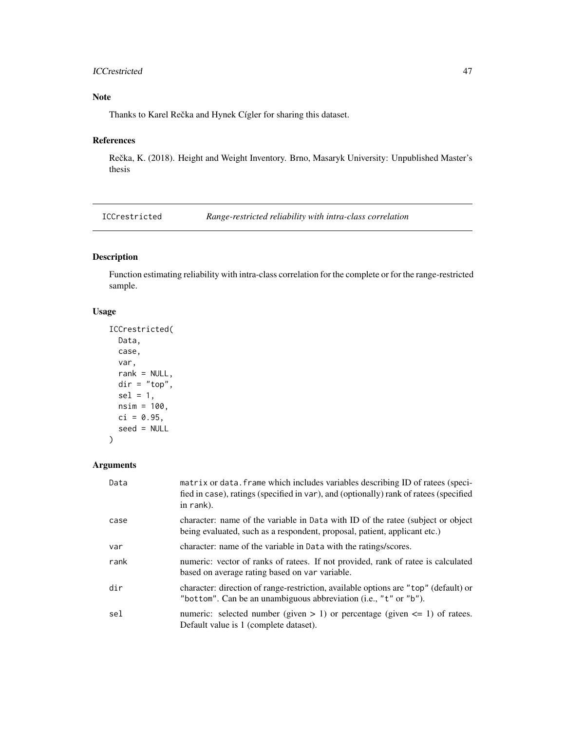## Note

Thanks to Karel Rečka and Hynek Cígler for sharing this dataset.

## References

Rečka, K. (2018). Height and Weight Inventory. Brno, Masaryk University: Unpublished Master's thesis

---

# ICCrestricted — *Range-restricted reliability with intra-class correlation*

---

## Description

Function estimating reliability with intra-class correlation for the complete or for the range-restricted sample.

## Usage

```
ICCrestricted(
  Data,
  case,
  var,
  rank = NULL,
  dir = "top",
  sel = 1,
  nsim = 100,
  ci = 0.95,
  seed = NULL
)
```

## Arguments

| | |
|---|---|
| Data | matrix or data.frame which includes variables describing ID of ratees (specified in case), ratings (specified in var), and (optionally) rank of ratees (specified in rank). |
| case | character: name of the variable in Data with ID of the ratee (subject or object being evaluated, such as a respondent, proposal, patient, applicant etc.) |
| var | character: name of the variable in Data with the ratings/scores. |
| rank | numeric: vector of ranks of ratees. If not provided, rank of ratee is calculated based on average rating based on var variable. |
| dir | character: direction of range-restriction, available options are "top" (default) or "bottom". Can be an unambiguous abbreviation (i.e., "t" or "b"). |
| sel | numeric: selected number (given > 1) or percentage (given <= 1) of ratees. Default value is 1 (complete dataset). |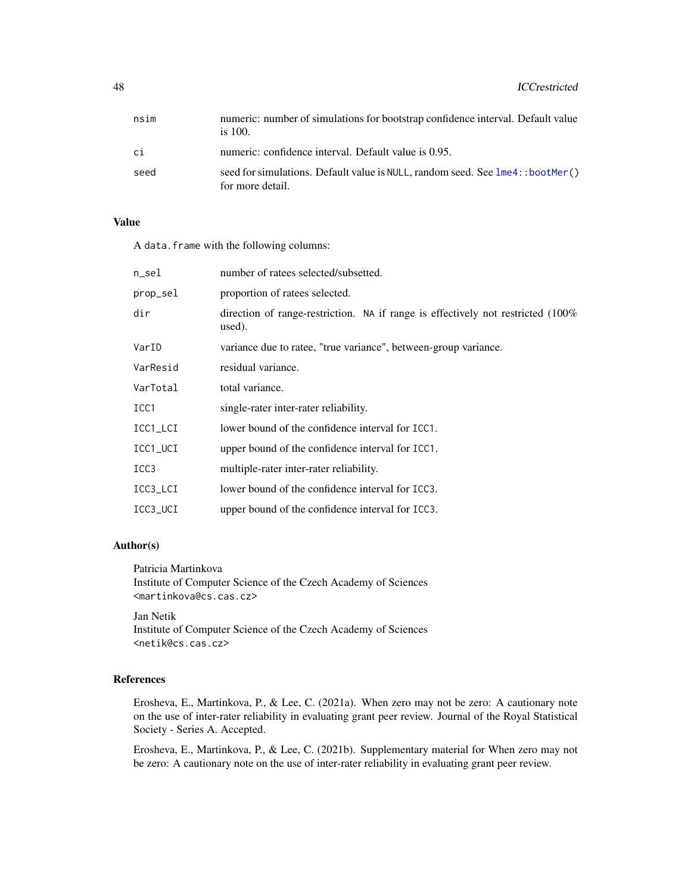| | |
|---|---|
| nsim | numeric: number of simulations for bootstrap confidence interval. Default value is 100. |
| ci | numeric: confidence interval. Default value is 0.95. |
| seed | seed for simulations. Default value is NULL, random seed. See lme4::bootMer() for more detail. |

### Value

A data.frame with the following columns:

| | |
|---|---|
| n_sel | number of ratees selected/subsetted. |
| prop_sel | proportion of ratees selected. |
| dir | direction of range-restriction. NA if range is effectively not restricted (100% used). |
| VarID | variance due to ratee, "true variance", between-group variance. |
| VarResid | residual variance. |
| VarTotal | total variance. |
| ICC1 | single-rater inter-rater reliability. |
| ICC1_LCI | lower bound of the confidence interval for ICC1. |
| ICC1_UCI | upper bound of the confidence interval for ICC1. |
| ICC3 | multiple-rater inter-rater reliability. |
| ICC3_LCI | lower bound of the confidence interval for ICC3. |
| ICC3_UCI | upper bound of the confidence interval for ICC3. |

### Author(s)

Patricia Martinkova
Institute of Computer Science of the Czech Academy of Sciences
<martinkova@cs.cas.cz>

Jan Netik
Institute of Computer Science of the Czech Academy of Sciences
<netik@cs.cas.cz>

### References

Erosheva, E., Martinkova, P., & Lee, C. (2021a). When zero may not be zero: A cautionary note on the use of inter-rater reliability in evaluating grant peer review. Journal of the Royal Statistical Society - Series A. Accepted.

Erosheva, E., Martinkova, P., & Lee, C. (2021b). Supplementary material for When zero may not be zero: A cautionary note on the use of inter-rater reliability in evaluating grant peer review.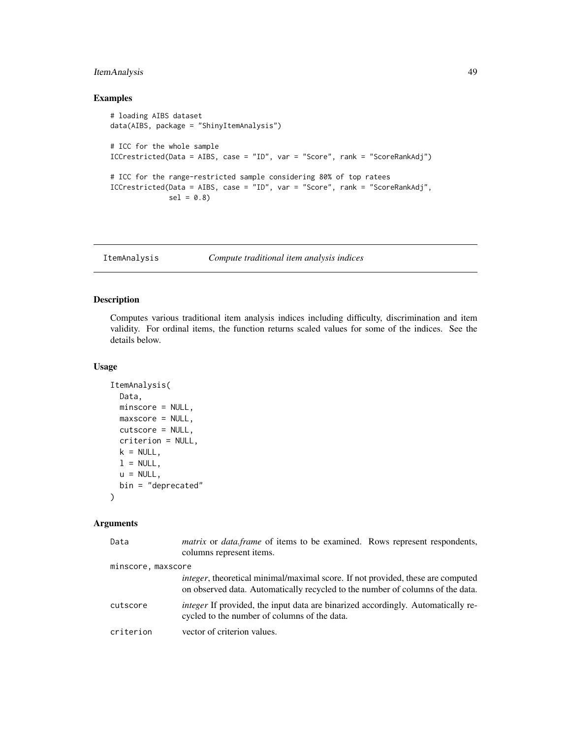## Examples

```
# loading AIBS dataset
data(AIBS, package = "ShinyItemAnalysis")

# ICC for the whole sample
ICCrestricted(Data = AIBS, case = "ID", var = "Score", rank = "ScoreRankAdj")

# ICC for the range-restricted sample considering 80% of top ratees
ICCrestricted(Data = AIBS, case = "ID", var = "Score", rank = "ScoreRankAdj",
              sel = 0.8)
```

---

# ItemAnalysis *Compute traditional item analysis indices*

## Description

Computes various traditional item analysis indices including difficulty, discrimination and item validity. For ordinal items, the function returns scaled values for some of the indices. See the details below.

## Usage

```
ItemAnalysis(
  Data,
  minscore = NULL,
  maxscore = NULL,
  cutscore = NULL,
  criterion = NULL,
  k = NULL,
  l = NULL,
  u = NULL,
  bin = "deprecated"
)
```

## Arguments

| | |
|---|---|
| Data | *matrix* or *data.frame* of items to be examined. Rows represent respondents, columns represent items. |
| minscore, maxscore | *integer*, theoretical minimal/maximal score. If not provided, these are computed on observed data. Automatically recycled to the number of columns of the data. |
| cutscore | *integer* If provided, the input data are binarized accordingly. Automatically recycled to the number of columns of the data. |
| criterion | vector of criterion values. |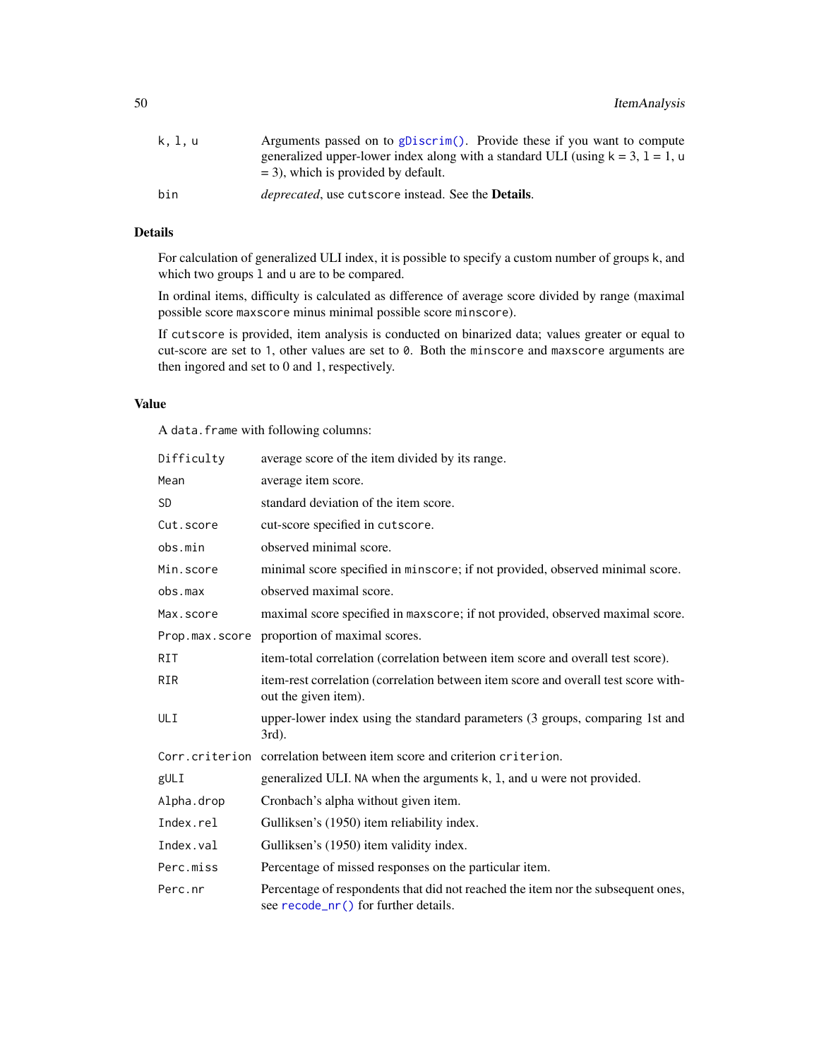| | |
|---|---|
| `k, l, u` | Arguments passed on to `gDiscrim()`. Provide these if you want to compute generalized upper-lower index along with a standard ULI (using `k = 3, l = 1, u = 3`), which is provided by default. |
| `bin` | *deprecated*, use `cutscore` instead. See the **Details**. |

### Details

For calculation of generalized ULI index, it is possible to specify a custom number of groups `k`, and which two groups `l` and `u` are to be compared.

In ordinal items, difficulty is calculated as difference of average score divided by range (maximal possible score `maxscore` minus minimal possible score `minscore`).

If `cutscore` is provided, item analysis is conducted on binarized data; values greater or equal to cut-score are set to `1`, other values are set to `0`. Both the `minscore` and `maxscore` arguments are then ignored and set to 0 and 1, respectively.

### Value

A `data.frame` with following columns:

| | |
|---|---|
| `Difficulty` | average score of the item divided by its range. |
| `Mean` | average item score. |
| `SD` | standard deviation of the item score. |
| `Cut.score` | cut-score specified in `cutscore`. |
| `obs.min` | observed minimal score. |
| `Min.score` | minimal score specified in `minscore`; if not provided, observed minimal score. |
| `obs.max` | observed maximal score. |
| `Max.score` | maximal score specified in `maxscore`; if not provided, observed maximal score. |
| `Prop.max.score` | proportion of maximal scores. |
| `RIT` | item-total correlation (correlation between item score and overall test score). |
| `RIR` | item-rest correlation (correlation between item score and overall test score without the given item). |
| `ULI` | upper-lower index using the standard parameters (3 groups, comparing 1st and 3rd). |
| `Corr.criterion` | correlation between item score and criterion `criterion`. |
| `gULI` | generalized ULI. `NA` when the arguments `k`, `l`, and `u` were not provided. |
| `Alpha.drop` | Cronbach's alpha without given item. |
| `Index.rel` | Gulliksen's (1950) item reliability index. |
| `Index.val` | Gulliksen's (1950) item validity index. |
| `Perc.miss` | Percentage of missed responses on the particular item. |
| `Perc.nr` | Percentage of respondents that did not reached the item nor the subsequent ones, see `recode_nr()` for further details. |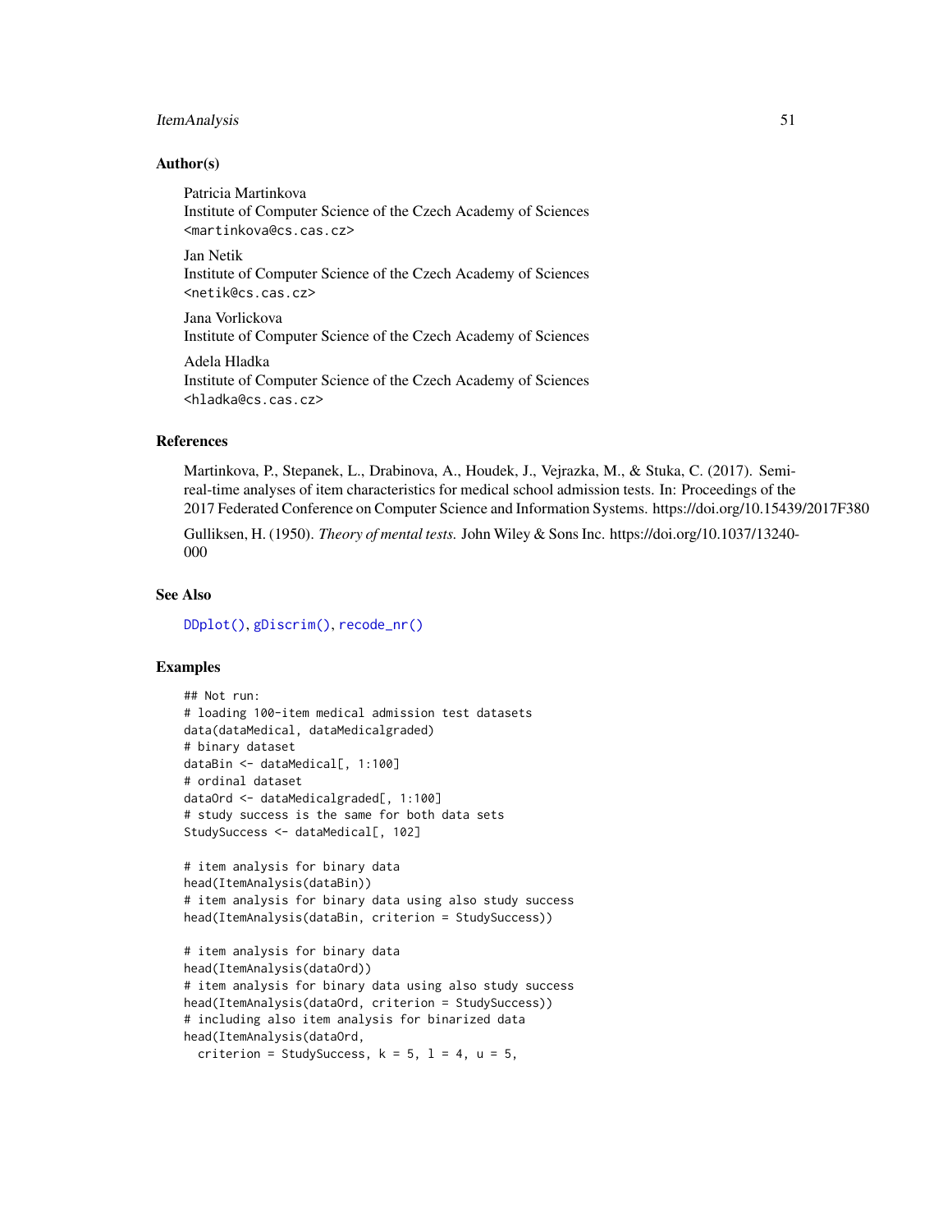## Author(s)

Patricia Martinkova
Institute of Computer Science of the Czech Academy of Sciences
<martinkova@cs.cas.cz>

Jan Netik
Institute of Computer Science of the Czech Academy of Sciences
<netik@cs.cas.cz>

Jana Vorlickova
Institute of Computer Science of the Czech Academy of Sciences

Adela Hladka
Institute of Computer Science of the Czech Academy of Sciences
<hladka@cs.cas.cz>

## References

Martinkova, P., Stepanek, L., Drabinova, A., Houdek, J., Vejrazka, M., & Stuka, C. (2017). Semi-real-time analyses of item characteristics for medical school admission tests. In: Proceedings of the 2017 Federated Conference on Computer Science and Information Systems. https://doi.org/10.15439/2017F380

Gulliksen, H. (1950). *Theory of mental tests.* John Wiley & Sons Inc. https://doi.org/10.1037/13240-000

## See Also

DDplot(), gDiscrim(), recode_nr()

## Examples

```
## Not run:
# loading 100-item medical admission test datasets
data(dataMedical, dataMedicalgraded)
# binary dataset
dataBin <- dataMedical[, 1:100]
# ordinal dataset
dataOrd <- dataMedicalgraded[, 1:100]
# study success is the same for both data sets
StudySuccess <- dataMedical[, 102]

# item analysis for binary data
head(ItemAnalysis(dataBin))
# item analysis for binary data using also study success
head(ItemAnalysis(dataBin, criterion = StudySuccess))

# item analysis for binary data
head(ItemAnalysis(dataOrd))
# item analysis for binary data using also study success
head(ItemAnalysis(dataOrd, criterion = StudySuccess))
# including also item analysis for binarized data
head(ItemAnalysis(dataOrd,
  criterion = StudySuccess, k = 5, l = 4, u = 5,
```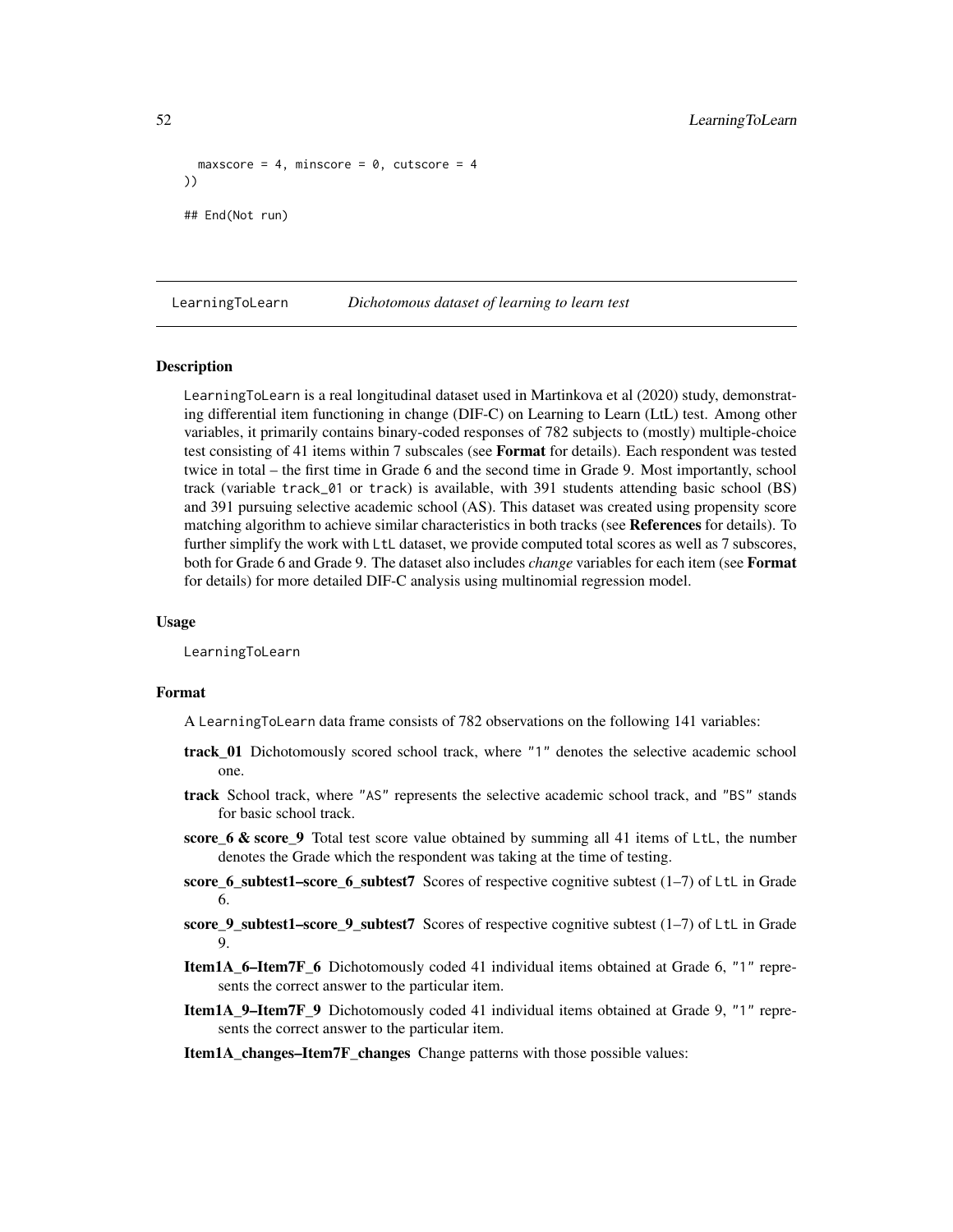```
  maxscore = 4, minscore = 0, cutscore = 4
))

## End(Not run)
```

## LearningToLearn — *Dichotomous dataset of learning to learn test*

### Description

LearningToLearn is a real longitudinal dataset used in Martinkova et al (2020) study, demonstrating differential item functioning in change (DIF-C) on Learning to Learn (LtL) test. Among other variables, it primarily contains binary-coded responses of 782 subjects to (mostly) multiple-choice test consisting of 41 items within 7 subscales (see **Format** for details). Each respondent was tested twice in total – the first time in Grade 6 and the second time in Grade 9. Most importantly, school track (variable track_01 or track) is available, with 391 students attending basic school (BS) and 391 pursuing selective academic school (AS). This dataset was created using propensity score matching algorithm to achieve similar characteristics in both tracks (see **References** for details). To further simplify the work with LtL dataset, we provide computed total scores as well as 7 subscores, both for Grade 6 and Grade 9. The dataset also includes *change* variables for each item (see **Format** for details) for more detailed DIF-C analysis using multinomial regression model.

### Usage

```
LearningToLearn
```

### Format

A LearningToLearn data frame consists of 782 observations on the following 141 variables:

- **track_01** Dichotomously scored school track, where "1" denotes the selective academic school one.
- **track** School track, where "AS" represents the selective academic school track, and "BS" stands for basic school track.
- **score_6 & score_9** Total test score value obtained by summing all 41 items of LtL, the number denotes the Grade which the respondent was taking at the time of testing.
- **score_6_subtest1–score_6_subtest7** Scores of respective cognitive subtest (1–7) of LtL in Grade 6.
- **score_9_subtest1–score_9_subtest7** Scores of respective cognitive subtest (1–7) of LtL in Grade 9.
- **Item1A_6–Item7F_6** Dichotomously coded 41 individual items obtained at Grade 6, "1" represents the correct answer to the particular item.
- **Item1A_9–Item7F_9** Dichotomously coded 41 individual items obtained at Grade 9, "1" represents the correct answer to the particular item.
- **Item1A_changes–Item7F_changes** Change patterns with those possible values: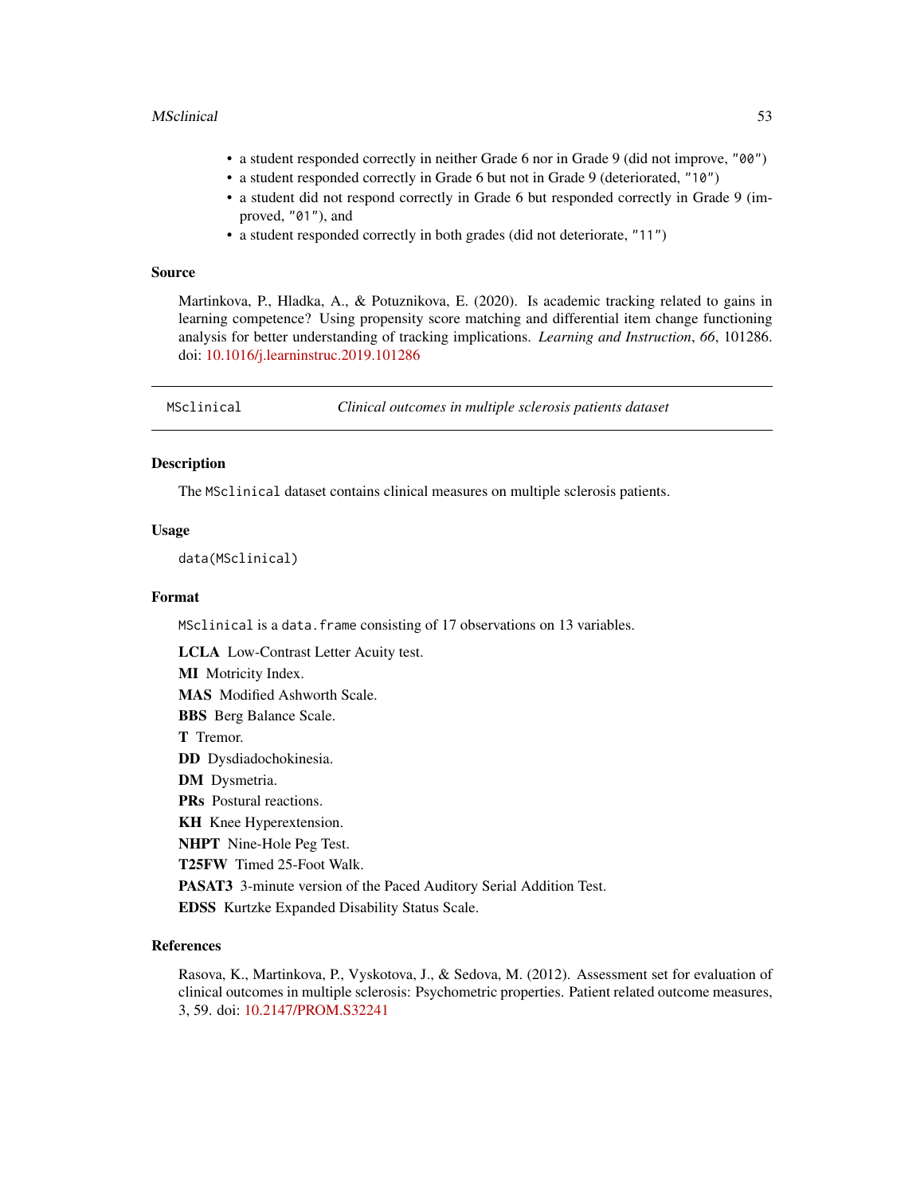- a student responded correctly in neither Grade 6 nor in Grade 9 (did not improve, "00")
- a student responded correctly in Grade 6 but not in Grade 9 (deteriorated, "10")
- a student did not respond correctly in Grade 6 but responded correctly in Grade 9 (improved, "01"), and
- a student responded correctly in both grades (did not deteriorate, "11")

### Source

Martinkova, P., Hladka, A., & Potuznikova, E. (2020). Is academic tracking related to gains in learning competence? Using propensity score matching and differential item change functioning analysis for better understanding of tracking implications. *Learning and Instruction*, *66*, 101286. doi: 10.1016/j.learninstruc.2019.101286

---

## MSclinical *Clinical outcomes in multiple sclerosis patients dataset*

### Description

The `MSclinical` dataset contains clinical measures on multiple sclerosis patients.

### Usage

```
data(MSclinical)
```

### Format

`MSclinical` is a `data.frame` consisting of 17 observations on 13 variables.

**LCLA** Low-Contrast Letter Acuity test.

**MI** Motricity Index.

**MAS** Modified Ashworth Scale.

**BBS** Berg Balance Scale.

**T** Tremor.

**DD** Dysdiadochokinesia.

**DM** Dysmetria.

**PRs** Postural reactions.

**KH** Knee Hyperextension.

**NHPT** Nine-Hole Peg Test.

**T25FW** Timed 25-Foot Walk.

**PASAT3** 3-minute version of the Paced Auditory Serial Addition Test.

**EDSS** Kurtzke Expanded Disability Status Scale.

### References

Rasova, K., Martinkova, P., Vyskotova, J., & Sedova, M. (2012). Assessment set for evaluation of clinical outcomes in multiple sclerosis: Psychometric properties. Patient related outcome measures, 3, 59. doi: 10.2147/PROM.S32241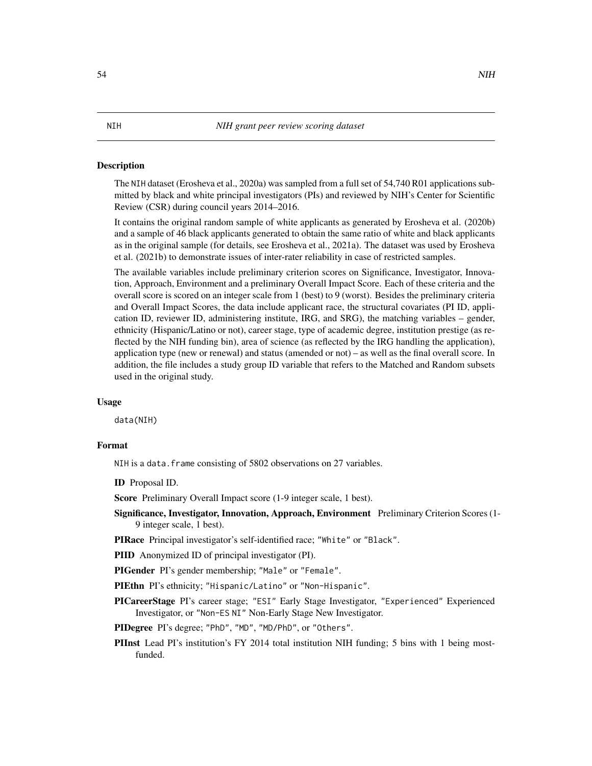NIH *NIH grant peer review scoring dataset*

## Description

The NIH dataset (Erosheva et al., 2020a) was sampled from a full set of 54,740 R01 applications submitted by black and white principal investigators (PIs) and reviewed by NIH's Center for Scientific Review (CSR) during council years 2014–2016.

It contains the original random sample of white applicants as generated by Erosheva et al. (2020b) and a sample of 46 black applicants generated to obtain the same ratio of white and black applicants as in the original sample (for details, see Erosheva et al., 2021a). The dataset was used by Erosheva et al. (2021b) to demonstrate issues of inter-rater reliability in case of restricted samples.

The available variables include preliminary criterion scores on Significance, Investigator, Innovation, Approach, Environment and a preliminary Overall Impact Score. Each of these criteria and the overall score is scored on an integer scale from 1 (best) to 9 (worst). Besides the preliminary criteria and Overall Impact Scores, the data include applicant race, the structural covariates (PI ID, application ID, reviewer ID, administering institute, IRG, and SRG), the matching variables – gender, ethnicity (Hispanic/Latino or not), career stage, type of academic degree, institution prestige (as reflected by the NIH funding bin), area of science (as reflected by the IRG handling the application), application type (new or renewal) and status (amended or not) – as well as the final overall score. In addition, the file includes a study group ID variable that refers to the Matched and Random subsets used in the original study.

## Usage

```
data(NIH)
```

## Format

NIH is a data.frame consisting of 5802 observations on 27 variables.

**ID** Proposal ID.

**Score** Preliminary Overall Impact score (1-9 integer scale, 1 best).

**Significance, Investigator, Innovation, Approach, Environment** Preliminary Criterion Scores (1-9 integer scale, 1 best).

**PIRace** Principal investigator's self-identified race; "White" or "Black".

**PIID** Anonymized ID of principal investigator (PI).

**PIGender** PI's gender membership; "Male" or "Female".

**PIEthn** PI's ethnicity; "Hispanic/Latino" or "Non-Hispanic".

**PICareerStage** PI's career stage; "ESI" Early Stage Investigator, "Experienced" Experienced Investigator, or "Non-ES NI" Non-Early Stage New Investigator.

**PIDegree** PI's degree; "PhD", "MD", "MD/PhD", or "Others".

**PIInst** Lead PI's institution's FY 2014 total institution NIH funding; 5 bins with 1 being most-funded.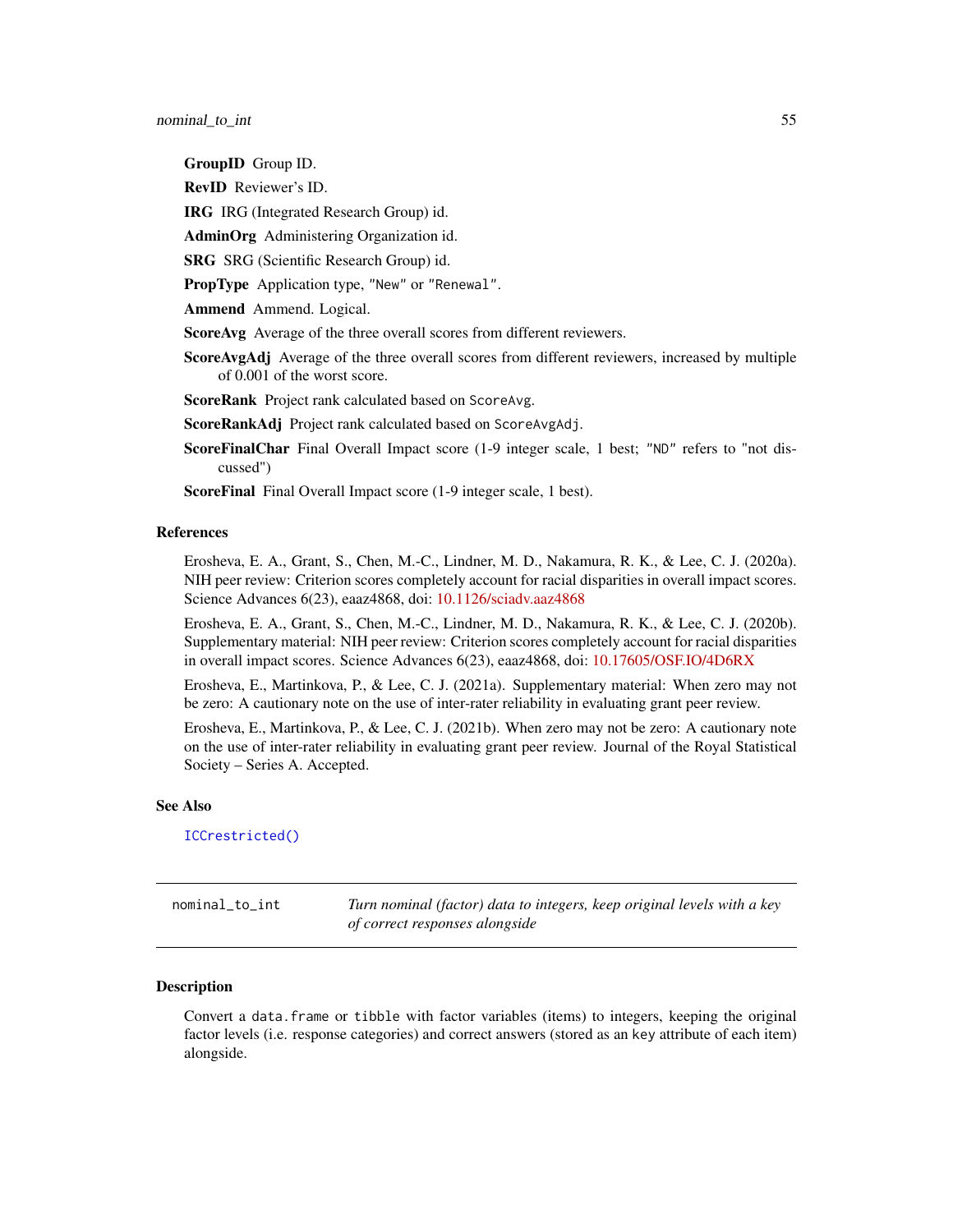**GroupID** Group ID.

**RevID** Reviewer's ID.

**IRG** IRG (Integrated Research Group) id.

**AdminOrg** Administering Organization id.

**SRG** SRG (Scientific Research Group) id.

**PropType** Application type, "New" or "Renewal".

**Ammend** Ammend. Logical.

**ScoreAvg** Average of the three overall scores from different reviewers.

**ScoreAvgAdj** Average of the three overall scores from different reviewers, increased by multiple of 0.001 of the worst score.

**ScoreRank** Project rank calculated based on `ScoreAvg`.

**ScoreRankAdj** Project rank calculated based on `ScoreAvgAdj`.

**ScoreFinalChar** Final Overall Impact score (1-9 integer scale, 1 best; "ND" refers to "not discussed")

**ScoreFinal** Final Overall Impact score (1-9 integer scale, 1 best).

### References

Erosheva, E. A., Grant, S., Chen, M.-C., Lindner, M. D., Nakamura, R. K., & Lee, C. J. (2020a). NIH peer review: Criterion scores completely account for racial disparities in overall impact scores. Science Advances 6(23), eaaz4868, doi: 10.1126/sciadv.aaz4868

Erosheva, E. A., Grant, S., Chen, M.-C., Lindner, M. D., Nakamura, R. K., & Lee, C. J. (2020b). Supplementary material: NIH peer review: Criterion scores completely account for racial disparities in overall impact scores. Science Advances 6(23), eaaz4868, doi: 10.17605/OSF.IO/4D6RX

Erosheva, E., Martinkova, P., & Lee, C. J. (2021a). Supplementary material: When zero may not be zero: A cautionary note on the use of inter-rater reliability in evaluating grant peer review.

Erosheva, E., Martinkova, P., & Lee, C. J. (2021b). When zero may not be zero: A cautionary note on the use of inter-rater reliability in evaluating grant peer review. Journal of the Royal Statistical Society – Series A. Accepted.

### See Also

`ICCrestricted()`

---

## nominal_to_int — *Turn nominal (factor) data to integers, keep original levels with a key of correct responses alongside*

---

### Description

Convert a `data.frame` or `tibble` with factor variables (items) to integers, keeping the original factor levels (i.e. response categories) and correct answers (stored as an `key` attribute of each item) alongside.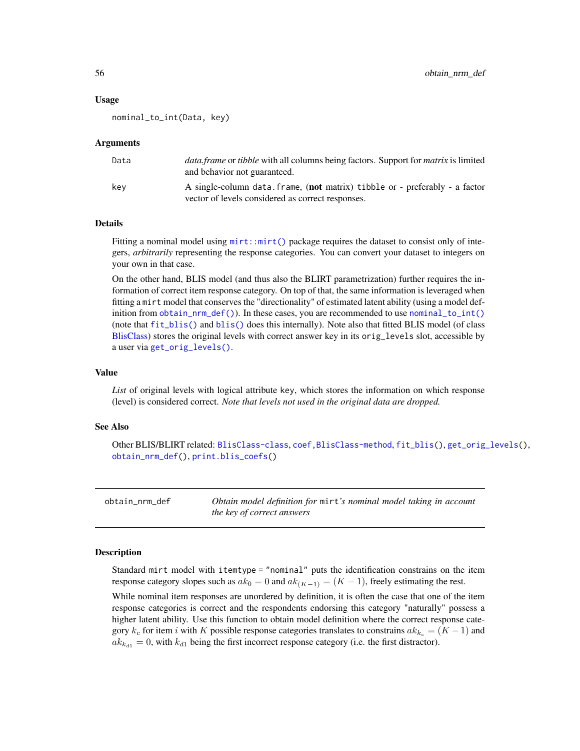### Usage

```
nominal_to_int(Data, key)
```

### Arguments

| | |
|---|---|
| `Data` | *data.frame* or *tibble* with all columns being factors. Support for *matrix* is limited and behavior not guaranteed. |
| `key` | A single-column `data.frame`, (**not** matrix) `tibble` or - preferably - a factor vector of levels considered as correct responses. |

### Details

Fitting a nominal model using `mirt::mirt()` package requires the dataset to consist only of integers, *arbitrarily* representing the response categories. You can convert your dataset to integers on your own in that case.

On the other hand, BLIS model (and thus also the BLIRT parametrization) further requires the information of correct item response category. On top of that, the same information is leveraged when fitting a `mirt` model that conserves the "directionality" of estimated latent ability (using a model definition from `obtain_nrm_def()`). In these cases, you are recommended to use `nominal_to_int()` (note that `fit_blis()` and `blis()` does this internally). Note also that fitted BLIS model (of class BlisClass) stores the original levels with correct answer key in its `orig_levels` slot, accessible by a user via `get_orig_levels()`.

### Value

*List* of original levels with logical attribute `key`, which stores the information on which response (level) is considered correct. *Note that levels not used in the original data are dropped.*

### See Also

Other BLIS/BLIRT related: `BlisClass-class`, `coef,BlisClass-method`, `fit_blis()`, `get_orig_levels()`, `obtain_nrm_def()`, `print.blis_coefs()`

---

## `obtain_nrm_def` — *Obtain model definition for* `mirt`*'s nominal model taking in account the key of correct answers*

### Description

Standard `mirt` model with `itemtype = "nominal"` puts the identification constrains on the item response category slopes such as $ak_0 = 0$ and $ak_{(K-1)} = (K-1)$, freely estimating the rest.

While nominal item responses are unordered by definition, it is often the case that one of the item response categories is correct and the respondents endorsing this category "naturally" possess a higher latent ability. Use this function to obtain model definition where the correct response category $k_c$ for item $i$ with $K$ possible response categories translates to constrains $ak_{k_c} = (K-1)$ and $ak_{k_{d1}} = 0$, with $k_{d1}$ being the first incorrect response category (i.e. the first distractor).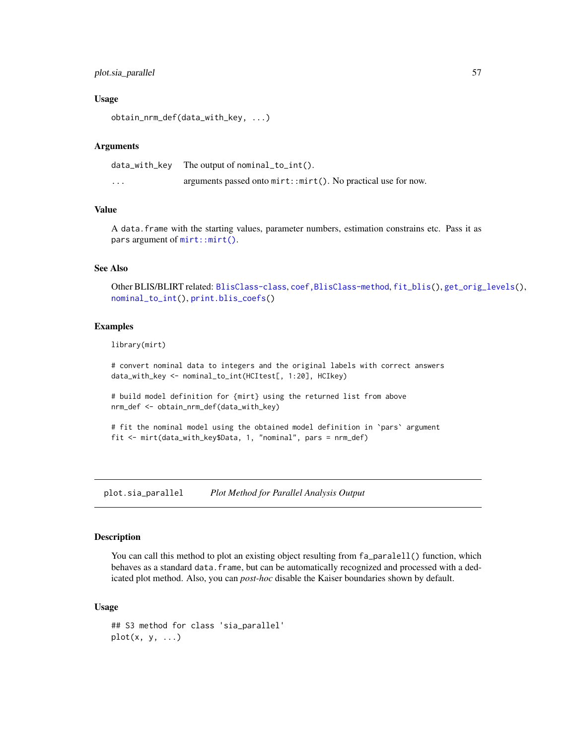### Usage

```
obtain_nrm_def(data_with_key, ...)
```

### Arguments

| | |
|---|---|
| data_with_key | The output of `nominal_to_int()`. |
| ... | arguments passed onto `mirt::mirt()`. No practical use for now. |

### Value

A `data.frame` with the starting values, parameter numbers, estimation constrains etc. Pass it as `pars` argument of `mirt::mirt()`.

### See Also

Other BLIS/BLIRT related: `BlisClass-class`, `coef,BlisClass-method`, `fit_blis()`, `get_orig_levels()`, `nominal_to_int()`, `print.blis_coefs()`

### Examples

```
library(mirt)

# convert nominal data to integers and the original labels with correct answers
data_with_key <- nominal_to_int(HCItest[, 1:20], HCIkey)

# build model definition for {mirt} using the returned list from above
nrm_def <- obtain_nrm_def(data_with_key)

# fit the nominal model using the obtained model definition in `pars` argument
fit <- mirt(data_with_key$Data, 1, "nominal", pars = nrm_def)
```

## plot.sia_parallel — *Plot Method for Parallel Analysis Output*

### Description

You can call this method to plot an existing object resulting from `fa_paralell()` function, which behaves as a standard `data.frame`, but can be automatically recognized and processed with a dedicated plot method. Also, you can *post-hoc* disable the Kaiser boundaries shown by default.

### Usage

```
## S3 method for class 'sia_parallel'
plot(x, y, ...)
```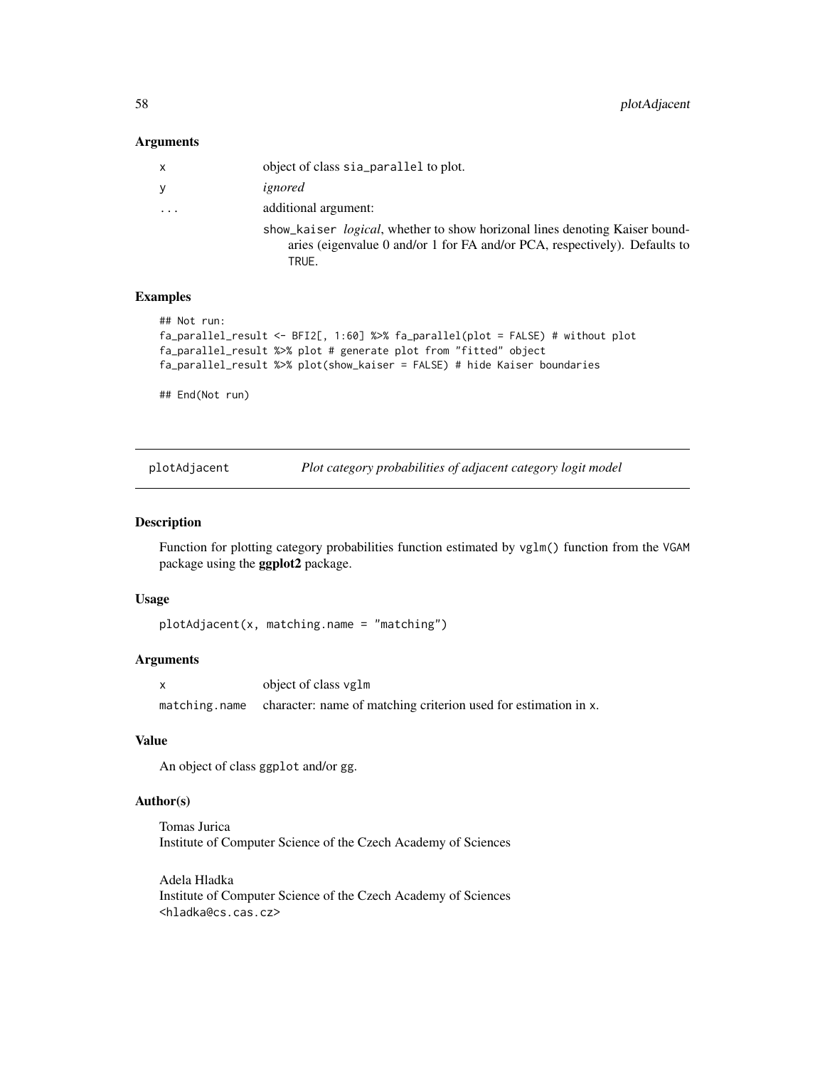### Arguments

| | |
|---|---|
| x | object of class sia_parallel to plot. |
| y | *ignored* |
| ... | additional argument: show_kaiser *logical*, whether to show horizonal lines denoting Kaiser boundaries (eigenvalue 0 and/or 1 for FA and/or PCA, respectively). Defaults to TRUE. |

### Examples

```
## Not run:
fa_parallel_result <- BFI2[, 1:60] %>% fa_parallel(plot = FALSE) # without plot
fa_parallel_result %>% plot # generate plot from "fitted" object
fa_parallel_result %>% plot(show_kaiser = FALSE) # hide Kaiser boundaries

## End(Not run)
```

---

## plotAdjacent — *Plot category probabilities of adjacent category logit model*

### Description

Function for plotting category probabilities function estimated by vglm() function from the VGAM package using the **ggplot2** package.

### Usage

```
plotAdjacent(x, matching.name = "matching")
```

### Arguments

| | |
|---|---|
| x | object of class vglm |
| matching.name | character: name of matching criterion used for estimation in x. |

### Value

An object of class ggplot and/or gg.

### Author(s)

Tomas Jurica
Institute of Computer Science of the Czech Academy of Sciences

Adela Hladka
Institute of Computer Science of the Czech Academy of Sciences
<hladka@cs.cas.cz>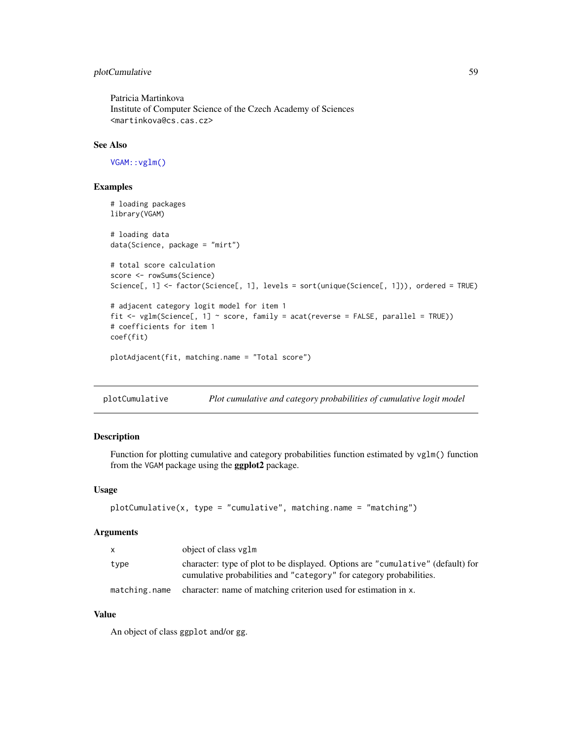Patricia Martinkova
Institute of Computer Science of the Czech Academy of Sciences
<martinkova@cs.cas.cz>

### See Also

`VGAM::vglm()`

### Examples

```
# loading packages
library(VGAM)

# loading data
data(Science, package = "mirt")

# total score calculation
score <- rowSums(Science)
Science[, 1] <- factor(Science[, 1], levels = sort(unique(Science[, 1])), ordered = TRUE)

# adjacent category logit model for item 1
fit <- vglm(Science[, 1] ~ score, family = acat(reverse = FALSE, parallel = TRUE))
# coefficients for item 1
coef(fit)

plotAdjacent(fit, matching.name = "Total score")
```

---

## plotCumulative — *Plot cumulative and category probabilities of cumulative logit model*

### Description

Function for plotting cumulative and category probabilities function estimated by `vglm()` function from the `VGAM` package using the **ggplot2** package.

### Usage

```
plotCumulative(x, type = "cumulative", matching.name = "matching")
```

### Arguments

| | |
|---|---|
| `x` | object of class `vglm` |
| `type` | character: type of plot to be displayed. Options are `"cumulative"` (default) for cumulative probabilities and `"category"` for category probabilities. |
| `matching.name` | character: name of matching criterion used for estimation in `x`. |

### Value

An object of class `ggplot` and/or `gg`.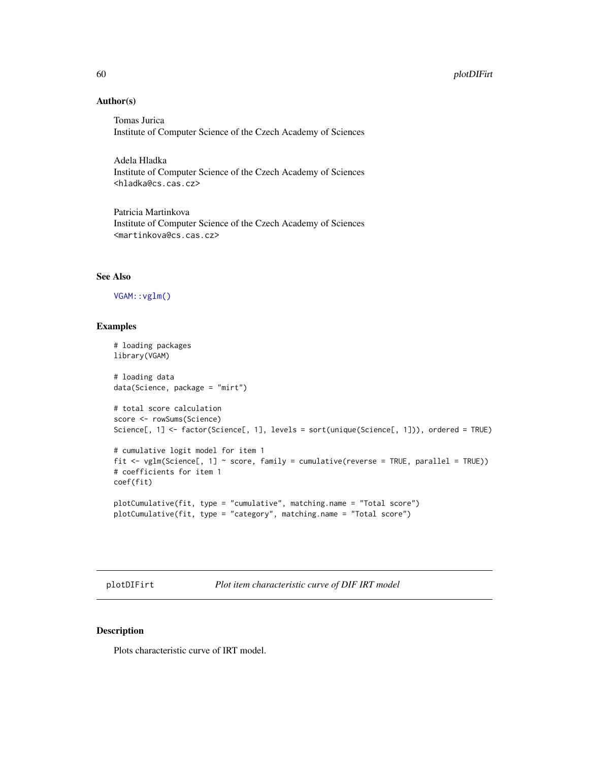### Author(s)

Tomas Jurica
Institute of Computer Science of the Czech Academy of Sciences

Adela Hladka
Institute of Computer Science of the Czech Academy of Sciences
<hladka@cs.cas.cz>

Patricia Martinkova
Institute of Computer Science of the Czech Academy of Sciences
<martinkova@cs.cas.cz>

### See Also

VGAM::vglm()

### Examples

```
# loading packages
library(VGAM)

# loading data
data(Science, package = "mirt")

# total score calculation
score <- rowSums(Science)
Science[, 1] <- factor(Science[, 1], levels = sort(unique(Science[, 1])), ordered = TRUE)

# cumulative logit model for item 1
fit <- vglm(Science[, 1] ~ score, family = cumulative(reverse = TRUE, parallel = TRUE))
# coefficients for item 1
coef(fit)

plotCumulative(fit, type = "cumulative", matching.name = "Total score")
plotCumulative(fit, type = "category", matching.name = "Total score")
```

---

## plotDIFirt — *Plot item characteristic curve of DIF IRT model*

### Description

Plots characteristic curve of IRT model.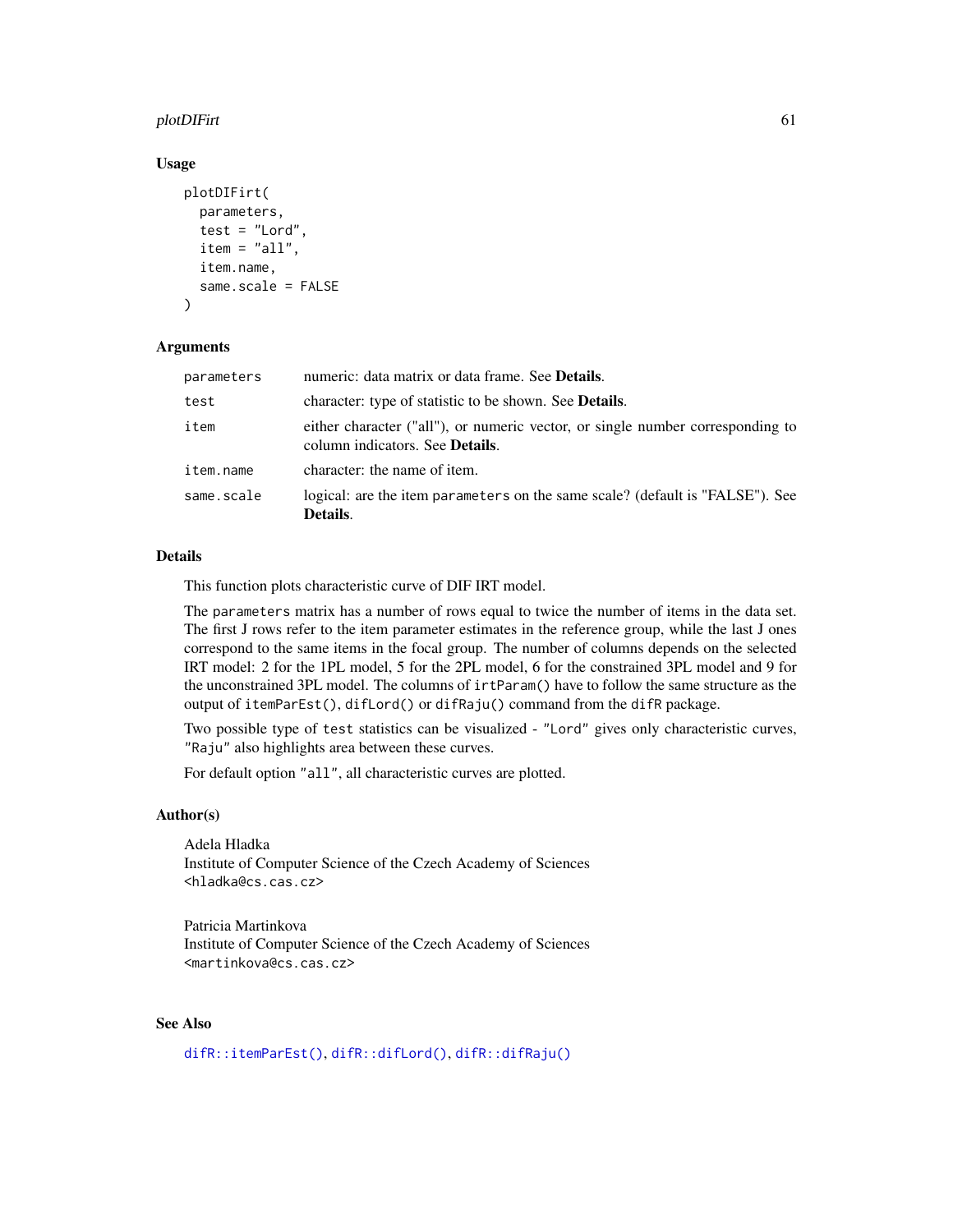### Usage

```
plotDIFirt(
  parameters,
  test = "Lord",
  item = "all",
  item.name,
  same.scale = FALSE
)
```

### Arguments

| | |
|---|---|
| `parameters` | numeric: data matrix or data frame. See **Details**. |
| `test` | character: type of statistic to be shown. See **Details**. |
| `item` | either character ("all"), or numeric vector, or single number corresponding to column indicators. See **Details**. |
| `item.name` | character: the name of item. |
| `same.scale` | logical: are the item `parameters` on the same scale? (default is "FALSE"). See **Details**. |

### Details

This function plots characteristic curve of DIF IRT model.

The `parameters` matrix has a number of rows equal to twice the number of items in the data set. The first J rows refer to the item parameter estimates in the reference group, while the last J ones correspond to the same items in the focal group. The number of columns depends on the selected IRT model: 2 for the 1PL model, 5 for the 2PL model, 6 for the constrained 3PL model and 9 for the unconstrained 3PL model. The columns of `irtParam()` have to follow the same structure as the output of `itemParEst()`, `difLord()` or `difRaju()` command from the `difR` package.

Two possible type of `test` statistics can be visualized - `"Lord"` gives only characteristic curves, `"Raju"` also highlights area between these curves.

For default option `"all"`, all characteristic curves are plotted.

### Author(s)

Adela Hladka
Institute of Computer Science of the Czech Academy of Sciences
<hladka@cs.cas.cz>

Patricia Martinkova
Institute of Computer Science of the Czech Academy of Sciences
<martinkova@cs.cas.cz>

### See Also

`difR::itemParEst()`, `difR::difLord()`, `difR::difRaju()`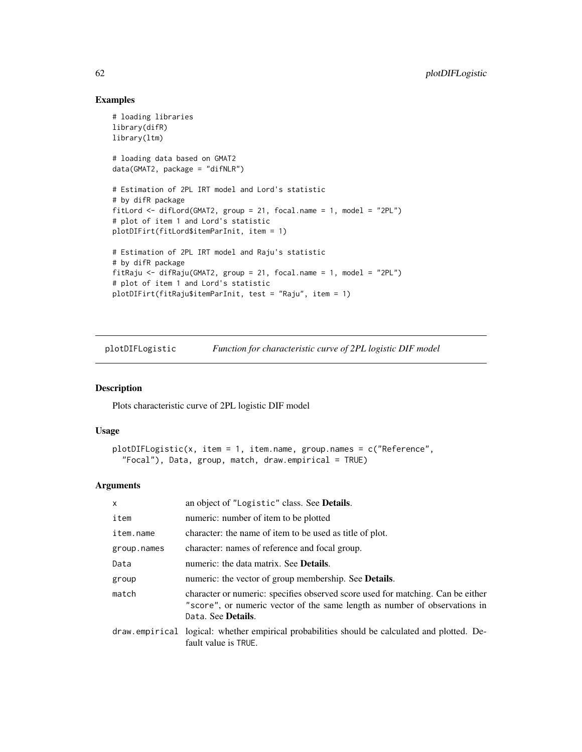## Examples

```
# loading libraries
library(difR)
library(ltm)

# loading data based on GMAT2
data(GMAT2, package = "difNLR")

# Estimation of 2PL IRT model and Lord's statistic
# by difR package
fitLord <- difLord(GMAT2, group = 21, focal.name = 1, model = "2PL")
# plot of item 1 and Lord's statistic
plotDIFirt(fitLord$itemParInit, item = 1)

# Estimation of 2PL IRT model and Raju's statistic
# by difR package
fitRaju <- difRaju(GMAT2, group = 21, focal.name = 1, model = "2PL")
# plot of item 1 and Lord's statistic
plotDIFirt(fitRaju$itemParInit, test = "Raju", item = 1)
```

---

# plotDIFLogistic — *Function for characteristic curve of 2PL logistic DIF model*

## Description

Plots characteristic curve of 2PL logistic DIF model

## Usage

```
plotDIFLogistic(x, item = 1, item.name, group.names = c("Reference",
  "Focal"), Data, group, match, draw.empirical = TRUE)
```

## Arguments

| | |
|---|---|
| x | an object of "Logistic" class. See **Details**. |
| item | numeric: number of item to be plotted |
| item.name | character: the name of item to be used as title of plot. |
| group.names | character: names of reference and focal group. |
| Data | numeric: the data matrix. See **Details**. |
| group | numeric: the vector of group membership. See **Details**. |
| match | character or numeric: specifies observed score used for matching. Can be either "score", or numeric vector of the same length as number of observations in Data. See **Details**. |
| draw.empirical | logical: whether empirical probabilities should be calculated and plotted. Default value is TRUE. |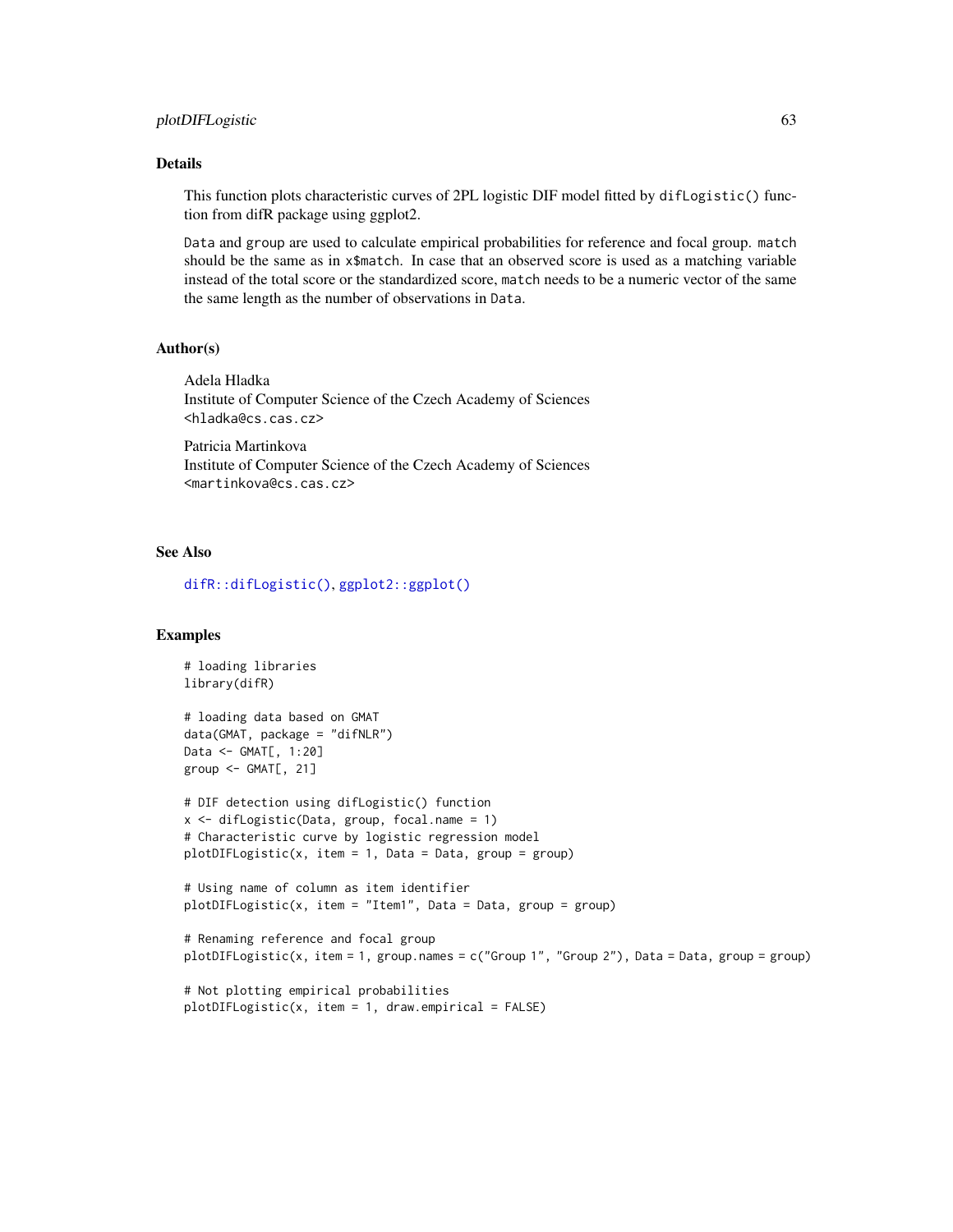## Details

This function plots characteristic curves of 2PL logistic DIF model fitted by `difLogistic()` function from difR package using ggplot2.

`Data` and `group` are used to calculate empirical probabilities for reference and focal group. `match` should be the same as in `x$match`. In case that an observed score is used as a matching variable instead of the total score or the standardized score, `match` needs to be a numeric vector of the same the same length as the number of observations in `Data`.

## Author(s)

Adela Hladka
Institute of Computer Science of the Czech Academy of Sciences
<hladka@cs.cas.cz>

Patricia Martinkova
Institute of Computer Science of the Czech Academy of Sciences
<martinkova@cs.cas.cz>

## See Also

`difR::difLogistic()`, `ggplot2::ggplot()`

## Examples

```
# loading libraries
library(difR)

# loading data based on GMAT
data(GMAT, package = "difNLR")
Data <- GMAT[, 1:20]
group <- GMAT[, 21]

# DIF detection using difLogistic() function
x <- difLogistic(Data, group, focal.name = 1)
# Characteristic curve by logistic regression model
plotDIFLogistic(x, item = 1, Data = Data, group = group)

# Using name of column as item identifier
plotDIFLogistic(x, item = "Item1", Data = Data, group = group)

# Renaming reference and focal group
plotDIFLogistic(x, item = 1, group.names = c("Group 1", "Group 2"), Data = Data, group = group)

# Not plotting empirical probabilities
plotDIFLogistic(x, item = 1, draw.empirical = FALSE)
```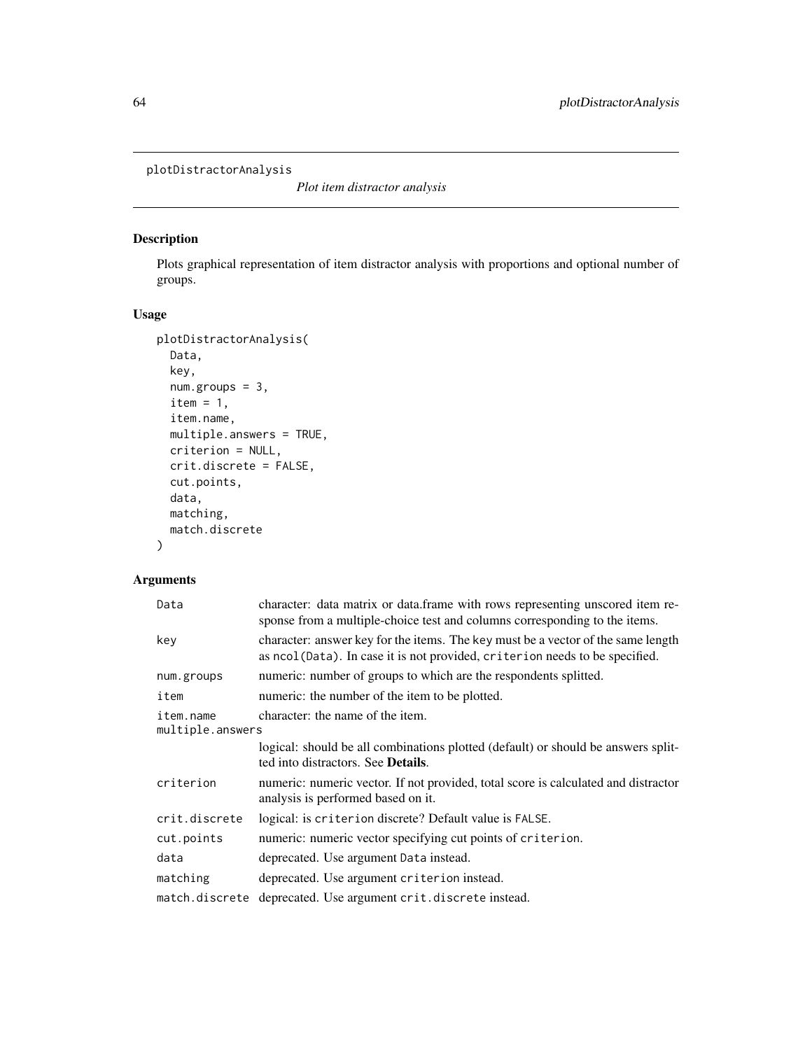`plotDistractorAnalysis` *Plot item distractor analysis*

## Description

Plots graphical representation of item distractor analysis with proportions and optional number of groups.

## Usage

```
plotDistractorAnalysis(
  Data,
  key,
  num.groups = 3,
  item = 1,
  item.name,
  multiple.answers = TRUE,
  criterion = NULL,
  crit.discrete = FALSE,
  cut.points,
  data,
  matching,
  match.discrete
)
```

## Arguments

| Argument | Description |
|---|---|
| `Data` | character: data matrix or data.frame with rows representing unscored item response from a multiple-choice test and columns corresponding to the items. |
| `key` | character: answer key for the items. The `key` must be a vector of the same length as `ncol(Data)`. In case it is not provided, `criterion` needs to be specified. |
| `num.groups` | numeric: number of groups to which are the respondents splitted. |
| `item` | numeric: the number of the item to be plotted. |
| `item.name` | character: the name of the item. |
| `multiple.answers` | logical: should be all combinations plotted (default) or should be answers splitted into distractors. See **Details**. |
| `criterion` | numeric: numeric vector. If not provided, total score is calculated and distractor analysis is performed based on it. |
| `crit.discrete` | logical: is `criterion` discrete? Default value is `FALSE`. |
| `cut.points` | numeric: numeric vector specifying cut points of `criterion`. |
| `data` | deprecated. Use argument `Data` instead. |
| `matching` | deprecated. Use argument `criterion` instead. |
| `match.discrete` | deprecated. Use argument `crit.discrete` instead. |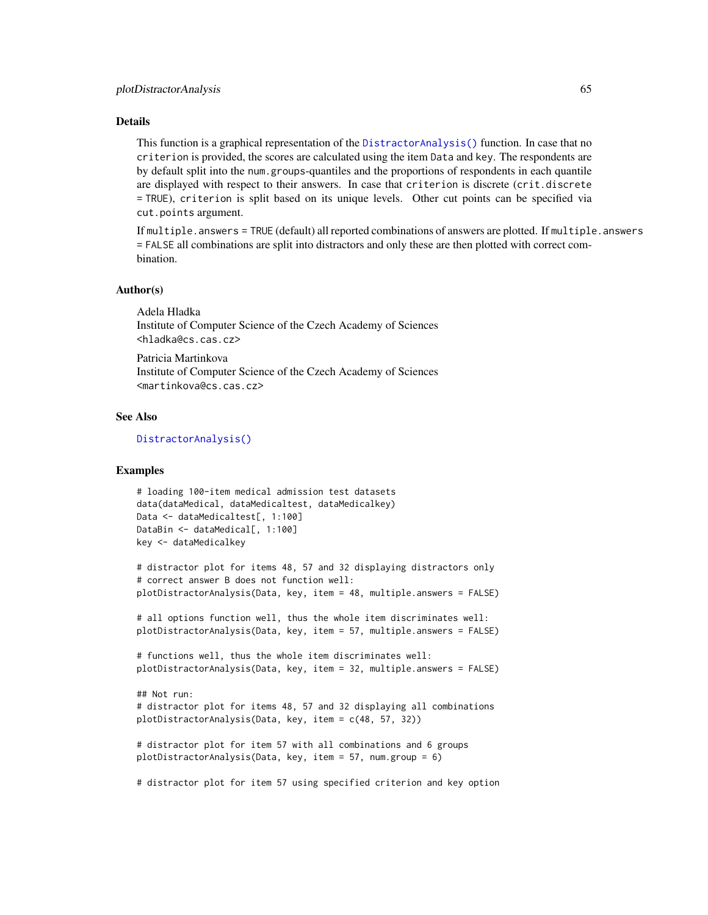### Details

This function is a graphical representation of the `DistractorAnalysis()` function. In case that no `criterion` is provided, the scores are calculated using the item `Data` and `key`. The respondents are by default split into the `num.groups`-quantiles and the proportions of respondents in each quantile are displayed with respect to their answers. In case that `criterion` is discrete (`crit.discrete = TRUE`), `criterion` is split based on its unique levels. Other cut points can be specified via `cut.points` argument.

If `multiple.answers = TRUE` (default) all reported combinations of answers are plotted. If `multiple.answers = FALSE` all combinations are split into distractors and only these are then plotted with correct combination.

### Author(s)

Adela Hladka
Institute of Computer Science of the Czech Academy of Sciences
<hladka@cs.cas.cz>

Patricia Martinkova
Institute of Computer Science of the Czech Academy of Sciences
<martinkova@cs.cas.cz>

### See Also

`DistractorAnalysis()`

### Examples

```
# loading 100-item medical admission test datasets
data(dataMedical, dataMedicaltest, dataMedicalkey)
Data <- dataMedicaltest[, 1:100]
DataBin <- dataMedical[, 1:100]
key <- dataMedicalkey

# distractor plot for items 48, 57 and 32 displaying distractors only
# correct answer B does not function well:
plotDistractorAnalysis(Data, key, item = 48, multiple.answers = FALSE)

# all options function well, thus the whole item discriminates well:
plotDistractorAnalysis(Data, key, item = 57, multiple.answers = FALSE)

# functions well, thus the whole item discriminates well:
plotDistractorAnalysis(Data, key, item = 32, multiple.answers = FALSE)

## Not run:
# distractor plot for items 48, 57 and 32 displaying all combinations
plotDistractorAnalysis(Data, key, item = c(48, 57, 32))

# distractor plot for item 57 with all combinations and 6 groups
plotDistractorAnalysis(Data, key, item = 57, num.group = 6)

# distractor plot for item 57 using specified criterion and key option
```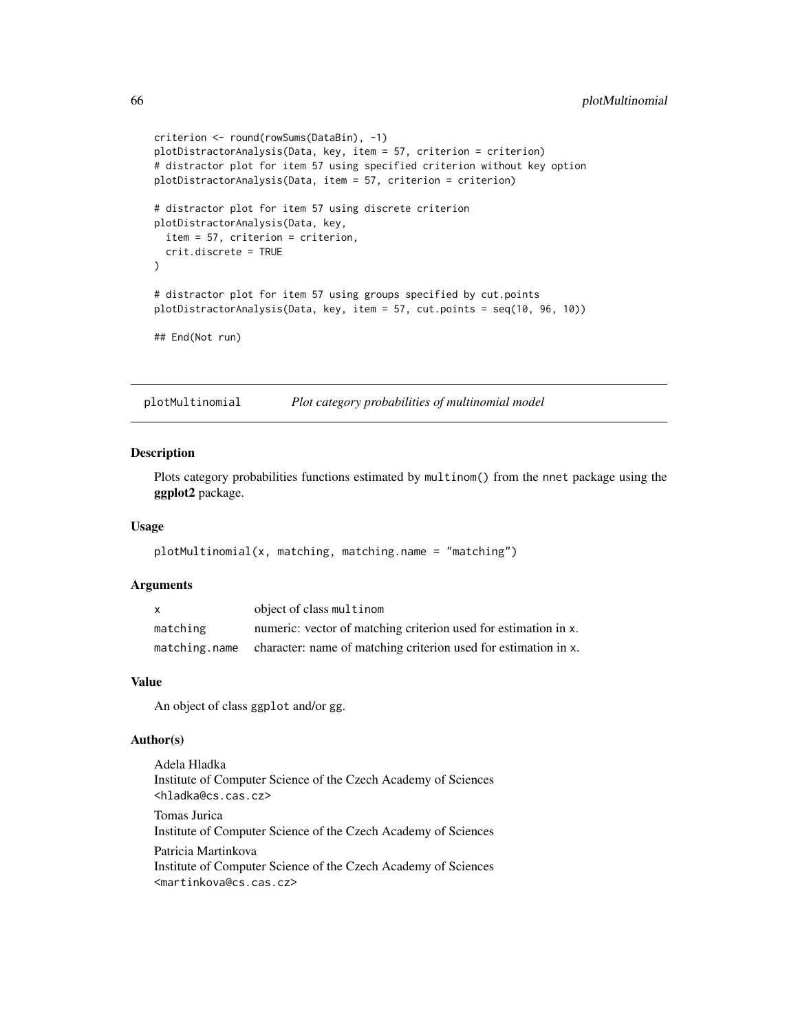```
criterion <- round(rowSums(DataBin), -1)
plotDistractorAnalysis(Data, key, item = 57, criterion = criterion)
# distractor plot for item 57 using specified criterion without key option
plotDistractorAnalysis(Data, item = 57, criterion = criterion)

# distractor plot for item 57 using discrete criterion
plotDistractorAnalysis(Data, key,
  item = 57, criterion = criterion,
  crit.discrete = TRUE
)

# distractor plot for item 57 using groups specified by cut.points
plotDistractorAnalysis(Data, key, item = 57, cut.points = seq(10, 96, 10))

## End(Not run)
```

## plotMultinomial — *Plot category probabilities of multinomial model*

### Description

Plots category probabilities functions estimated by `multinom()` from the `nnet` package using the **ggplot2** package.

### Usage

```
plotMultinomial(x, matching, matching.name = "matching")
```

### Arguments

| | |
|---|---|
| `x` | object of class `multinom` |
| `matching` | numeric: vector of matching criterion used for estimation in `x`. |
| `matching.name` | character: name of matching criterion used for estimation in `x`. |

### Value

An object of class `ggplot` and/or `gg`.

### Author(s)

Adela Hladka
Institute of Computer Science of the Czech Academy of Sciences
<hladka@cs.cas.cz>

Tomas Jurica
Institute of Computer Science of the Czech Academy of Sciences

Patricia Martinkova
Institute of Computer Science of the Czech Academy of Sciences
<martinkova@cs.cas.cz>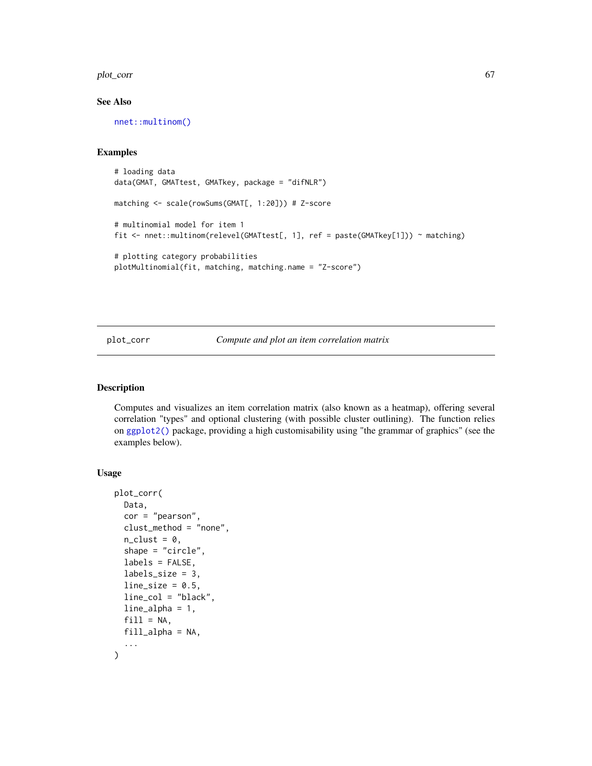### See Also

`nnet::multinom()`

### Examples

```
# loading data
data(GMAT, GMATtest, GMATkey, package = "difNLR")

matching <- scale(rowSums(GMAT[, 1:20])) # Z-score

# multinomial model for item 1
fit <- nnet::multinom(relevel(GMATtest[, 1], ref = paste(GMATkey[1])) ~ matching)

# plotting category probabilities
plotMultinomial(fit, matching, matching.name = "Z-score")
```

---

## plot_corr — *Compute and plot an item correlation matrix*

---

### Description

Computes and visualizes an item correlation matrix (also known as a heatmap), offering several correlation "types" and optional clustering (with possible cluster outlining). The function relies on `ggplot2()` package, providing a high customisability using "the grammar of graphics" (see the examples below).

### Usage

```
plot_corr(
  Data,
  cor = "pearson",
  clust_method = "none",
  n_clust = 0,
  shape = "circle",
  labels = FALSE,
  labels_size = 3,
  line_size = 0.5,
  line_col = "black",
  line_alpha = 1,
  fill = NA,
  fill_alpha = NA,
  ...
)
```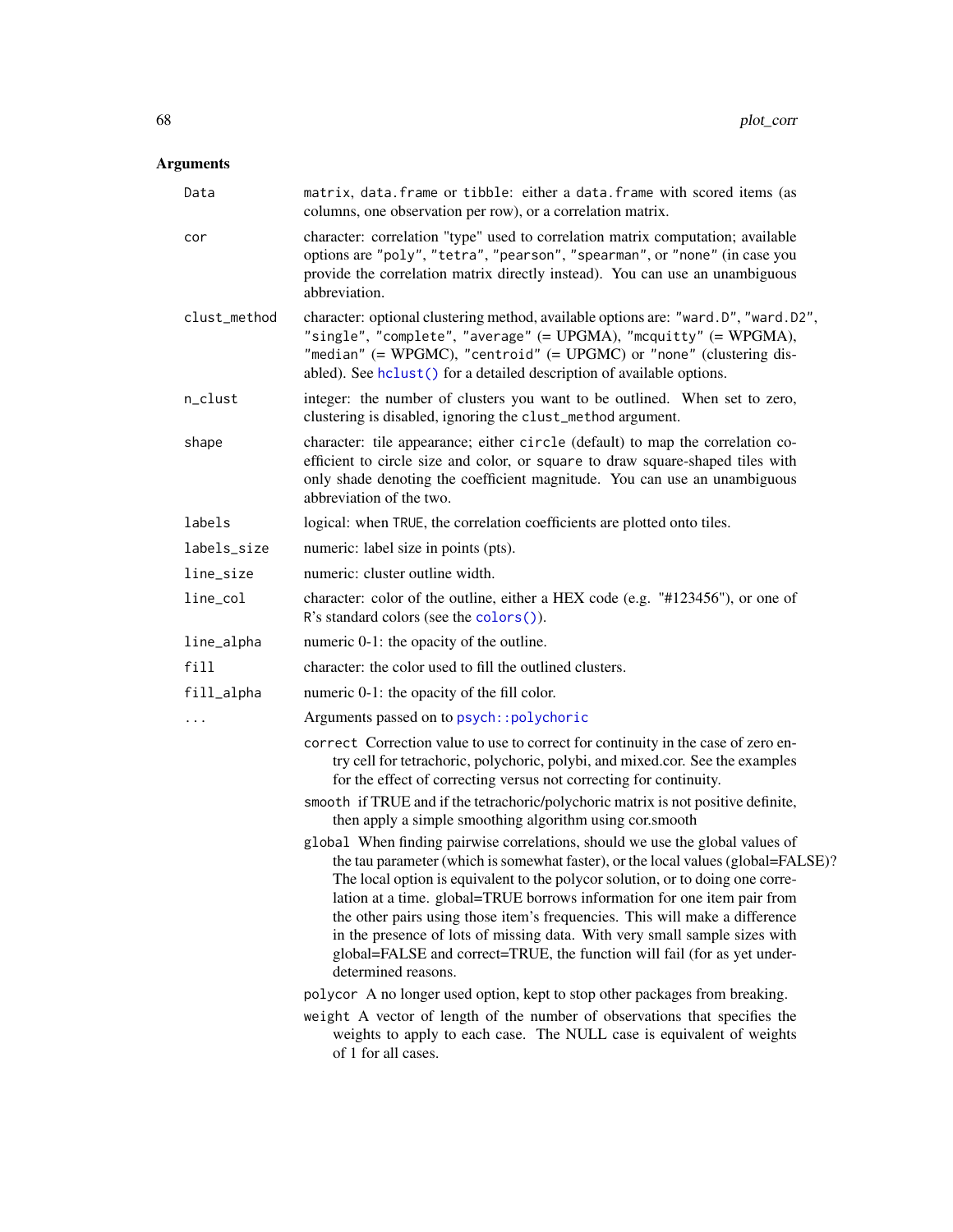### Arguments

- **Data**: matrix, data.frame or tibble: either a data.frame with scored items (as columns, one observation per row), or a correlation matrix.
- **cor**: character: correlation "type" used to correlation matrix computation; available options are "poly", "tetra", "pearson", "spearman", or "none" (in case you provide the correlation matrix directly instead). You can use an unambiguous abbreviation.
- **clust_method**: character: optional clustering method, available options are: "ward.D", "ward.D2", "single", "complete", "average" (= UPGMA), "mcquitty" (= WPGMA), "median" (= WPGMC), "centroid" (= UPGMC) or "none" (clustering disabled). See `hclust()` for a detailed description of available options.
- **n_clust**: integer: the number of clusters you want to be outlined. When set to zero, clustering is disabled, ignoring the `clust_method` argument.
- **shape**: character: tile appearance; either `circle` (default) to map the correlation coefficient to circle size and color, or `square` to draw square-shaped tiles with only shade denoting the coefficient magnitude. You can use an unambiguous abbreviation of the two.
- **labels**: logical: when `TRUE`, the correlation coefficients are plotted onto tiles.
- **labels_size**: numeric: label size in points (pts).
- **line_size**: numeric: cluster outline width.
- **line_col**: character: color of the outline, either a HEX code (e.g. "#123456"), or one of R's standard colors (see the `colors()`).
- **line_alpha**: numeric 0-1: the opacity of the outline.
- **fill**: character: the color used to fill the outlined clusters.
- **fill_alpha**: numeric 0-1: the opacity of the fill color.
- **...**: Arguments passed on to `psych::polychoric`
  - `correct` Correction value to use to correct for continuity in the case of zero entry cell for tetrachoric, polychoric, polybi, and mixed.cor. See the examples for the effect of correcting versus not correcting for continuity.
  - `smooth` if TRUE and if the tetrachoric/polychoric matrix is not positive definite, then apply a simple smoothing algorithm using cor.smooth
  - `global` When finding pairwise correlations, should we use the global values of the tau parameter (which is somewhat faster), or the local values (global=FALSE)? The local option is equivalent to the polycor solution, or to doing one correlation at a time. global=TRUE borrows information for one item pair from the other pairs using those item's frequencies. This will make a difference in the presence of lots of missing data. With very small sample sizes with global=FALSE and correct=TRUE, the function will fail (for as yet underdetermined reasons.
  - `polycor` A no longer used option, kept to stop other packages from breaking.
  - `weight` A vector of length of the number of observations that specifies the weights to apply to each case. The NULL case is equivalent of weights of 1 for all cases.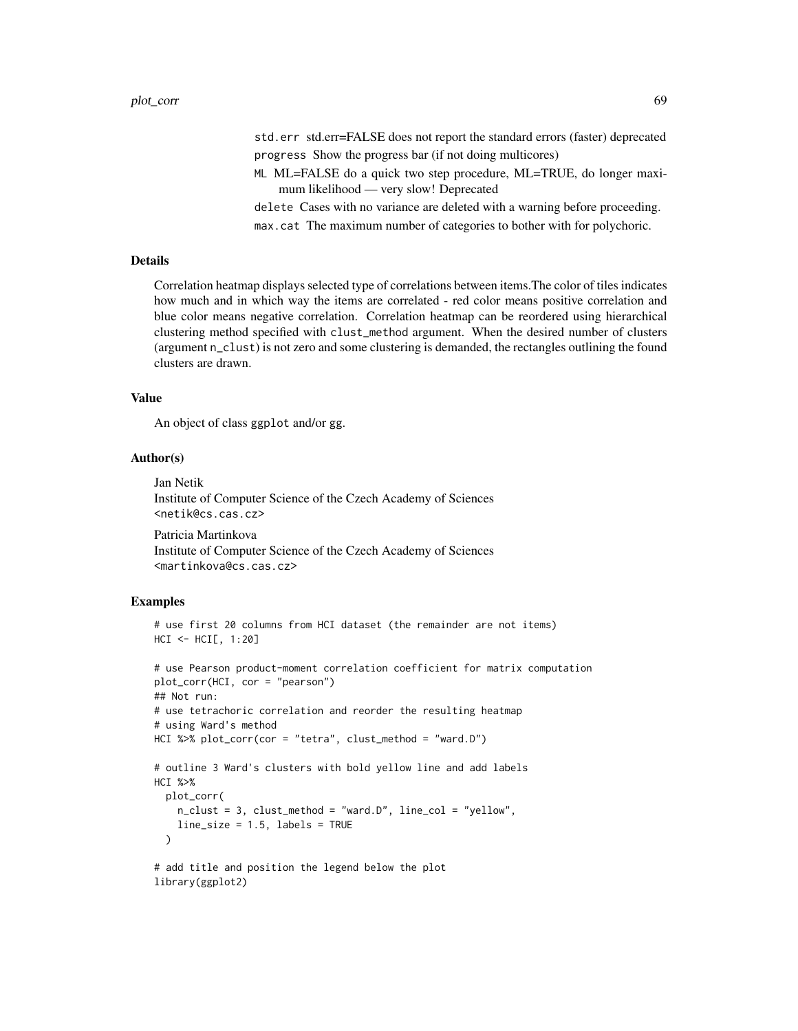`std.err` std.err=FALSE does not report the standard errors (faster) deprecated

`progress` Show the progress bar (if not doing multicores)

`ML` ML=FALSE do a quick two step procedure, ML=TRUE, do longer maximum likelihood — very slow! Deprecated

`delete` Cases with no variance are deleted with a warning before proceeding.

`max.cat` The maximum number of categories to bother with for polychoric.

## Details

Correlation heatmap displays selected type of correlations between items.The color of tiles indicates how much and in which way the items are correlated - red color means positive correlation and blue color means negative correlation. Correlation heatmap can be reordered using hierarchical clustering method specified with `clust_method` argument. When the desired number of clusters (argument `n_clust`) is not zero and some clustering is demanded, the rectangles outlining the found clusters are drawn.

## Value

An object of class `ggplot` and/or `gg`.

## Author(s)

Jan Netik
Institute of Computer Science of the Czech Academy of Sciences
<netik@cs.cas.cz>

Patricia Martinkova
Institute of Computer Science of the Czech Academy of Sciences
<martinkova@cs.cas.cz>

## Examples

```
# use first 20 columns from HCI dataset (the remainder are not items)
HCI <- HCI[, 1:20]

# use Pearson product-moment correlation coefficient for matrix computation
plot_corr(HCI, cor = "pearson")
## Not run:
# use tetrachoric correlation and reorder the resulting heatmap
# using Ward's method
HCI %>% plot_corr(cor = "tetra", clust_method = "ward.D")

# outline 3 Ward's clusters with bold yellow line and add labels
HCI %>%
  plot_corr(
    n_clust = 3, clust_method = "ward.D", line_col = "yellow",
    line_size = 1.5, labels = TRUE
  )

# add title and position the legend below the plot
library(ggplot2)
```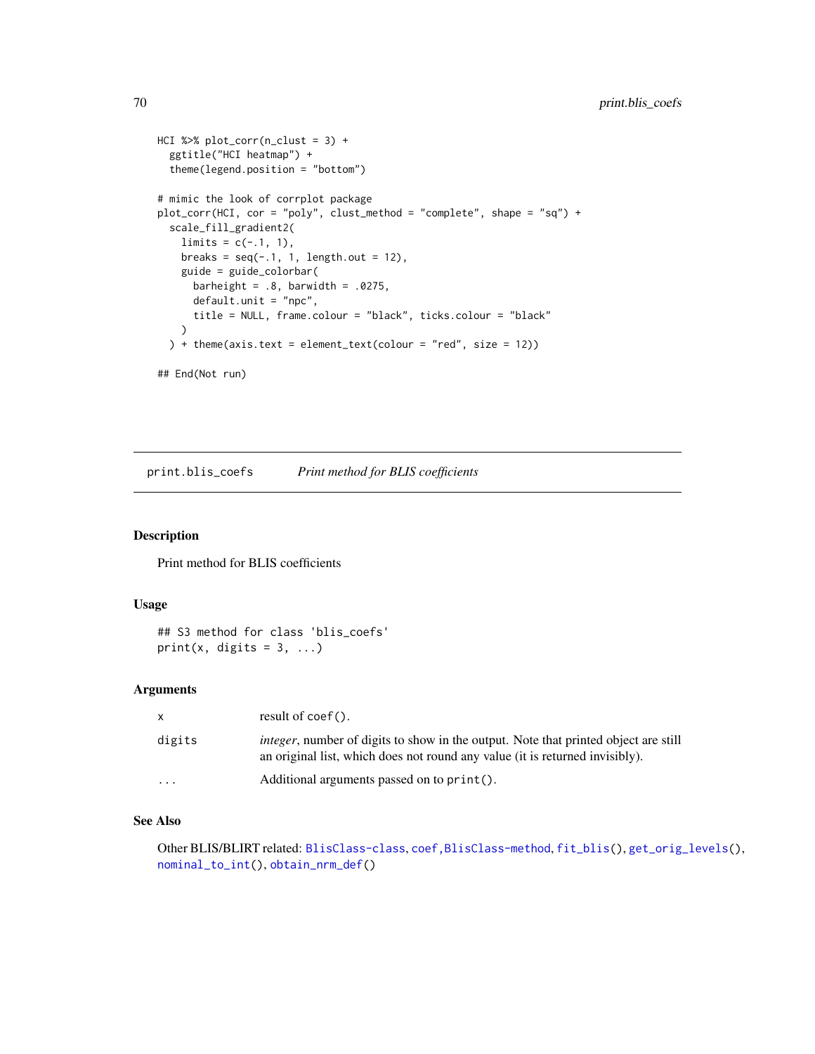```
HCI %>% plot_corr(n_clust = 3) +
  ggtitle("HCI heatmap") +
  theme(legend.position = "bottom")

# mimic the look of corrplot package
plot_corr(HCI, cor = "poly", clust_method = "complete", shape = "sq") +
  scale_fill_gradient2(
    limits = c(-.1, 1),
    breaks = seq(-.1, 1, length.out = 12),
    guide = guide_colorbar(
      barheight = .8, barwidth = .0275,
      default.unit = "npc",
      title = NULL, frame.colour = "black", ticks.colour = "black"
    )
  ) + theme(axis.text = element_text(colour = "red", size = 12))

## End(Not run)
```

---

## print.blis_coefs — *Print method for BLIS coefficients*

### Description

Print method for BLIS coefficients

### Usage

```
## S3 method for class 'blis_coefs'
print(x, digits = 3, ...)
```

### Arguments

| | |
|---|---|
| `x` | result of `coef()`. |
| `digits` | *integer*, number of digits to show in the output. Note that printed object are still an original list, which does not round any value (it is returned invisibly). |
| `...` | Additional arguments passed on to `print()`. |

### See Also

Other BLIS/BLIRT related: `BlisClass-class`, `coef,BlisClass-method`, `fit_blis()`, `get_orig_levels()`, `nominal_to_int()`, `obtain_nrm_def()`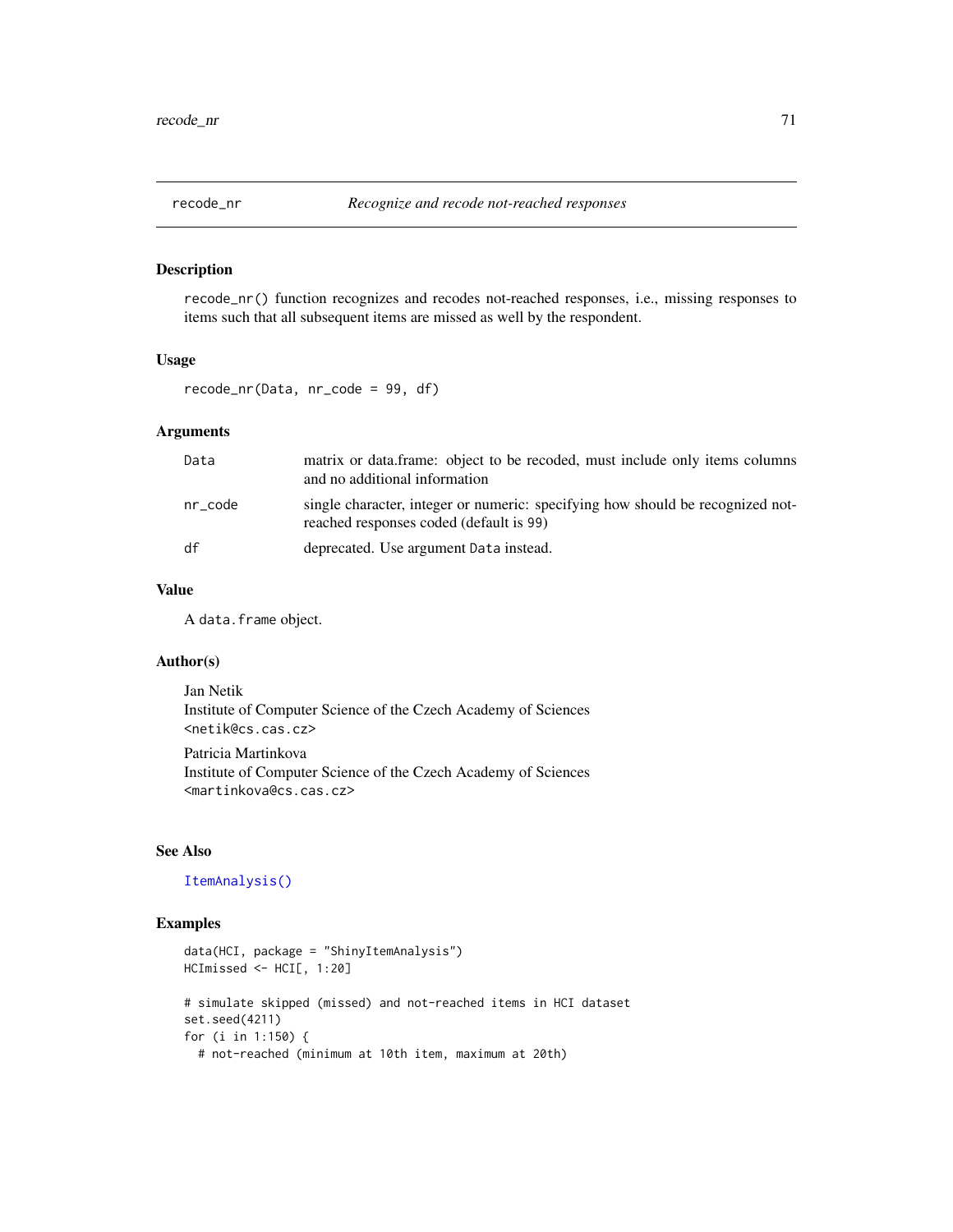## recode_nr — *Recognize and recode not-reached responses*

### Description

`recode_nr()` function recognizes and recodes not-reached responses, i.e., missing responses to items such that all subsequent items are missed as well by the respondent.

### Usage

```
recode_nr(Data, nr_code = 99, df)
```

### Arguments

| | |
|---|---|
| Data | matrix or data.frame: object to be recoded, must include only items columns and no additional information |
| nr_code | single character, integer or numeric: specifying how should be recognized not-reached responses coded (default is 99) |
| df | deprecated. Use argument Data instead. |

### Value

A `data.frame` object.

### Author(s)

Jan Netik
Institute of Computer Science of the Czech Academy of Sciences
<netik@cs.cas.cz>

Patricia Martinkova
Institute of Computer Science of the Czech Academy of Sciences
<martinkova@cs.cas.cz>

### See Also

ItemAnalysis()

### Examples

```
data(HCI, package = "ShinyItemAnalysis")
HCImissed <- HCI[, 1:20]

# simulate skipped (missed) and not-reached items in HCI dataset
set.seed(4211)
for (i in 1:150) {
  # not-reached (minimum at 10th item, maximum at 20th)
```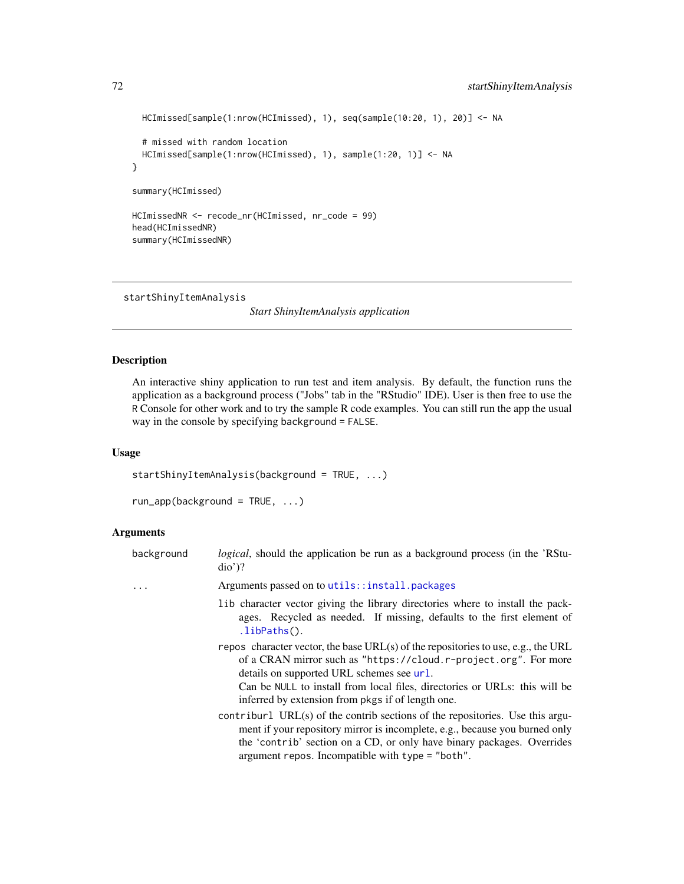```
  HCImissed[sample(1:nrow(HCImissed), 1), seq(sample(10:20, 1), 20)] <- NA

  # missed with random location
  HCImissed[sample(1:nrow(HCImissed), 1), sample(1:20, 1)] <- NA
}

summary(HCImissed)

HCImissedNR <- recode_nr(HCImissed, nr_code = 99)
head(HCImissedNR)
summary(HCImissedNR)
```

---

## startShinyItemAnalysis

*Start ShinyItemAnalysis application*

---

### Description

An interactive shiny application to run test and item analysis. By default, the function runs the application as a background process ("Jobs" tab in the "RStudio" IDE). User is then free to use the R Console for other work and to try the sample R code examples. You can still run the app the usual way in the console by specifying `background = FALSE`.

### Usage

```
startShinyItemAnalysis(background = TRUE, ...)

run_app(background = TRUE, ...)
```

### Arguments

| | |
|---|---|
| `background` | *logical*, should the application be run as a background process (in the 'RStudio')? |
| `...` | Arguments passed on to `utils::install.packages` |

- `lib` character vector giving the library directories where to install the packages. Recycled as needed. If missing, defaults to the first element of `.libPaths()`.
- `repos` character vector, the base URL(s) of the repositories to use, e.g., the URL of a CRAN mirror such as `"https://cloud.r-project.org"`. For more details on supported URL schemes see `url`.
  Can be `NULL` to install from local files, directories or URLs: this will be inferred by extension from `pkgs` if of length one.
- `contriburl` URL(s) of the contrib sections of the repositories. Use this argument if your repository mirror is incomplete, e.g., because you burned only the 'contrib' section on a CD, or only have binary packages. Overrides argument `repos`. Incompatible with `type = "both"`.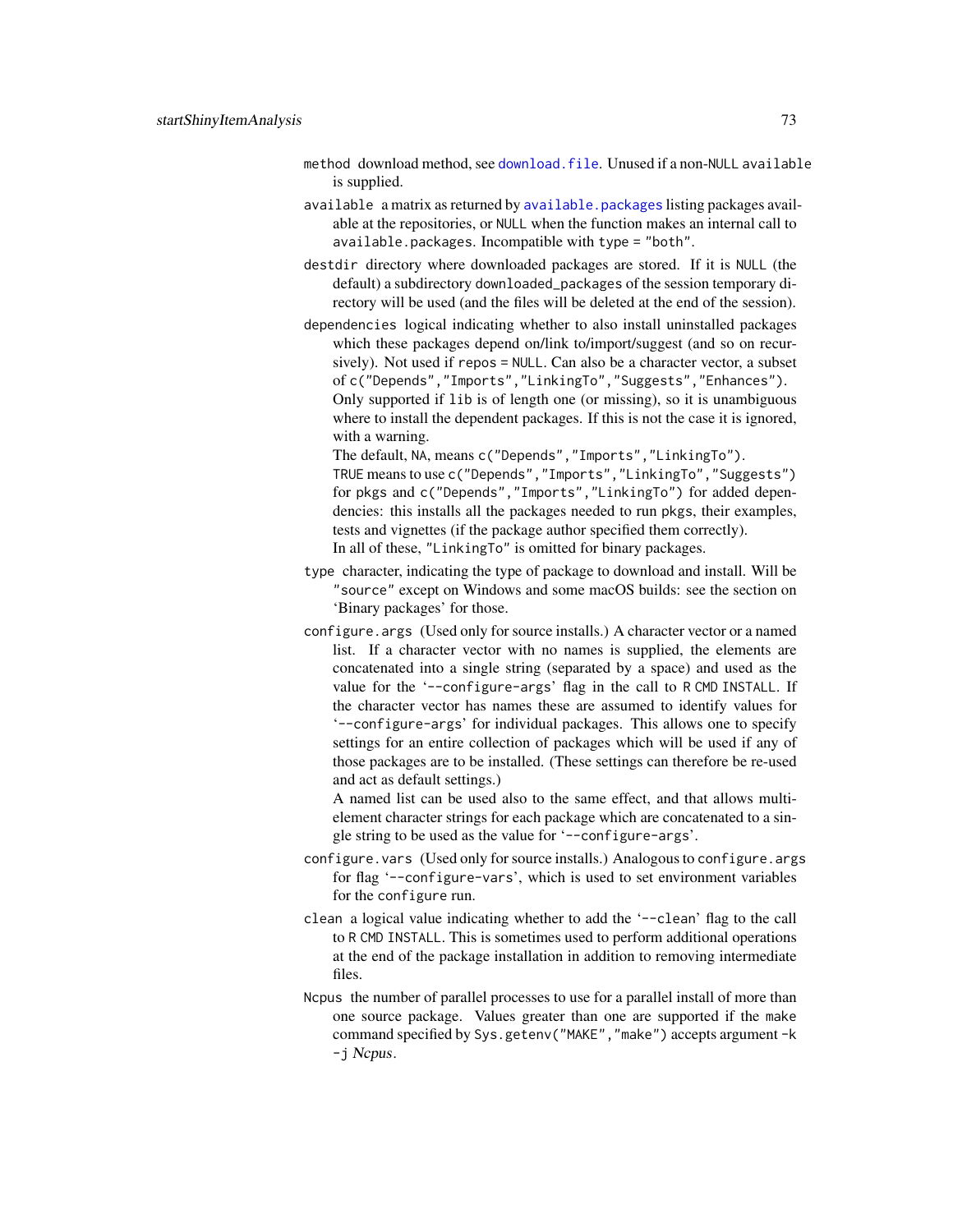`method` download method, see `download.file`. Unused if a non-`NULL` `available` is supplied.

`available` a matrix as returned by `available.packages` listing packages available at the repositories, or `NULL` when the function makes an internal call to `available.packages`. Incompatible with `type = "both"`.

`destdir` directory where downloaded packages are stored. If it is `NULL` (the default) a subdirectory `downloaded_packages` of the session temporary directory will be used (and the files will be deleted at the end of the session).

`dependencies` logical indicating whether to also install uninstalled packages which these packages depend on/link to/import/suggest (and so on recursively). Not used if `repos = NULL`. Can also be a character vector, a subset of `c("Depends","Imports","LinkingTo","Suggests","Enhances")`.
Only supported if `lib` is of length one (or missing), so it is unambiguous where to install the dependent packages. If this is not the case it is ignored, with a warning.
The default, `NA`, means `c("Depends","Imports","LinkingTo")`.
`TRUE` means to use `c("Depends","Imports","LinkingTo","Suggests")` for `pkgs` and `c("Depends","Imports","LinkingTo")` for added dependencies: this installs all the packages needed to run `pkgs`, their examples, tests and vignettes (if the package author specified them correctly).
In all of these, `"LinkingTo"` is omitted for binary packages.

`type` character, indicating the type of package to download and install. Will be `"source"` except on Windows and some macOS builds: see the section on 'Binary packages' for those.

`configure.args` (Used only for source installs.) A character vector or a named list. If a character vector with no names is supplied, the elements are concatenated into a single string (separated by a space) and used as the value for the '`--configure-args`' flag in the call to `R CMD INSTALL`. If the character vector has names these are assumed to identify values for '`--configure-args`' for individual packages. This allows one to specify settings for an entire collection of packages which will be used if any of those packages are to be installed. (These settings can therefore be re-used and act as default settings.)
A named list can be used also to the same effect, and that allows multi-element character strings for each package which are concatenated to a single string to be used as the value for '`--configure-args`'.

`configure.vars` (Used only for source installs.) Analogous to `configure.args` for flag '`--configure-vars`', which is used to set environment variables for the `configure` run.

`clean` a logical value indicating whether to add the '`--clean`' flag to the call to `R CMD INSTALL`. This is sometimes used to perform additional operations at the end of the package installation in addition to removing intermediate files.

`Ncpus` the number of parallel processes to use for a parallel install of more than one source package. Values greater than one are supported if the `make` command specified by `Sys.getenv("MAKE","make")` accepts argument `-k -j` *Ncpus*.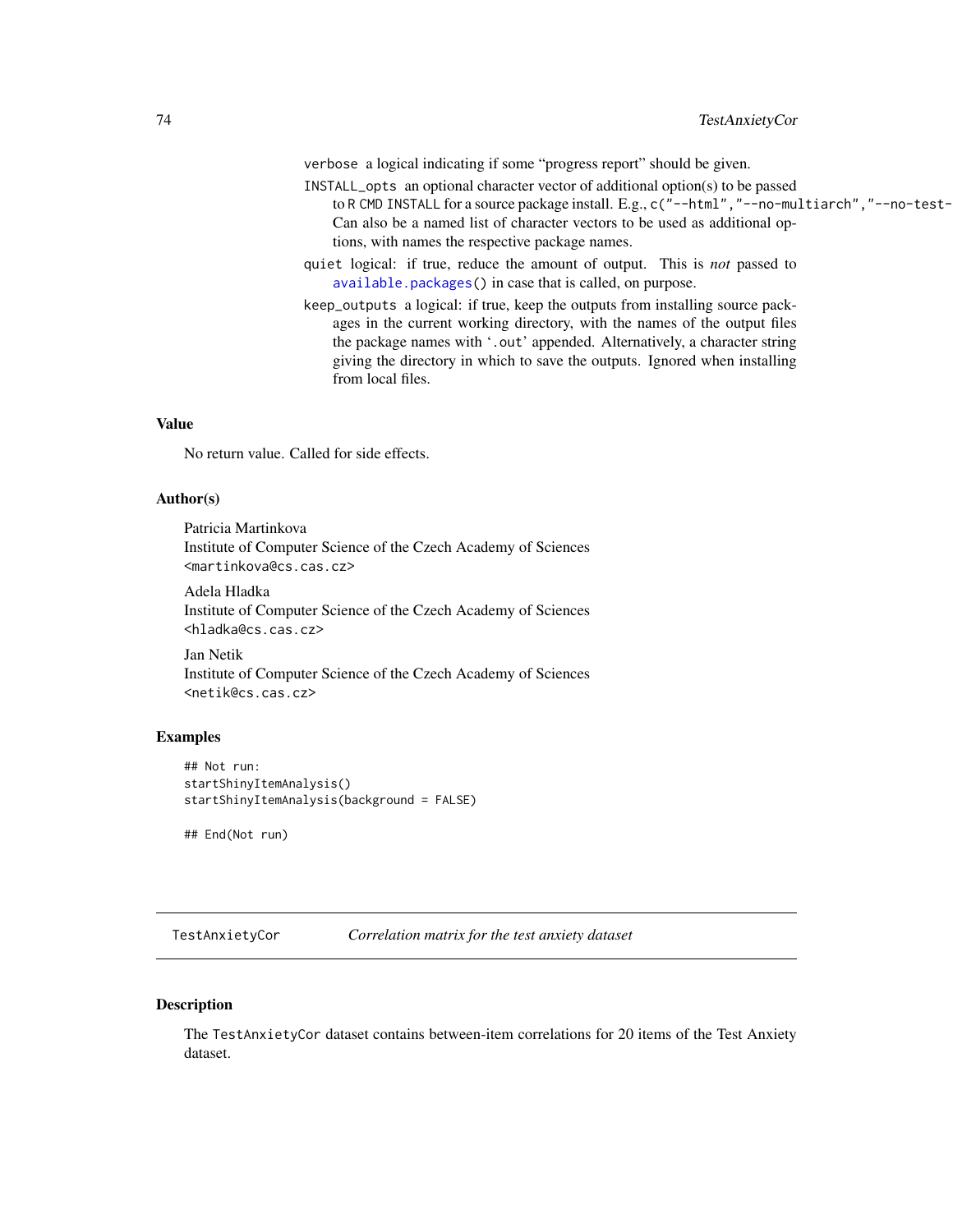verbose a logical indicating if some "progress report" should be given.

INSTALL_opts an optional character vector of additional option(s) to be passed to R CMD INSTALL for a source package install. E.g., c("--html","--no-multiarch","--no-test-
Can also be a named list of character vectors to be used as additional options, with names the respective package names.

quiet logical: if true, reduce the amount of output. This is *not* passed to available.packages() in case that is called, on purpose.

keep_outputs a logical: if true, keep the outputs from installing source packages in the current working directory, with the names of the output files the package names with '.out' appended. Alternatively, a character string giving the directory in which to save the outputs. Ignored when installing from local files.

## Value

No return value. Called for side effects.

## Author(s)

Patricia Martinkova
Institute of Computer Science of the Czech Academy of Sciences
<martinkova@cs.cas.cz>

Adela Hladka
Institute of Computer Science of the Czech Academy of Sciences
<hladka@cs.cas.cz>

Jan Netik
Institute of Computer Science of the Czech Academy of Sciences
<netik@cs.cas.cz>

## Examples

```
## Not run:
startShinyItemAnalysis()
startShinyItemAnalysis(background = FALSE)

## End(Not run)
```

---

# TestAnxietyCor *Correlation matrix for the test anxiety dataset*

## Description

The TestAnxietyCor dataset contains between-item correlations for 20 items of the Test Anxiety dataset.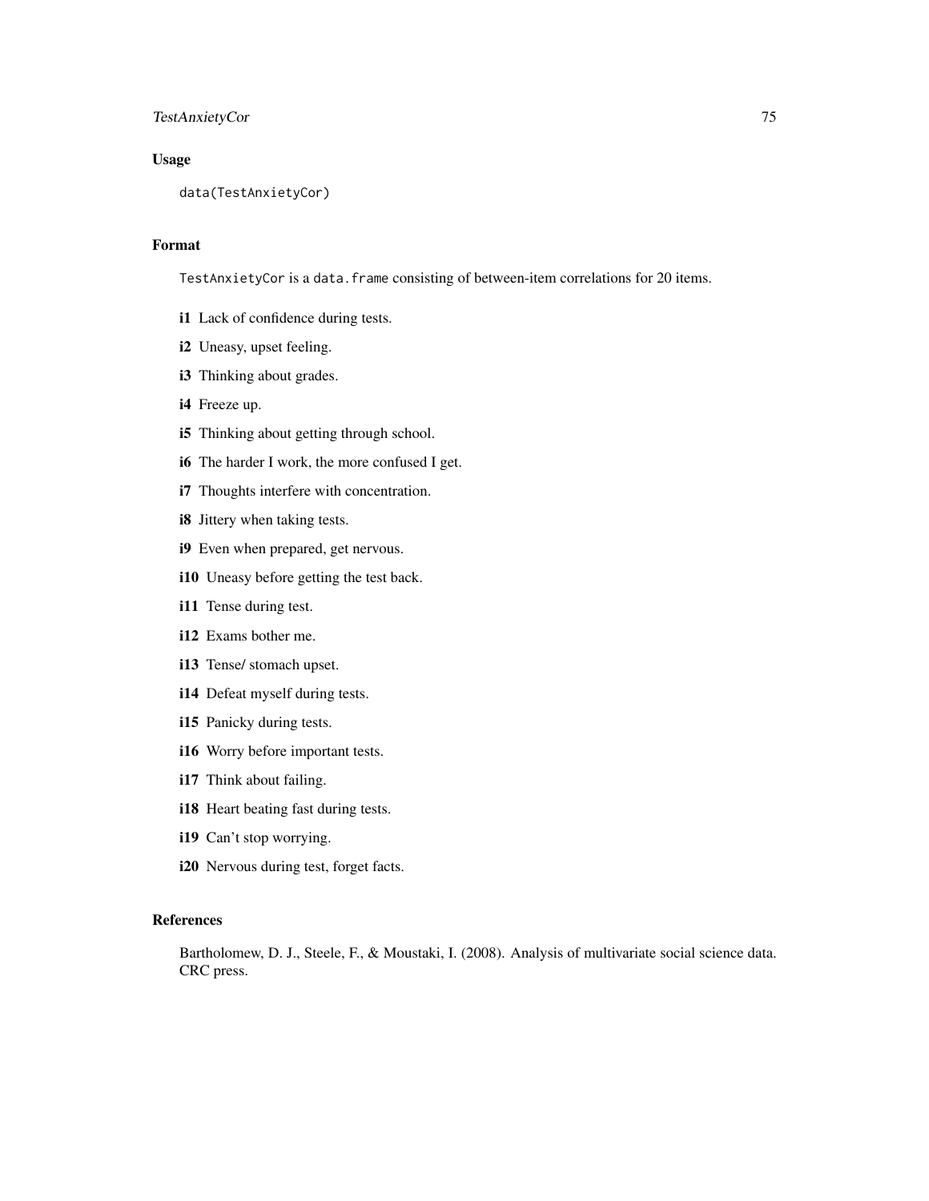## Usage

```
data(TestAnxietyCor)
```

## Format

`TestAnxietyCor` is a `data.frame` consisting of between-item correlations for 20 items.

- **i1** Lack of confidence during tests.
- **i2** Uneasy, upset feeling.
- **i3** Thinking about grades.
- **i4** Freeze up.
- **i5** Thinking about getting through school.
- **i6** The harder I work, the more confused I get.
- **i7** Thoughts interfere with concentration.
- **i8** Jittery when taking tests.
- **i9** Even when prepared, get nervous.
- **i10** Uneasy before getting the test back.
- **i11** Tense during test.
- **i12** Exams bother me.
- **i13** Tense/ stomach upset.
- **i14** Defeat myself during tests.
- **i15** Panicky during tests.
- **i16** Worry before important tests.
- **i17** Think about failing.
- **i18** Heart beating fast during tests.
- **i19** Can't stop worrying.
- **i20** Nervous during test, forget facts.

## References

Bartholomew, D. J., Steele, F., & Moustaki, I. (2008). Analysis of multivariate social science data. CRC press.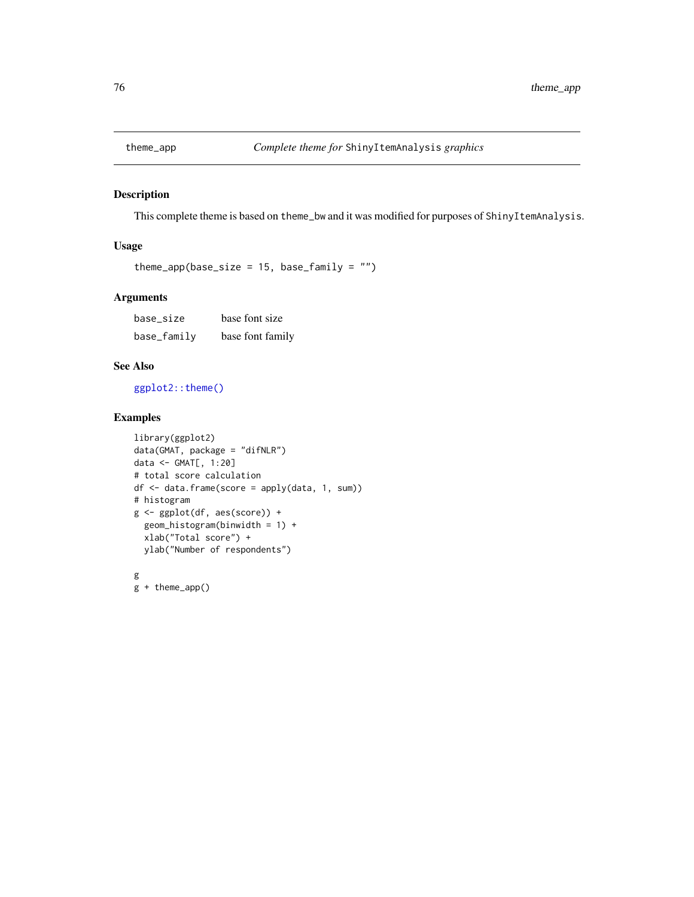## theme_app — *Complete theme for* ShinyItemAnalysis *graphics*

### Description

This complete theme is based on `theme_bw` and it was modified for purposes of `ShinyItemAnalysis`.

### Usage

```
theme_app(base_size = 15, base_family = "")
```

### Arguments

| | |
|---|---|
| `base_size` | base font size |
| `base_family` | base font family |

### See Also

`ggplot2::theme()`

### Examples

```
library(ggplot2)
data(GMAT, package = "difNLR")
data <- GMAT[, 1:20]
# total score calculation
df <- data.frame(score = apply(data, 1, sum))
# histogram
g <- ggplot(df, aes(score)) +
  geom_histogram(binwidth = 1) +
  xlab("Total score") +
  ylab("Number of respondents")

g
g + theme_app()
```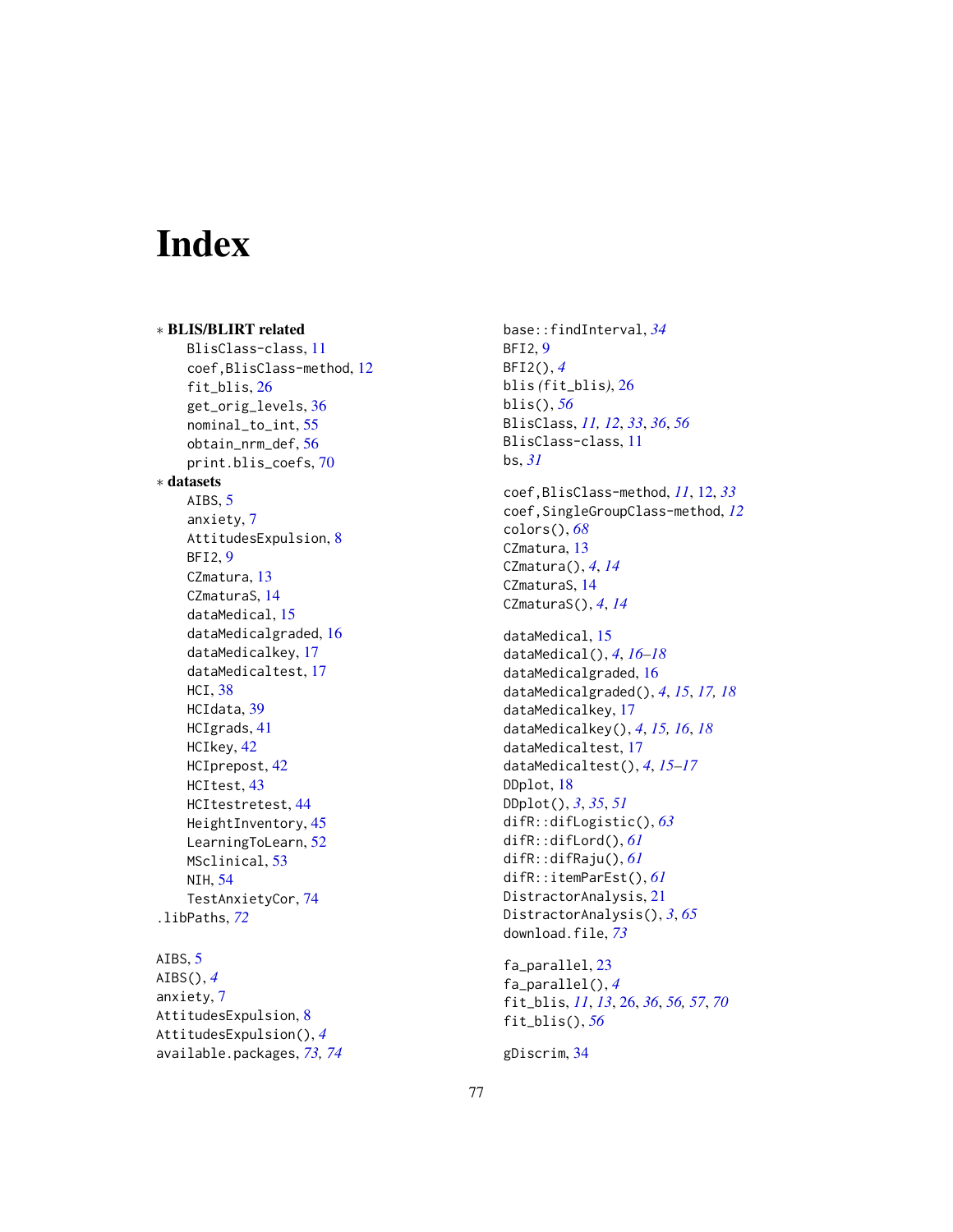# Index

∗ **BLIS/BLIRT related**
  BlisClass-class, 11
  coef,BlisClass-method, 12
  fit_blis, 26
  get_orig_levels, 36
  nominal_to_int, 55
  obtain_nrm_def, 56
  print.blis_coefs, 70
∗ **datasets**
  AIBS, 5
  anxiety, 7
  AttitudesExpulsion, 8
  BFI2, 9
  CZmatura, 13
  CZmaturaS, 14
  dataMedical, 15
  dataMedicalgraded, 16
  dataMedicalkey, 17
  dataMedicaltest, 17
  HCI, 38
  HCIdata, 39
  HCIgrads, 41
  HCIkey, 42
  HCIprepost, 42
  HCItest, 43
  HCItestretest, 44
  HeightInventory, 45
  LearningToLearn, 52
  MSclinical, 53
  NIH, 54
  TestAnxietyCor, 74
.libPaths, *72*

AIBS, 5
AIBS(), *4*
anxiety, 7
AttitudesExpulsion, 8
AttitudesExpulsion(), *4*
available.packages, *73, 74*

base::findInterval, *34*
BFI2, 9
BFI2(), *4*
blis (fit_blis), 26
blis(), *56*
BlisClass, *11, 12*, *33*, *36*, *56*
BlisClass-class, 11
bs, *31*

coef,BlisClass-method, *11*, 12, *33*
coef,SingleGroupClass-method, *12*
colors(), *68*
CZmatura, 13
CZmatura(), *4*, *14*
CZmaturaS, 14
CZmaturaS(), *4*, *14*

dataMedical, 15
dataMedical(), *4*, *16–18*
dataMedicalgraded, 16
dataMedicalgraded(), *4*, *15*, *17, 18*
dataMedicalkey, 17
dataMedicalkey(), *4*, *15, 16*, *18*
dataMedicaltest, 17
dataMedicaltest(), *4*, *15–17*
DDplot, 18
DDplot(), *3*, *35*, *51*
difR::difLogistic(), *63*
difR::difLord(), *61*
difR::difRaju(), *61*
difR::itemParEst(), *61*
DistractorAnalysis, 21
DistractorAnalysis(), *3*, *65*
download.file, *73*

fa_parallel, 23
fa_parallel(), *4*
fit_blis, *11*, *13*, 26, *36*, *56, 57*, *70*
fit_blis(), *56*

gDiscrim, 34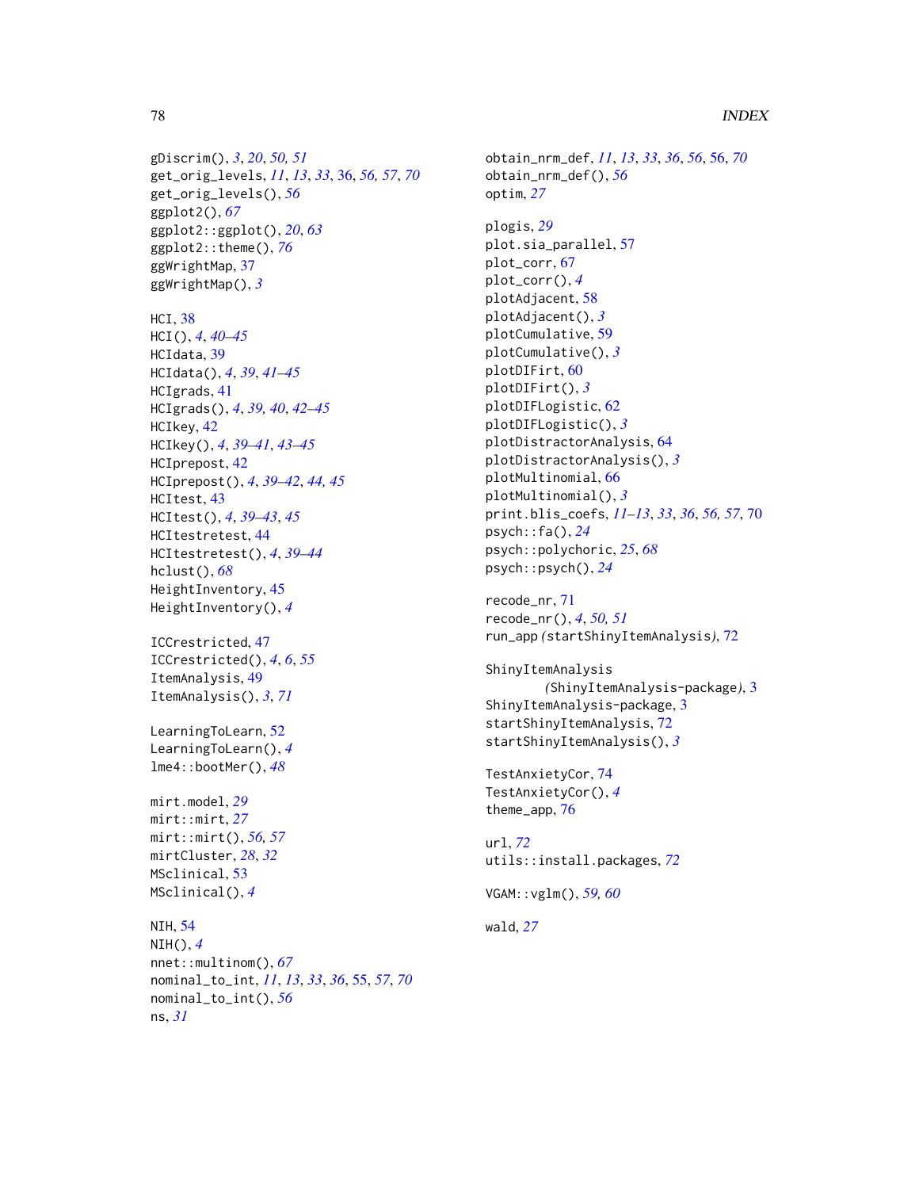gDiscrim(), *3*, *20*, *50, 51*
get_orig_levels, *11*, *13*, *33*, 36, *56, 57*, *70*
get_orig_levels(), *56*
ggplot2(), *67*
ggplot2::ggplot(), *20*, *63*
ggplot2::theme(), *76*
ggWrightMap, 37
ggWrightMap(), *3*

HCI, 38
HCI(), *4*, *40–45*
HCIdata, 39
HCIdata(), *4*, *39*, *41–45*
HCIgrads, 41
HCIgrads(), *4*, *39*, *40*, *42–45*
HCIkey, 42
HCIkey(), *4*, *39–41*, *43–45*
HCIprepost, 42
HCIprepost(), *4*, *39–42*, *44, 45*
HCItest, 43
HCItest(), *4*, *39–43*, *45*
HCItestretest, 44
HCItestretest(), *4*, *39–44*
hclust(), *68*
HeightInventory, 45
HeightInventory(), *4*

ICCrestricted, 47
ICCrestricted(), *4*, *6*, *55*
ItemAnalysis, 49
ItemAnalysis(), *3*, *71*

LearningToLearn, 52
LearningToLearn(), *4*
lme4::bootMer(), *48*

mirt.model, *29*
mirt::mirt, *27*
mirt::mirt(), *56, 57*
mirtCluster, *28*, *32*
MSclinical, 53
MSclinical(), *4*

NIH, 54
NIH(), *4*
nnet::multinom(), *67*
nominal_to_int, *11*, *13*, *33*, *36*, 55, *57*, *70*
nominal_to_int(), *56*
ns, *31*

obtain_nrm_def, *11*, *13*, *33*, *36*, *56*, 56, *70*
obtain_nrm_def(), *56*
optim, *27*

plogis, *29*
plot.sia_parallel, 57
plot_corr, 67
plot_corr(), *4*
plotAdjacent, 58
plotAdjacent(), *3*
plotCumulative, 59
plotCumulative(), *3*
plotDIFirt, 60
plotDIFirt(), *3*
plotDIFLogistic, 62
plotDIFLogistic(), *3*
plotDistractorAnalysis, 64
plotDistractorAnalysis(), *3*
plotMultinomial, 66
plotMultinomial(), *3*
print.blis_coefs, *11–13*, *33*, *36*, *56, 57*, 70
psych::fa(), *24*
psych::polychoric, *25*, *68*
psych::psych(), *24*

recode_nr, 71
recode_nr(), *4*, *50, 51*
run_app *(*startShinyItemAnalysis*)*, 72

ShinyItemAnalysis *(*ShinyItemAnalysis-package*)*, 3
ShinyItemAnalysis-package, 3
startShinyItemAnalysis, 72
startShinyItemAnalysis(), *3*

TestAnxietyCor, 74
TestAnxietyCor(), *4*
theme_app, 76

url, *72*
utils::install.packages, *72*

VGAM::vglm(), *59, 60*

wald, *27*